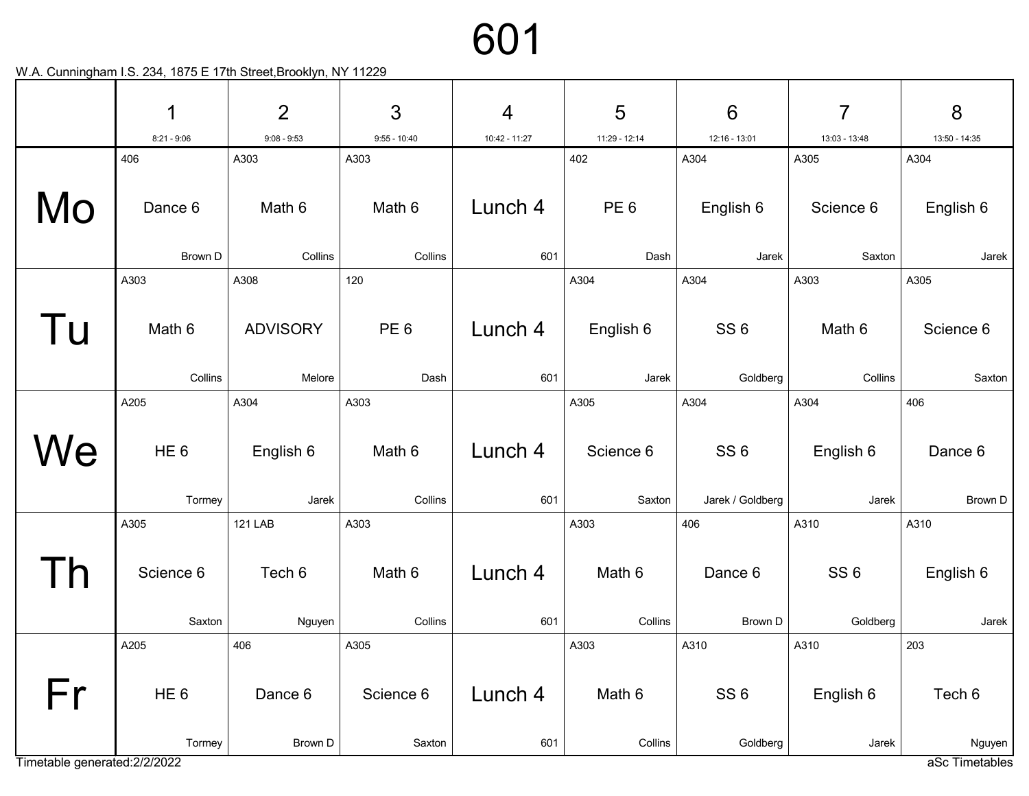# 601

W.A. Cunningham I.S. 234, 1875 E 17th Street,Brooklyn, NY 11229

| | 1<br>8:21 - 9:06 | 2<br>9:08 - 9:53 | 3<br>9:55 - 10:40 | 4<br>10:42 - 11:27 | 5<br>11:29 - 12:14 | 6<br>12:16 - 13:01 | 7<br>13:03 - 13:48 | 8<br>13:50 - 14:35 |
|---|---|---|---|---|---|---|---|---|
| Mo | 406<br>Dance 6<br>Brown D | A303<br>Math 6<br>Collins | A303<br>Math 6<br>Collins | Lunch 4<br>601 | 402<br>PE 6<br>Dash | A304<br>English 6<br>Jarek | A305<br>Science 6<br>Saxton | A304<br>English 6<br>Jarek |
| Tu | A303<br>Math 6<br>Collins | A308<br>ADVISORY<br>Melore | 120<br>PE 6<br>Dash | Lunch 4<br>601 | A304<br>English 6<br>Jarek | A304<br>SS 6<br>Goldberg | A303<br>Math 6<br>Collins | A305<br>Science 6<br>Saxton |
| We | A205<br>HE 6<br>Tormey | A304<br>English 6<br>Jarek | A303<br>Math 6<br>Collins | Lunch 4<br>601 | A305<br>Science 6<br>Saxton | A304<br>SS 6<br>Jarek / Goldberg | A304<br>English 6<br>Jarek | 406<br>Dance 6<br>Brown D |
| Th | A305<br>Science 6<br>Saxton | 121 LAB<br>Tech 6<br>Nguyen | A303<br>Math 6<br>Collins | Lunch 4<br>601 | A303<br>Math 6<br>Collins | 406<br>Dance 6<br>Brown D | A310<br>SS 6<br>Goldberg | A310<br>English 6<br>Jarek |
| Fr | A205<br>HE 6<br>Tormey | 406<br>Dance 6<br>Brown D | A305<br>Science 6<br>Saxton | Lunch 4<br>601 | A303<br>Math 6<br>Collins | A310<br>SS 6<br>Goldberg | A310<br>English 6<br>Jarek | 203<br>Tech 6<br>Nguyen |

Timetable generated:2/2/2022

aSc Timetables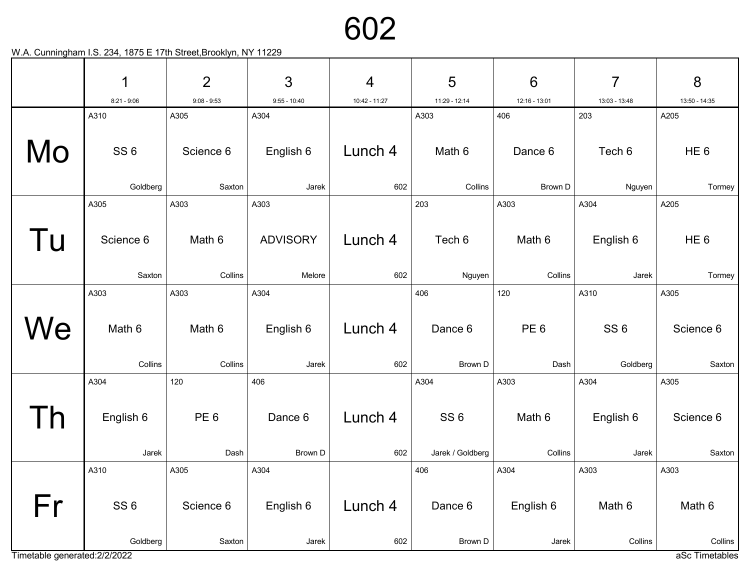# 602

W.A. Cunningham I.S. 234, 1875 E 17th Street,Brooklyn, NY 11229

| | 1<br>8:21 - 9:06 | 2<br>9:08 - 9:53 | 3<br>9:55 - 10:40 | 4<br>10:42 - 11:27 | 5<br>11:29 - 12:14 | 6<br>12:16 - 13:01 | 7<br>13:03 - 13:48 | 8<br>13:50 - 14:35 |
|---|---|---|---|---|---|---|---|---|
| Mo | A310<br>SS 6<br>Goldberg | A305<br>Science 6<br>Saxton | A304<br>English 6<br>Jarek | Lunch 4<br>602 | A303<br>Math 6<br>Collins | 406<br>Dance 6<br>Brown D | 203<br>Tech 6<br>Nguyen | A205<br>HE 6<br>Tormey |
| Tu | A305<br>Science 6<br>Saxton | A303<br>Math 6<br>Collins | A303<br>ADVISORY<br>Melore | Lunch 4<br>602 | 203<br>Tech 6<br>Nguyen | A303<br>Math 6<br>Collins | A304<br>English 6<br>Jarek | A205<br>HE 6<br>Tormey |
| We | A303<br>Math 6<br>Collins | A303<br>Math 6<br>Collins | A304<br>English 6<br>Jarek | Lunch 4<br>602 | 406<br>Dance 6<br>Brown D | 120<br>PE 6<br>Dash | A310<br>SS 6<br>Goldberg | A305<br>Science 6<br>Saxton |
| Th | A304<br>English 6<br>Jarek | 120<br>PE 6<br>Dash | 406<br>Dance 6<br>Brown D | Lunch 4<br>602 | A304<br>SS 6<br>Jarek / Goldberg | A303<br>Math 6<br>Collins | A304<br>English 6<br>Jarek | A305<br>Science 6<br>Saxton |
| Fr | A310<br>SS 6<br>Goldberg | A305<br>Science 6<br>Saxton | A304<br>English 6<br>Jarek | Lunch 4<br>602 | 406<br>Dance 6<br>Brown D | A304<br>English 6<br>Jarek | A303<br>Math 6<br>Collins | A303<br>Math 6<br>Collins |

Timetable generated:2/2/2022

aSc Timetables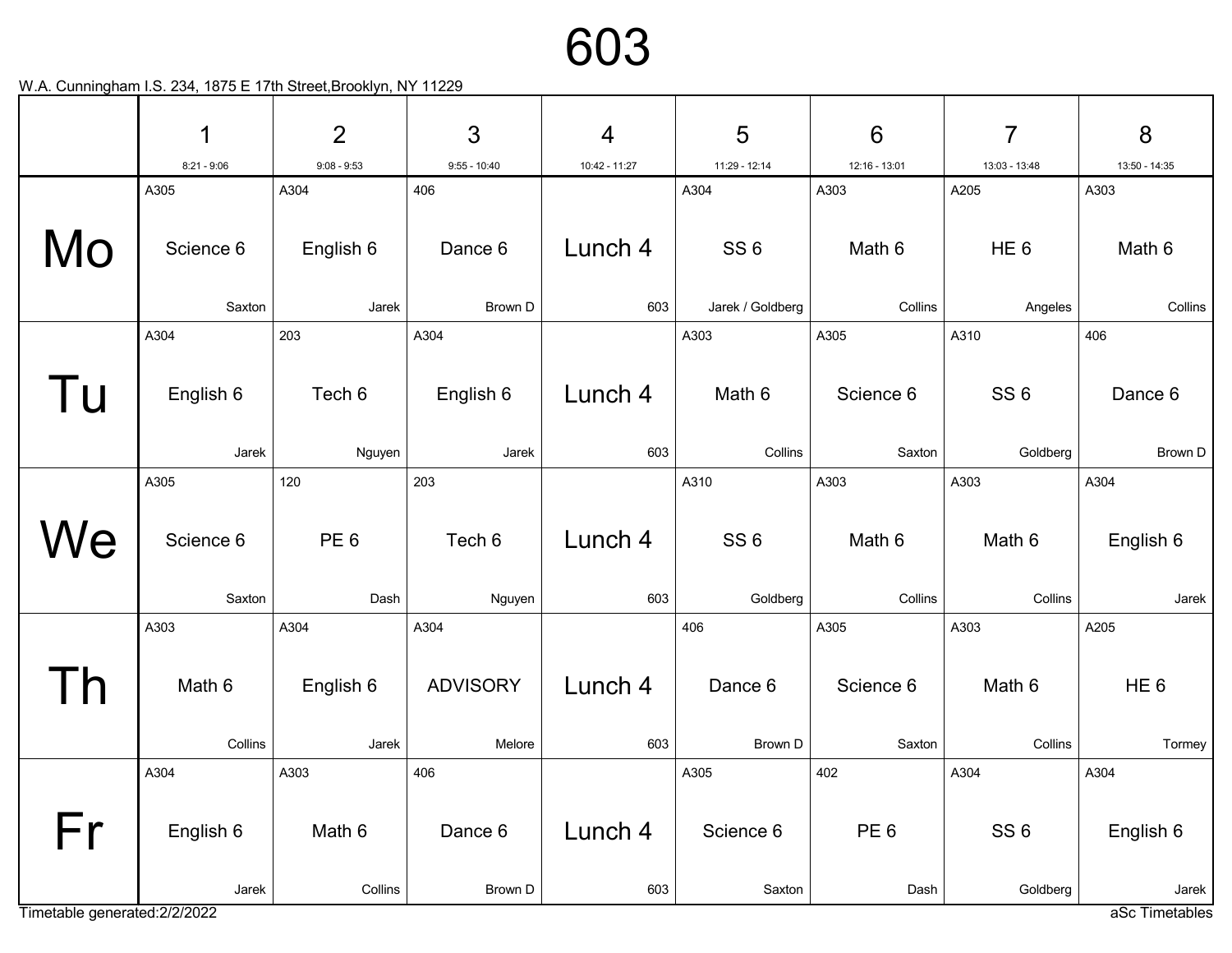# 603

W.A. Cunningham I.S. 234, 1875 E 17th Street,Brooklyn, NY 11229

| | 1<br>8:21 - 9:06 | 2<br>9:08 - 9:53 | 3<br>9:55 - 10:40 | 4<br>10:42 - 11:27 | 5<br>11:29 - 12:14 | 6<br>12:16 - 13:01 | 7<br>13:03 - 13:48 | 8<br>13:50 - 14:35 |
|---|---|---|---|---|---|---|---|---|
| Mo | A305<br>Science 6<br>Saxton | A304<br>English 6<br>Jarek | 406<br>Dance 6<br>Brown D | Lunch 4<br>603 | A304<br>SS 6<br>Jarek / Goldberg | A303<br>Math 6<br>Collins | A205<br>HE 6<br>Angeles | A303<br>Math 6<br>Collins |
| Tu | A304<br>English 6<br>Jarek | 203<br>Tech 6<br>Nguyen | A304<br>English 6<br>Jarek | Lunch 4<br>603 | A303<br>Math 6<br>Collins | A305<br>Science 6<br>Saxton | A310<br>SS 6<br>Goldberg | 406<br>Dance 6<br>Brown D |
| We | A305<br>Science 6<br>Saxton | 120<br>PE 6<br>Dash | 203<br>Tech 6<br>Nguyen | Lunch 4<br>603 | A310<br>SS 6<br>Goldberg | A303<br>Math 6<br>Collins | A303<br>Math 6<br>Collins | A304<br>English 6<br>Jarek |
| Th | A303<br>Math 6<br>Collins | A304<br>English 6<br>Jarek | A304<br>ADVISORY<br>Melore | Lunch 4<br>603 | 406<br>Dance 6<br>Brown D | A305<br>Science 6<br>Saxton | A303<br>Math 6<br>Collins | A205<br>HE 6<br>Tormey |
| Fr | A304<br>English 6<br>Jarek | A303<br>Math 6<br>Collins | 406<br>Dance 6<br>Brown D | Lunch 4<br>603 | A305<br>Science 6<br>Saxton | 402<br>PE 6<br>Dash | A304<br>SS 6<br>Goldberg | A304<br>English 6<br>Jarek |

Timetable generated:2/2/2022

aSc Timetables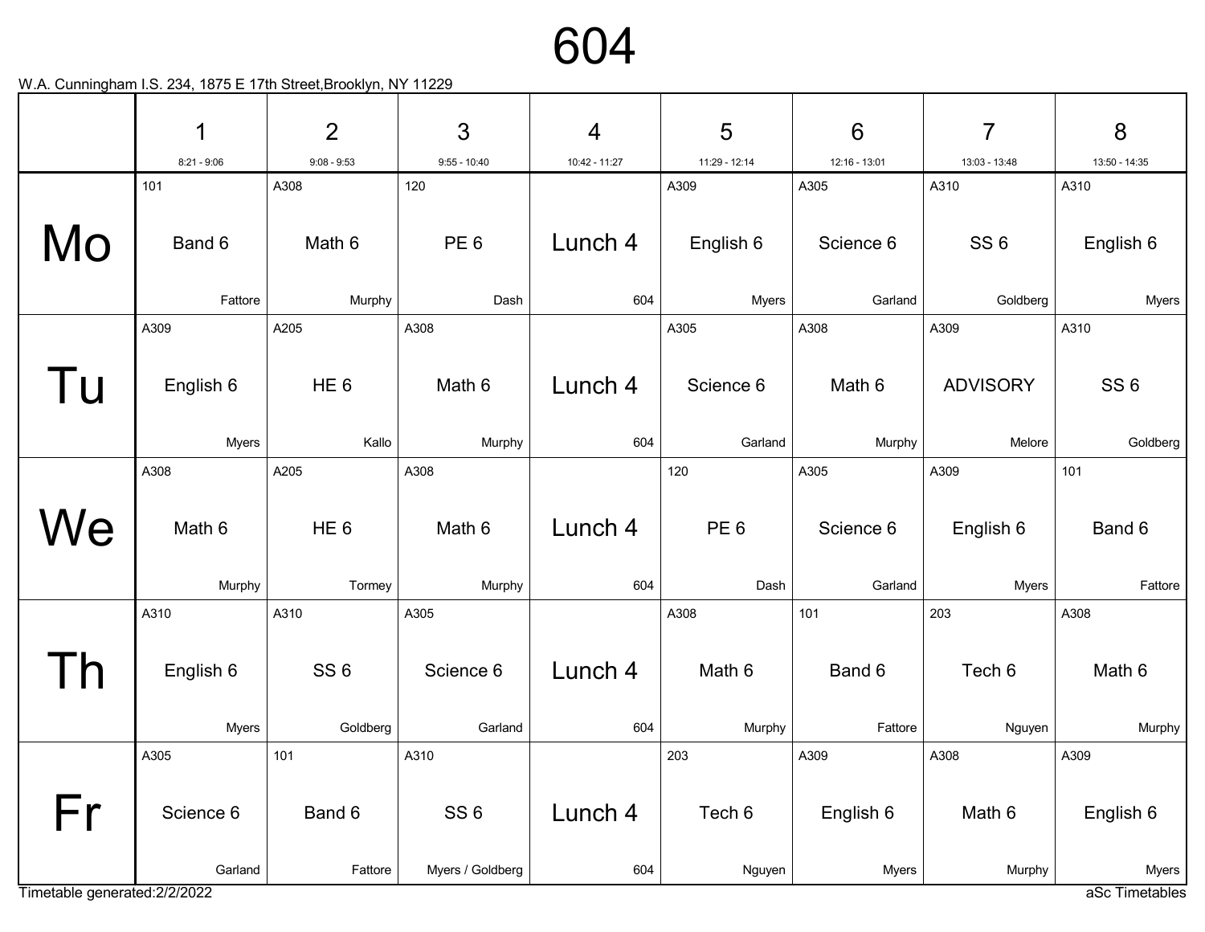# 604

W.A. Cunningham I.S. 234, 1875 E 17th Street,Brooklyn, NY 11229

| | 1<br>8:21 - 9:06 | 2<br>9:08 - 9:53 | 3<br>9:55 - 10:40 | 4<br>10:42 - 11:27 | 5<br>11:29 - 12:14 | 6<br>12:16 - 13:01 | 7<br>13:03 - 13:48 | 8<br>13:50 - 14:35 |
|---|---|---|---|---|---|---|---|---|
| Mo | 101<br>Band 6<br>Fattore | A308<br>Math 6<br>Murphy | 120<br>PE 6<br>Dash | Lunch 4<br>604 | A309<br>English 6<br>Myers | A305<br>Science 6<br>Garland | A310<br>SS 6<br>Goldberg | A310<br>English 6<br>Myers |
| Tu | A309<br>English 6<br>Myers | A205<br>HE 6<br>Kallo | A308<br>Math 6<br>Murphy | Lunch 4<br>604 | A305<br>Science 6<br>Garland | A308<br>Math 6<br>Murphy | A309<br>ADVISORY<br>Melore | A310<br>SS 6<br>Goldberg |
| We | A308<br>Math 6<br>Murphy | A205<br>HE 6<br>Tormey | A308<br>Math 6<br>Murphy | Lunch 4<br>604 | 120<br>PE 6<br>Dash | A305<br>Science 6<br>Garland | A309<br>English 6<br>Myers | 101<br>Band 6<br>Fattore |
| Th | A310<br>English 6<br>Myers | A310<br>SS 6<br>Goldberg | A305<br>Science 6<br>Garland | Lunch 4<br>604 | A308<br>Math 6<br>Murphy | 101<br>Band 6<br>Fattore | 203<br>Tech 6<br>Nguyen | A308<br>Math 6<br>Murphy |
| Fr | A305<br>Science 6<br>Garland | 101<br>Band 6<br>Fattore | A310<br>SS 6<br>Myers / Goldberg | Lunch 4<br>604 | 203<br>Tech 6<br>Nguyen | A309<br>English 6<br>Myers | A308<br>Math 6<br>Murphy | A309<br>English 6<br>Myers |

Timetable generated:2/2/2022

aSc Timetables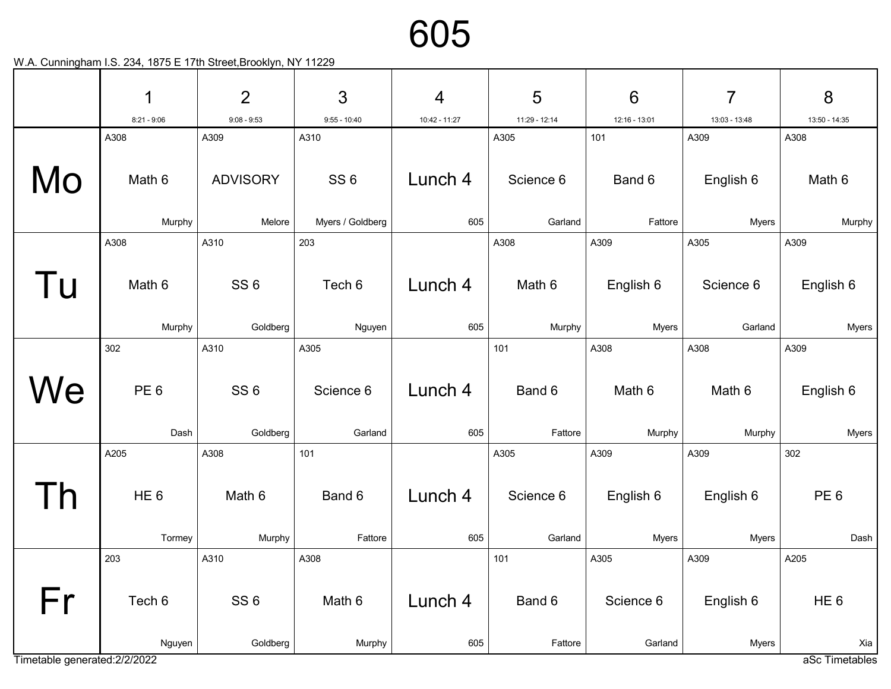# 605

W.A. Cunningham I.S. 234, 1875 E 17th Street,Brooklyn, NY 11229

| | 1<br>8:21 - 9:06 | 2<br>9:08 - 9:53 | 3<br>9:55 - 10:40 | 4<br>10:42 - 11:27 | 5<br>11:29 - 12:14 | 6<br>12:16 - 13:01 | 7<br>13:03 - 13:48 | 8<br>13:50 - 14:35 |
|---|---|---|---|---|---|---|---|---|
| Mo | A308<br>Math 6<br>Murphy | A309<br>ADVISORY<br>Melore | A310<br>SS 6<br>Myers / Goldberg | Lunch 4<br>605 | A305<br>Science 6<br>Garland | 101<br>Band 6<br>Fattore | A309<br>English 6<br>Myers | A308<br>Math 6<br>Murphy |
| Tu | A308<br>Math 6<br>Murphy | A310<br>SS 6<br>Goldberg | 203<br>Tech 6<br>Nguyen | Lunch 4<br>605 | A308<br>Math 6<br>Murphy | A309<br>English 6<br>Myers | A305<br>Science 6<br>Garland | A309<br>English 6<br>Myers |
| We | 302<br>PE 6<br>Dash | A310<br>SS 6<br>Goldberg | A305<br>Science 6<br>Garland | Lunch 4<br>605 | 101<br>Band 6<br>Fattore | A308<br>Math 6<br>Murphy | A308<br>Math 6<br>Murphy | A309<br>English 6<br>Myers |
| Th | A205<br>HE 6<br>Tormey | A308<br>Math 6<br>Murphy | 101<br>Band 6<br>Fattore | Lunch 4<br>605 | A305<br>Science 6<br>Garland | A309<br>English 6<br>Myers | A309<br>English 6<br>Myers | 302<br>PE 6<br>Dash |
| Fr | 203<br>Tech 6<br>Nguyen | A310<br>SS 6<br>Goldberg | A308<br>Math 6<br>Murphy | Lunch 4<br>605 | 101<br>Band 6<br>Fattore | A305<br>Science 6<br>Garland | A309<br>English 6<br>Myers | A205<br>HE 6<br>Xia |

Timetable generated:2/2/2022

aSc Timetables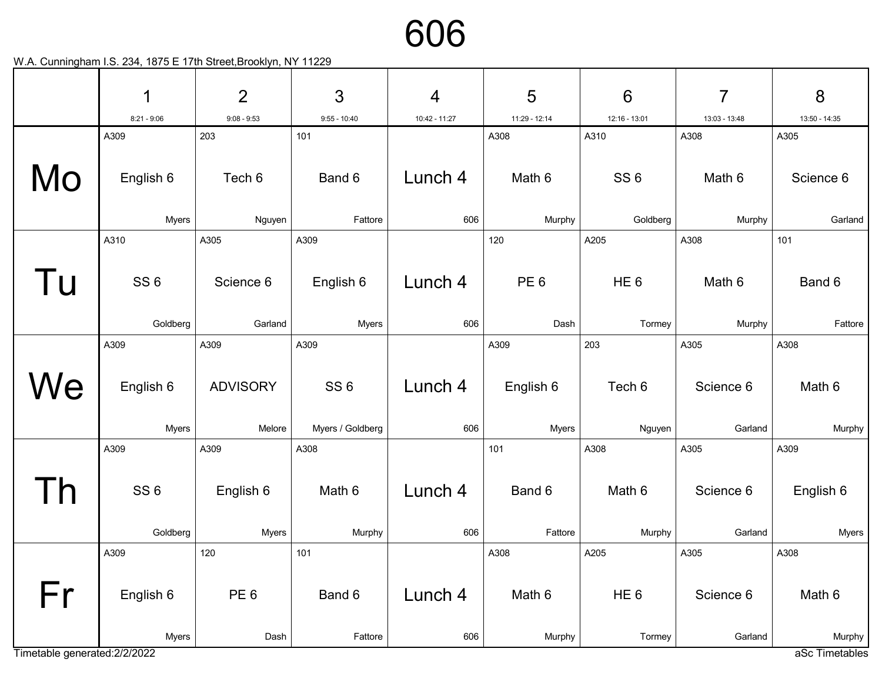# 606

W.A. Cunningham I.S. 234, 1875 E 17th Street,Brooklyn, NY 11229

| | 1<br>8:21 - 9:06 | 2<br>9:08 - 9:53 | 3<br>9:55 - 10:40 | 4<br>10:42 - 11:27 | 5<br>11:29 - 12:14 | 6<br>12:16 - 13:01 | 7<br>13:03 - 13:48 | 8<br>13:50 - 14:35 |
|---|---|---|---|---|---|---|---|---|
| Mo | A309<br>English 6<br>Myers | 203<br>Tech 6<br>Nguyen | 101<br>Band 6<br>Fattore | Lunch 4<br>606 | A308<br>Math 6<br>Murphy | A310<br>SS 6<br>Goldberg | A308<br>Math 6<br>Murphy | A305<br>Science 6<br>Garland |
| Tu | A310<br>SS 6<br>Goldberg | A305<br>Science 6<br>Garland | A309<br>English 6<br>Myers | Lunch 4<br>606 | 120<br>PE 6<br>Dash | A205<br>HE 6<br>Tormey | A308<br>Math 6<br>Murphy | 101<br>Band 6<br>Fattore |
| We | A309<br>English 6<br>Myers | A309<br>ADVISORY<br>Melore | A309<br>SS 6<br>Myers / Goldberg | Lunch 4<br>606 | A309<br>English 6<br>Myers | 203<br>Tech 6<br>Nguyen | A305<br>Science 6<br>Garland | A308<br>Math 6<br>Murphy |
| Th | A309<br>SS 6<br>Goldberg | A309<br>English 6<br>Myers | A308<br>Math 6<br>Murphy | Lunch 4<br>606 | 101<br>Band 6<br>Fattore | A308<br>Math 6<br>Murphy | A305<br>Science 6<br>Garland | A309<br>English 6<br>Myers |
| Fr | A309<br>English 6<br>Myers | 120<br>PE 6<br>Dash | 101<br>Band 6<br>Fattore | Lunch 4<br>606 | A308<br>Math 6<br>Murphy | A205<br>HE 6<br>Tormey | A305<br>Science 6<br>Garland | A308<br>Math 6<br>Murphy |

Timetable generated:2/2/2022

aSc Timetables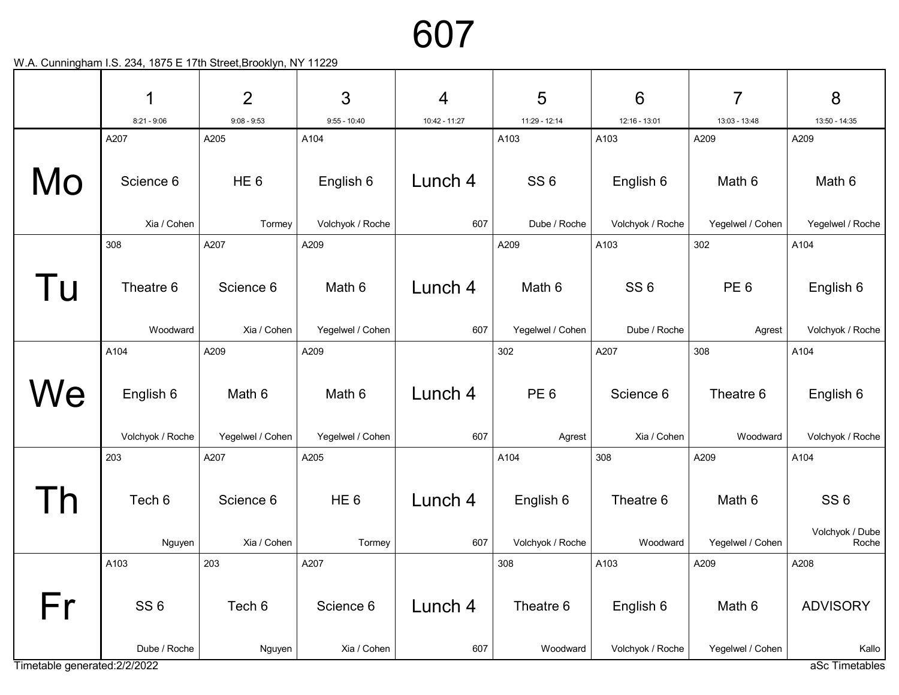# 607

W.A. Cunningham I.S. 234, 1875 E 17th Street,Brooklyn, NY 11229

| | 1<br>8:21 - 9:06 | 2<br>9:08 - 9:53 | 3<br>9:55 - 10:40 | 4<br>10:42 - 11:27 | 5<br>11:29 - 12:14 | 6<br>12:16 - 13:01 | 7<br>13:03 - 13:48 | 8<br>13:50 - 14:35 |
|---|---|---|---|---|---|---|---|---|
| **Mo** | A207<br>Science 6<br>Xia / Cohen | A205<br>HE 6<br>Tormey | A104<br>English 6<br>Volchyok / Roche | Lunch 4<br>607 | A103<br>SS 6<br>Dube / Roche | A103<br>English 6<br>Volchyok / Roche | A209<br>Math 6<br>Yegelwel / Cohen | A209<br>Math 6<br>Yegelwel / Roche |
| **Tu** | 308<br>Theatre 6<br>Woodward | A207<br>Science 6<br>Xia / Cohen | A209<br>Math 6<br>Yegelwel / Cohen | Lunch 4<br>607 | A209<br>Math 6<br>Yegelwel / Cohen | A103<br>SS 6<br>Dube / Roche | 302<br>PE 6<br>Agrest | A104<br>English 6<br>Volchyok / Roche |
| **We** | A104<br>English 6<br>Volchyok / Roche | A209<br>Math 6<br>Yegelwel / Cohen | A209<br>Math 6<br>Yegelwel / Cohen | Lunch 4<br>607 | 302<br>PE 6<br>Agrest | A207<br>Science 6<br>Xia / Cohen | 308<br>Theatre 6<br>Woodward | A104<br>English 6<br>Volchyok / Roche |
| **Th** | 203<br>Tech 6<br>Nguyen | A207<br>Science 6<br>Xia / Cohen | A205<br>HE 6<br>Tormey | Lunch 4<br>607 | A104<br>English 6<br>Volchyok / Roche | 308<br>Theatre 6<br>Woodward | A209<br>Math 6<br>Yegelwel / Cohen | A104<br>SS 6<br>Volchyok / Dube Roche |
| **Fr** | A103<br>SS 6<br>Dube / Roche | 203<br>Tech 6<br>Nguyen | A207<br>Science 6<br>Xia / Cohen | Lunch 4<br>607 | 308<br>Theatre 6<br>Woodward | A103<br>English 6<br>Volchyok / Roche | A209<br>Math 6<br>Yegelwel / Cohen | A208<br>ADVISORY<br>Kallo |

Timetable generated:2/2/2022

aSc Timetables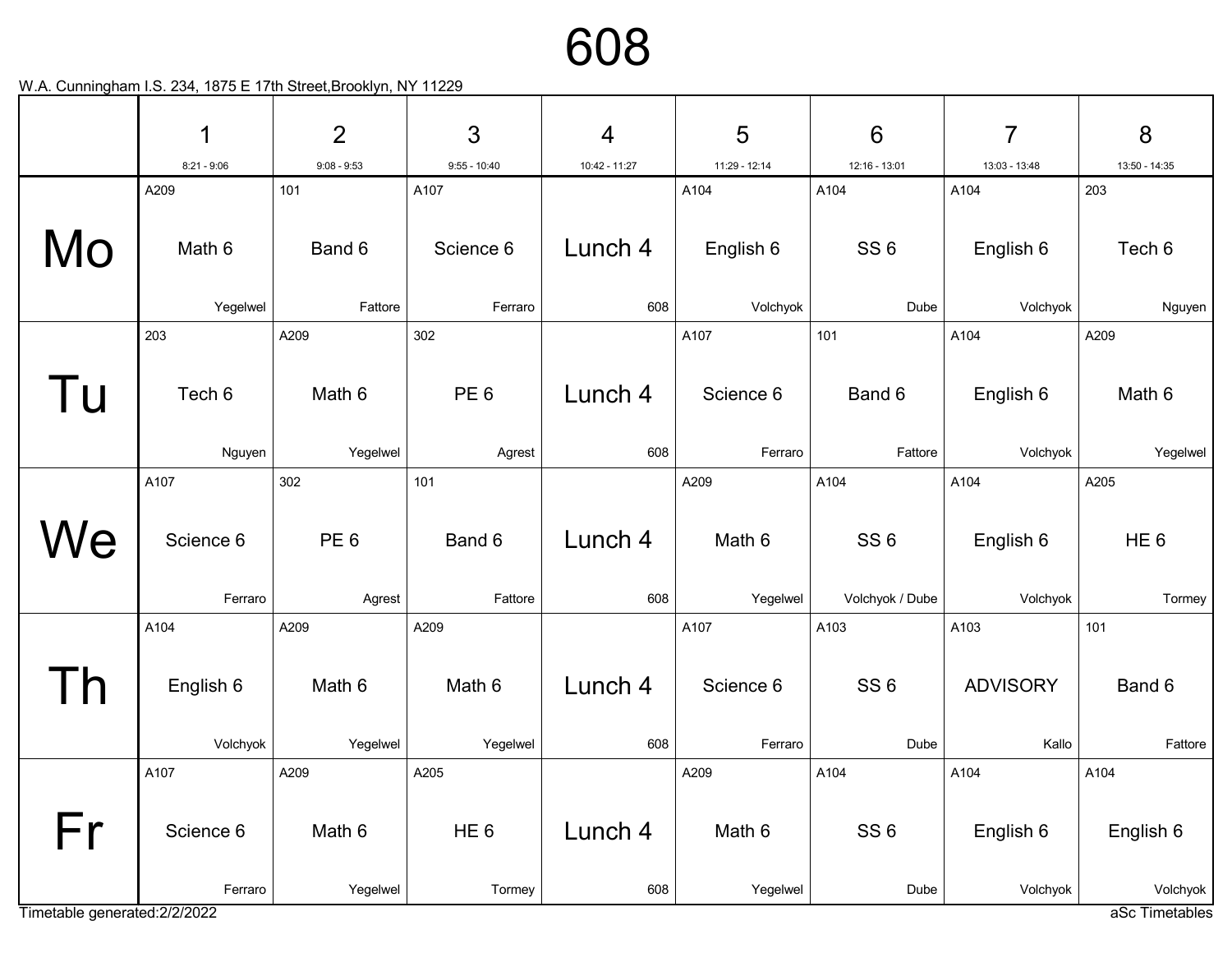# 608

W.A. Cunningham I.S. 234, 1875 E 17th Street,Brooklyn, NY 11229

| | 1<br>8:21 - 9:06 | 2<br>9:08 - 9:53 | 3<br>9:55 - 10:40 | 4<br>10:42 - 11:27 | 5<br>11:29 - 12:14 | 6<br>12:16 - 13:01 | 7<br>13:03 - 13:48 | 8<br>13:50 - 14:35 |
|---|---|---|---|---|---|---|---|---|
| Mo | A209<br>Math 6<br>Yegelwel | 101<br>Band 6<br>Fattore | A107<br>Science 6<br>Ferraro | Lunch 4<br>608 | A104<br>English 6<br>Volchyok | A104<br>SS 6<br>Dube | A104<br>English 6<br>Volchyok | 203<br>Tech 6<br>Nguyen |
| Tu | 203<br>Tech 6<br>Nguyen | A209<br>Math 6<br>Yegelwel | 302<br>PE 6<br>Agrest | Lunch 4<br>608 | A107<br>Science 6<br>Ferraro | 101<br>Band 6<br>Fattore | A104<br>English 6<br>Volchyok | A209<br>Math 6<br>Yegelwel |
| We | A107<br>Science 6<br>Ferraro | 302<br>PE 6<br>Agrest | 101<br>Band 6<br>Fattore | Lunch 4<br>608 | A209<br>Math 6<br>Yegelwel | A104<br>SS 6<br>Volchyok / Dube | A104<br>English 6<br>Volchyok | A205<br>HE 6<br>Tormey |
| Th | A104<br>English 6<br>Volchyok | A209<br>Math 6<br>Yegelwel | A209<br>Math 6<br>Yegelwel | Lunch 4<br>608 | A107<br>Science 6<br>Ferraro | A103<br>SS 6<br>Dube | A103<br>ADVISORY<br>Kallo | 101<br>Band 6<br>Fattore |
| Fr | A107<br>Science 6<br>Ferraro | A209<br>Math 6<br>Yegelwel | A205<br>HE 6<br>Tormey | Lunch 4<br>608 | A209<br>Math 6<br>Yegelwel | A104<br>SS 6<br>Dube | A104<br>English 6<br>Volchyok | A104<br>English 6<br>Volchyok |

Timetable generated:2/2/2022

aSc Timetables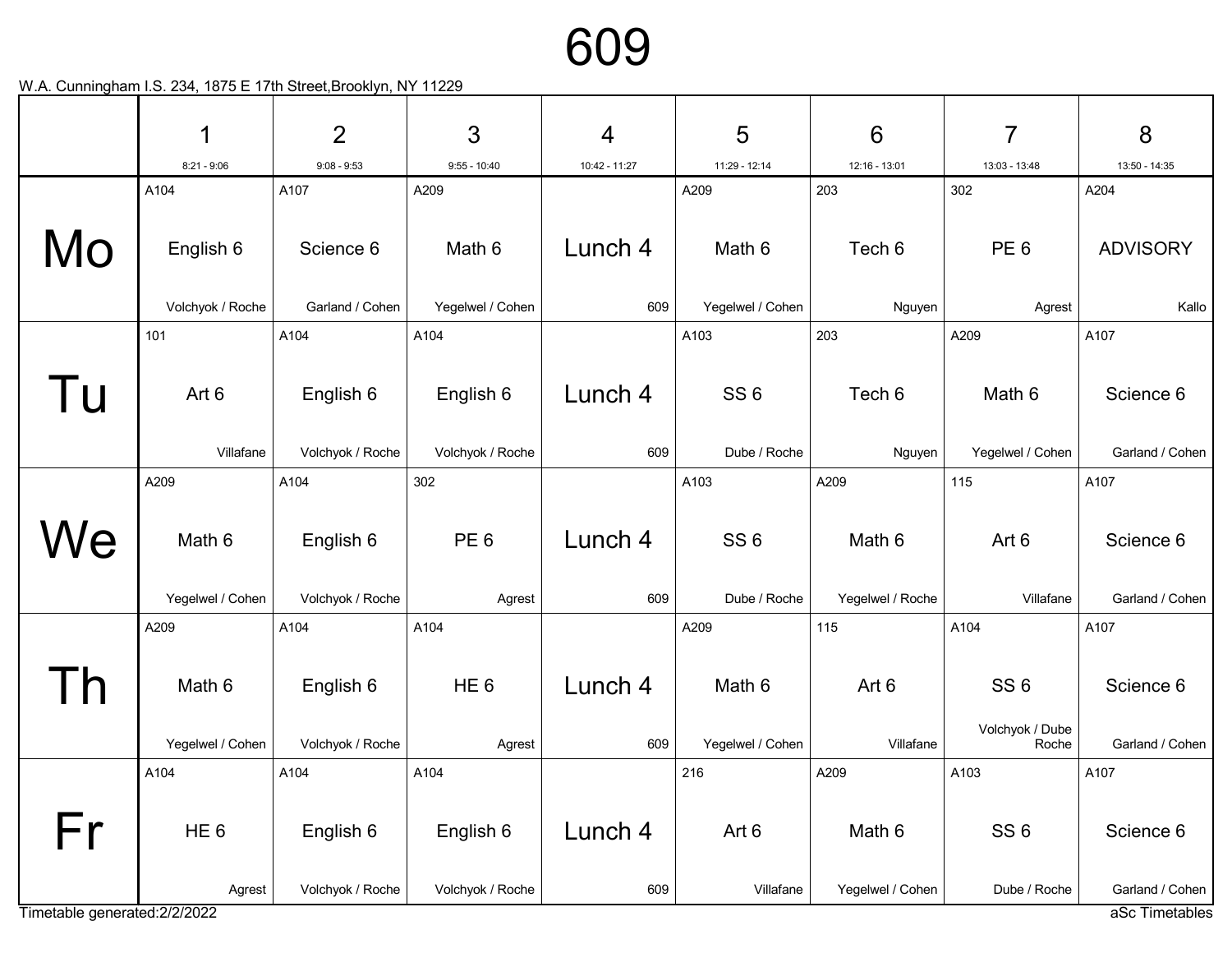# 609

W.A. Cunningham I.S. 234, 1875 E 17th Street,Brooklyn, NY 11229

| | 1<br>8:21 - 9:06 | 2<br>9:08 - 9:53 | 3<br>9:55 - 10:40 | 4<br>10:42 - 11:27 | 5<br>11:29 - 12:14 | 6<br>12:16 - 13:01 | 7<br>13:03 - 13:48 | 8<br>13:50 - 14:35 |
|---|---|---|---|---|---|---|---|---|
| Mo | A104<br>English 6<br>Volchyok / Roche | A107<br>Science 6<br>Garland / Cohen | A209<br>Math 6<br>Yegelwel / Cohen | Lunch 4<br>609 | A209<br>Math 6<br>Yegelwel / Cohen | 203<br>Tech 6<br>Nguyen | 302<br>PE 6<br>Agrest | A204<br>ADVISORY<br>Kallo |
| Tu | 101<br>Art 6<br>Villafane | A104<br>English 6<br>Volchyok / Roche | A104<br>English 6<br>Volchyok / Roche | Lunch 4<br>609 | A103<br>SS 6<br>Dube / Roche | 203<br>Tech 6<br>Nguyen | A209<br>Math 6<br>Yegelwel / Cohen | A107<br>Science 6<br>Garland / Cohen |
| We | A209<br>Math 6<br>Yegelwel / Cohen | A104<br>English 6<br>Volchyok / Roche | 302<br>PE 6<br>Agrest | Lunch 4<br>609 | A103<br>SS 6<br>Dube / Roche | A209<br>Math 6<br>Yegelwel / Roche | 115<br>Art 6<br>Villafane | A107<br>Science 6<br>Garland / Cohen |
| Th | A209<br>Math 6<br>Yegelwel / Cohen | A104<br>English 6<br>Volchyok / Roche | A104<br>HE 6<br>Agrest | Lunch 4<br>609 | A209<br>Math 6<br>Yegelwel / Cohen | 115<br>Art 6<br>Villafane | A104<br>SS 6<br>Volchyok / Dube Roche | A107<br>Science 6<br>Garland / Cohen |
| Fr | A104<br>HE 6<br>Agrest | A104<br>English 6<br>Volchyok / Roche | A104<br>English 6<br>Volchyok / Roche | Lunch 4<br>609 | 216<br>Art 6<br>Villafane | A209<br>Math 6<br>Yegelwel / Cohen | A103<br>SS 6<br>Dube / Roche | A107<br>Science 6<br>Garland / Cohen |

Timetable generated:2/2/2022

aSc Timetables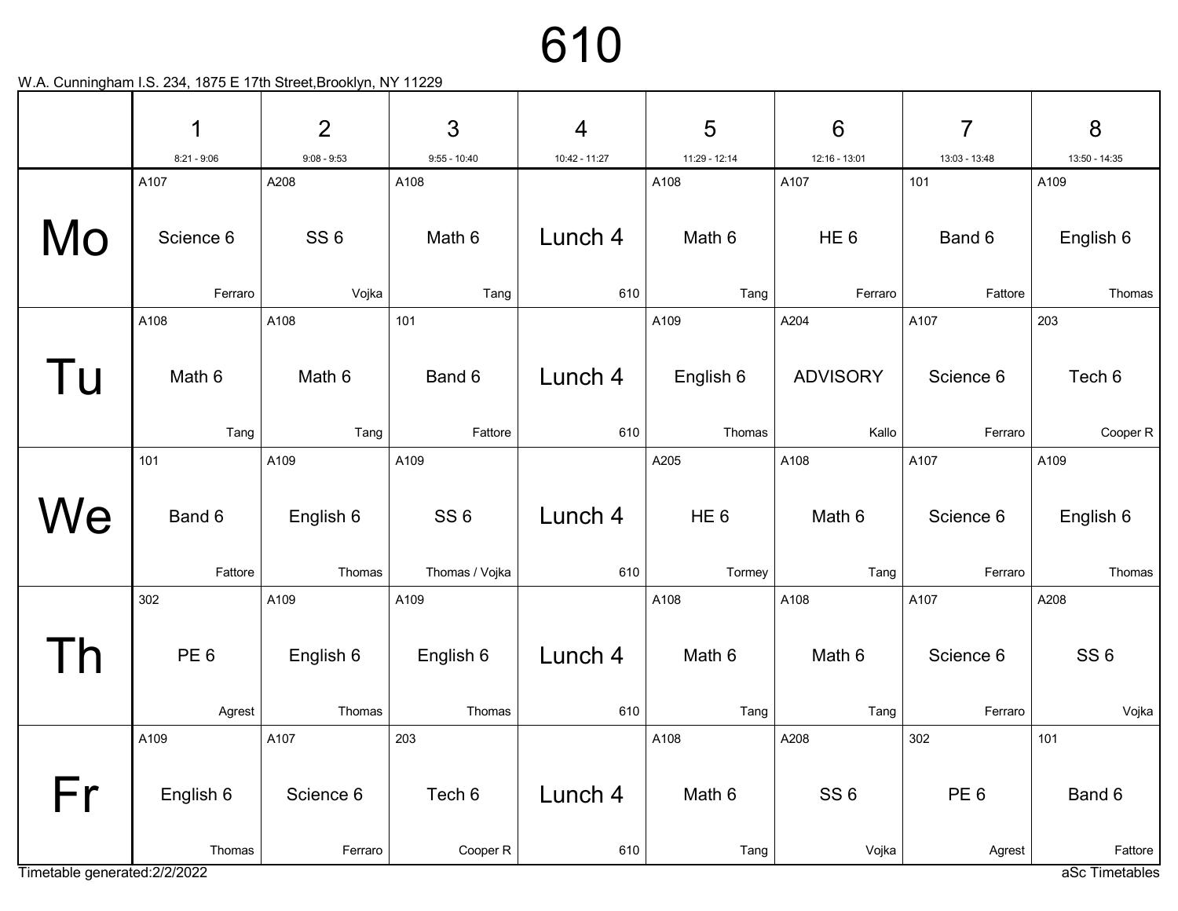# 610

W.A. Cunningham I.S. 234, 1875 E 17th Street,Brooklyn, NY 11229

| | 1<br>8:21 - 9:06 | 2<br>9:08 - 9:53 | 3<br>9:55 - 10:40 | 4<br>10:42 - 11:27 | 5<br>11:29 - 12:14 | 6<br>12:16 - 13:01 | 7<br>13:03 - 13:48 | 8<br>13:50 - 14:35 |
|---|---|---|---|---|---|---|---|---|
| Mo | A107<br>Science 6<br>Ferraro | A208<br>SS 6<br>Vojka | A108<br>Math 6<br>Tang | Lunch 4<br>610 | A108<br>Math 6<br>Tang | A107<br>HE 6<br>Ferraro | 101<br>Band 6<br>Fattore | A109<br>English 6<br>Thomas |
| Tu | A108<br>Math 6<br>Tang | A108<br>Math 6<br>Tang | 101<br>Band 6<br>Fattore | Lunch 4<br>610 | A109<br>English 6<br>Thomas | A204<br>ADVISORY<br>Kallo | A107<br>Science 6<br>Ferraro | 203<br>Tech 6<br>Cooper R |
| We | 101<br>Band 6<br>Fattore | A109<br>English 6<br>Thomas | A109<br>SS 6<br>Thomas / Vojka | Lunch 4<br>610 | A205<br>HE 6<br>Tormey | A108<br>Math 6<br>Tang | A107<br>Science 6<br>Ferraro | A109<br>English 6<br>Thomas |
| Th | 302<br>PE 6<br>Agrest | A109<br>English 6<br>Thomas | A109<br>English 6<br>Thomas | Lunch 4<br>610 | A108<br>Math 6<br>Tang | A108<br>Math 6<br>Tang | A107<br>Science 6<br>Ferraro | A208<br>SS 6<br>Vojka |
| Fr | A109<br>English 6<br>Thomas | A107<br>Science 6<br>Ferraro | 203<br>Tech 6<br>Cooper R | Lunch 4<br>610 | A108<br>Math 6<br>Tang | A208<br>SS 6<br>Vojka | 302<br>PE 6<br>Agrest | 101<br>Band 6<br>Fattore |

Timetable generated:2/2/2022

aSc Timetables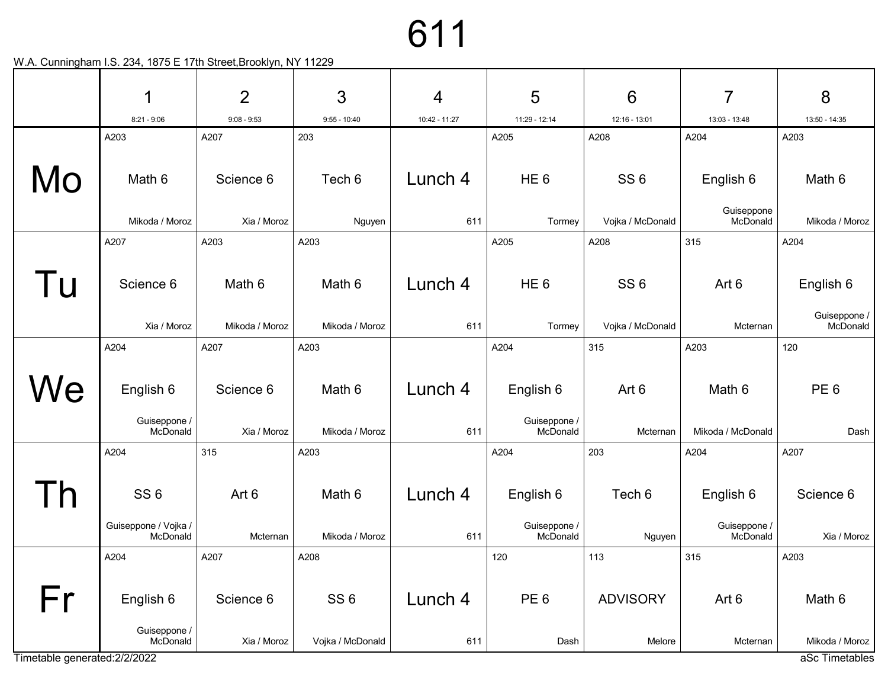# 611

W.A. Cunningham I.S. 234, 1875 E 17th Street,Brooklyn, NY 11229

| | 1<br>8:21 - 9:06 | 2<br>9:08 - 9:53 | 3<br>9:55 - 10:40 | 4<br>10:42 - 11:27 | 5<br>11:29 - 12:14 | 6<br>12:16 - 13:01 | 7<br>13:03 - 13:48 | 8<br>13:50 - 14:35 |
|---|---|---|---|---|---|---|---|---|
| Mo | A203<br>Math 6<br>Mikoda / Moroz | A207<br>Science 6<br>Xia / Moroz | 203<br>Tech 6<br>Nguyen | Lunch 4<br>611 | A205<br>HE 6<br>Tormey | A208<br>SS 6<br>Vojka / McDonald | A204<br>English 6<br>Guiseppone McDonald | A203<br>Math 6<br>Mikoda / Moroz |
| Tu | A207<br>Science 6<br>Xia / Moroz | A203<br>Math 6<br>Mikoda / Moroz | A203<br>Math 6<br>Mikoda / Moroz | Lunch 4<br>611 | A205<br>HE 6<br>Tormey | A208<br>SS 6<br>Vojka / McDonald | 315<br>Art 6<br>Mcternan | A204<br>English 6<br>Guiseppone / McDonald |
| We | A204<br>English 6<br>Guiseppone / McDonald | A207<br>Science 6<br>Xia / Moroz | A203<br>Math 6<br>Mikoda / Moroz | Lunch 4<br>611 | A204<br>English 6<br>Guiseppone / McDonald | 315<br>Art 6<br>Mcternan | A203<br>Math 6<br>Mikoda / McDonald | 120<br>PE 6<br>Dash |
| Th | A204<br>SS 6<br>Guiseppone / Vojka / McDonald | 315<br>Art 6<br>Mcternan | A203<br>Math 6<br>Mikoda / Moroz | Lunch 4<br>611 | A204<br>English 6<br>Guiseppone / McDonald | 203<br>Tech 6<br>Nguyen | A204<br>English 6<br>Guiseppone / McDonald | A207<br>Science 6<br>Xia / Moroz |
| Fr | A204<br>English 6<br>Guiseppone / McDonald | A207<br>Science 6<br>Xia / Moroz | A208<br>SS 6<br>Vojka / McDonald | Lunch 4<br>611 | 120<br>PE 6<br>Dash | 113<br>ADVISORY<br>Melore | 315<br>Art 6<br>Mcternan | A203<br>Math 6<br>Mikoda / Moroz |

Timetable generated:2/2/2022

aSc Timetables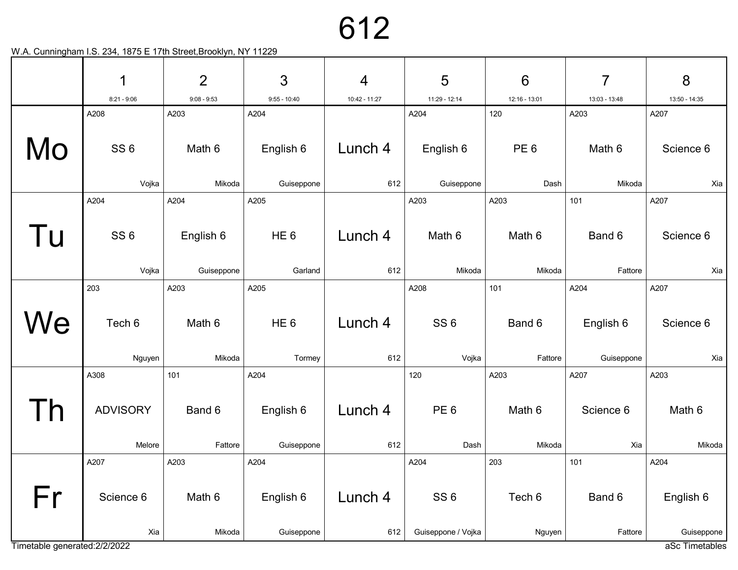# 612

W.A. Cunningham I.S. 234, 1875 E 17th Street,Brooklyn, NY 11229

| | 1<br>8:21 - 9:06 | 2<br>9:08 - 9:53 | 3<br>9:55 - 10:40 | 4<br>10:42 - 11:27 | 5<br>11:29 - 12:14 | 6<br>12:16 - 13:01 | 7<br>13:03 - 13:48 | 8<br>13:50 - 14:35 |
|---|---|---|---|---|---|---|---|---|
| Mo | A208<br>SS 6<br>Vojka | A203<br>Math 6<br>Mikoda | A204<br>English 6<br>Guiseppone | Lunch 4<br>612 | A204<br>English 6<br>Guiseppone | 120<br>PE 6<br>Dash | A203<br>Math 6<br>Mikoda | A207<br>Science 6<br>Xia |
| Tu | A204<br>SS 6<br>Vojka | A204<br>English 6<br>Guiseppone | A205<br>HE 6<br>Garland | Lunch 4<br>612 | A203<br>Math 6<br>Mikoda | A203<br>Math 6<br>Mikoda | 101<br>Band 6<br>Fattore | A207<br>Science 6<br>Xia |
| We | 203<br>Tech 6<br>Nguyen | A203<br>Math 6<br>Mikoda | A205<br>HE 6<br>Tormey | Lunch 4<br>612 | A208<br>SS 6<br>Vojka | 101<br>Band 6<br>Fattore | A204<br>English 6<br>Guiseppone | A207<br>Science 6<br>Xia |
| Th | A308<br>ADVISORY<br>Melore | 101<br>Band 6<br>Fattore | A204<br>English 6<br>Guiseppone | Lunch 4<br>612 | 120<br>PE 6<br>Dash | A203<br>Math 6<br>Mikoda | A207<br>Science 6<br>Xia | A203<br>Math 6<br>Mikoda |
| Fr | A207<br>Science 6<br>Xia | A203<br>Math 6<br>Mikoda | A204<br>English 6<br>Guiseppone | Lunch 4<br>612 | A204<br>SS 6<br>Guiseppone / Vojka | 203<br>Tech 6<br>Nguyen | 101<br>Band 6<br>Fattore | A204<br>English 6<br>Guiseppone |

Timetable generated:2/2/2022

aSc Timetables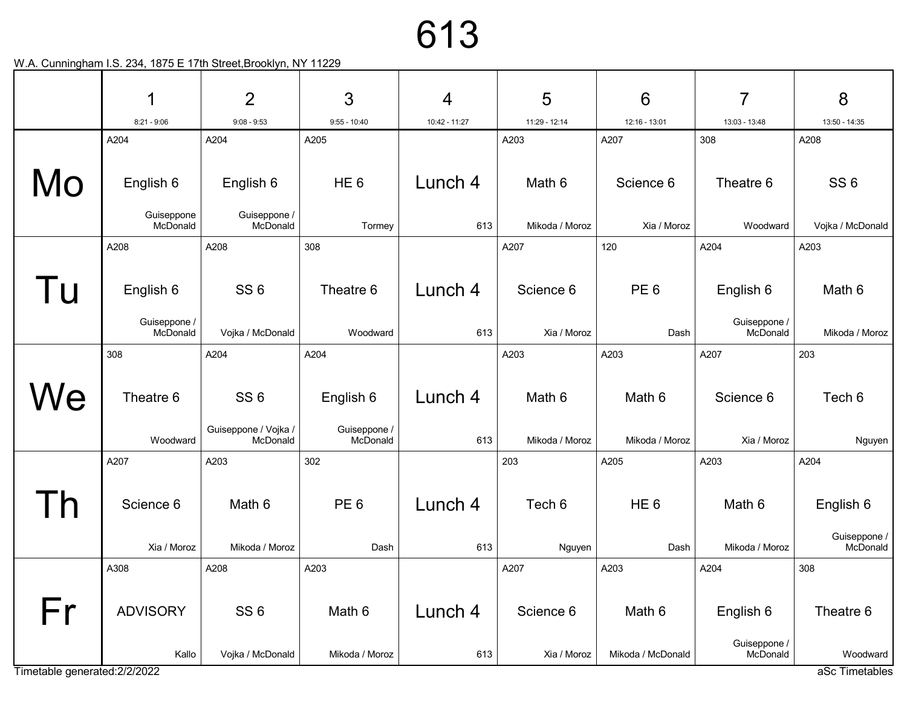# 613

W.A. Cunningham I.S. 234, 1875 E 17th Street,Brooklyn, NY 11229

| | 1<br>8:21 - 9:06 | 2<br>9:08 - 9:53 | 3<br>9:55 - 10:40 | 4<br>10:42 - 11:27 | 5<br>11:29 - 12:14 | 6<br>12:16 - 13:01 | 7<br>13:03 - 13:48 | 8<br>13:50 - 14:35 |
|---|---|---|---|---|---|---|---|---|
| Mo | A204<br>English 6<br>Guiseppone McDonald | A204<br>English 6<br>Guiseppone / McDonald | A205<br>HE 6<br>Tormey | Lunch 4<br>613 | A203<br>Math 6<br>Mikoda / Moroz | A207<br>Science 6<br>Xia / Moroz | 308<br>Theatre 6<br>Woodward | A208<br>SS 6<br>Vojka / McDonald |
| Tu | A208<br>English 6<br>Guiseppone / McDonald | A208<br>SS 6<br>Vojka / McDonald | 308<br>Theatre 6<br>Woodward | Lunch 4<br>613 | A207<br>Science 6<br>Xia / Moroz | 120<br>PE 6<br>Dash | A204<br>English 6<br>Guiseppone / McDonald | A203<br>Math 6<br>Mikoda / Moroz |
| We | 308<br>Theatre 6<br>Woodward | A204<br>SS 6<br>Guiseppone / Vojka / McDonald | A204<br>English 6<br>Guiseppone / McDonald | Lunch 4<br>613 | A203<br>Math 6<br>Mikoda / Moroz | A203<br>Math 6<br>Mikoda / Moroz | A207<br>Science 6<br>Xia / Moroz | 203<br>Tech 6<br>Nguyen |
| Th | A207<br>Science 6<br>Xia / Moroz | A203<br>Math 6<br>Mikoda / Moroz | 302<br>PE 6<br>Dash | Lunch 4<br>613 | 203<br>Tech 6<br>Nguyen | A205<br>HE 6<br>Dash | A203<br>Math 6<br>Mikoda / Moroz | A204<br>English 6<br>Guiseppone / McDonald |
| Fr | A308<br>ADVISORY<br>Kallo | A208<br>SS 6<br>Vojka / McDonald | A203<br>Math 6<br>Mikoda / Moroz | Lunch 4<br>613 | A207<br>Science 6<br>Xia / Moroz | A203<br>Math 6<br>Mikoda / McDonald | A204<br>English 6<br>Guiseppone / McDonald | 308<br>Theatre 6<br>Woodward |

Timetable generated:2/2/2022

aSc Timetables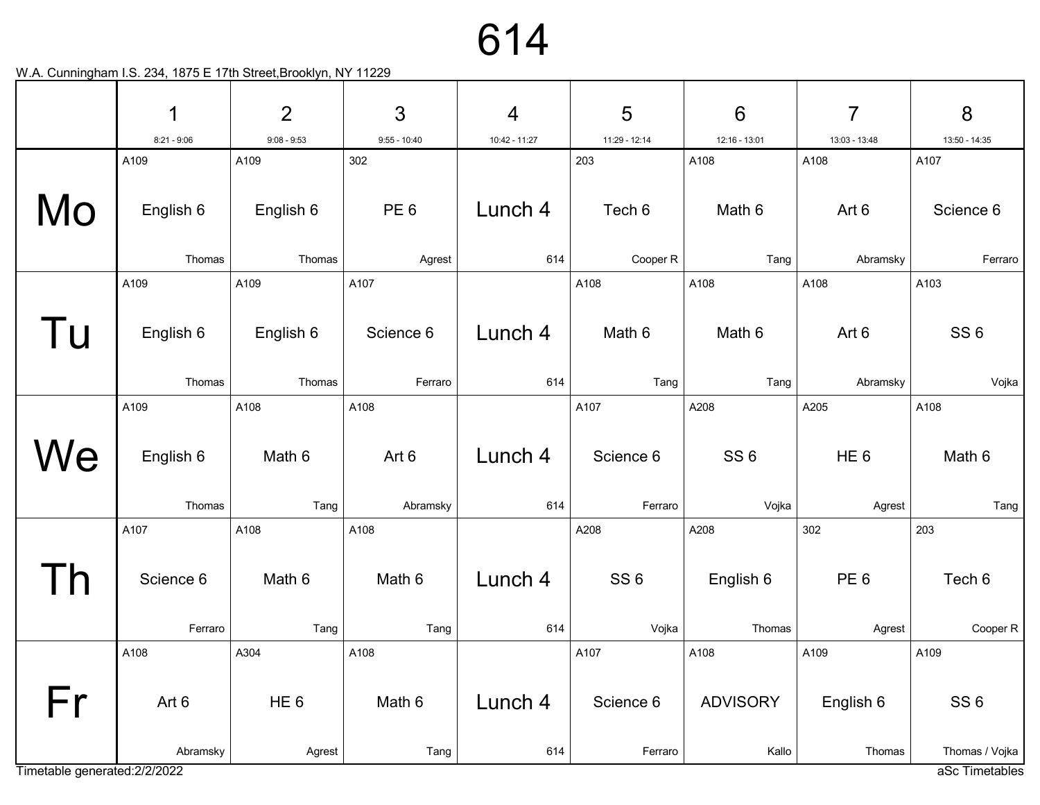# 614

W.A. Cunningham I.S. 234, 1875 E 17th Street,Brooklyn, NY 11229

| | 1<br>8:21 - 9:06 | 2<br>9:08 - 9:53 | 3<br>9:55 - 10:40 | 4<br>10:42 - 11:27 | 5<br>11:29 - 12:14 | 6<br>12:16 - 13:01 | 7<br>13:03 - 13:48 | 8<br>13:50 - 14:35 |
|---|---|---|---|---|---|---|---|---|
| Mo | A109<br>English 6<br>Thomas | A109<br>English 6<br>Thomas | 302<br>PE 6<br>Agrest | Lunch 4<br>614 | 203<br>Tech 6<br>Cooper R | A108<br>Math 6<br>Tang | A108<br>Art 6<br>Abramsky | A107<br>Science 6<br>Ferraro |
| Tu | A109<br>English 6<br>Thomas | A109<br>English 6<br>Thomas | A107<br>Science 6<br>Ferraro | Lunch 4<br>614 | A108<br>Math 6<br>Tang | A108<br>Math 6<br>Tang | A108<br>Art 6<br>Abramsky | A103<br>SS 6<br>Vojka |
| We | A109<br>English 6<br>Thomas | A108<br>Math 6<br>Tang | A108<br>Art 6<br>Abramsky | Lunch 4<br>614 | A107<br>Science 6<br>Ferraro | A208<br>SS 6<br>Vojka | A205<br>HE 6<br>Agrest | A108<br>Math 6<br>Tang |
| Th | A107<br>Science 6<br>Ferraro | A108<br>Math 6<br>Tang | A108<br>Math 6<br>Tang | Lunch 4<br>614 | A208<br>SS 6<br>Vojka | A208<br>English 6<br>Thomas | 302<br>PE 6<br>Agrest | 203<br>Tech 6<br>Cooper R |
| Fr | A108<br>Art 6<br>Abramsky | A304<br>HE 6<br>Agrest | A108<br>Math 6<br>Tang | Lunch 4<br>614 | A107<br>Science 6<br>Ferraro | A108<br>ADVISORY<br>Kallo | A109<br>English 6<br>Thomas | A109<br>SS 6<br>Thomas / Vojka |

Timetable generated:2/2/2022

aSc Timetables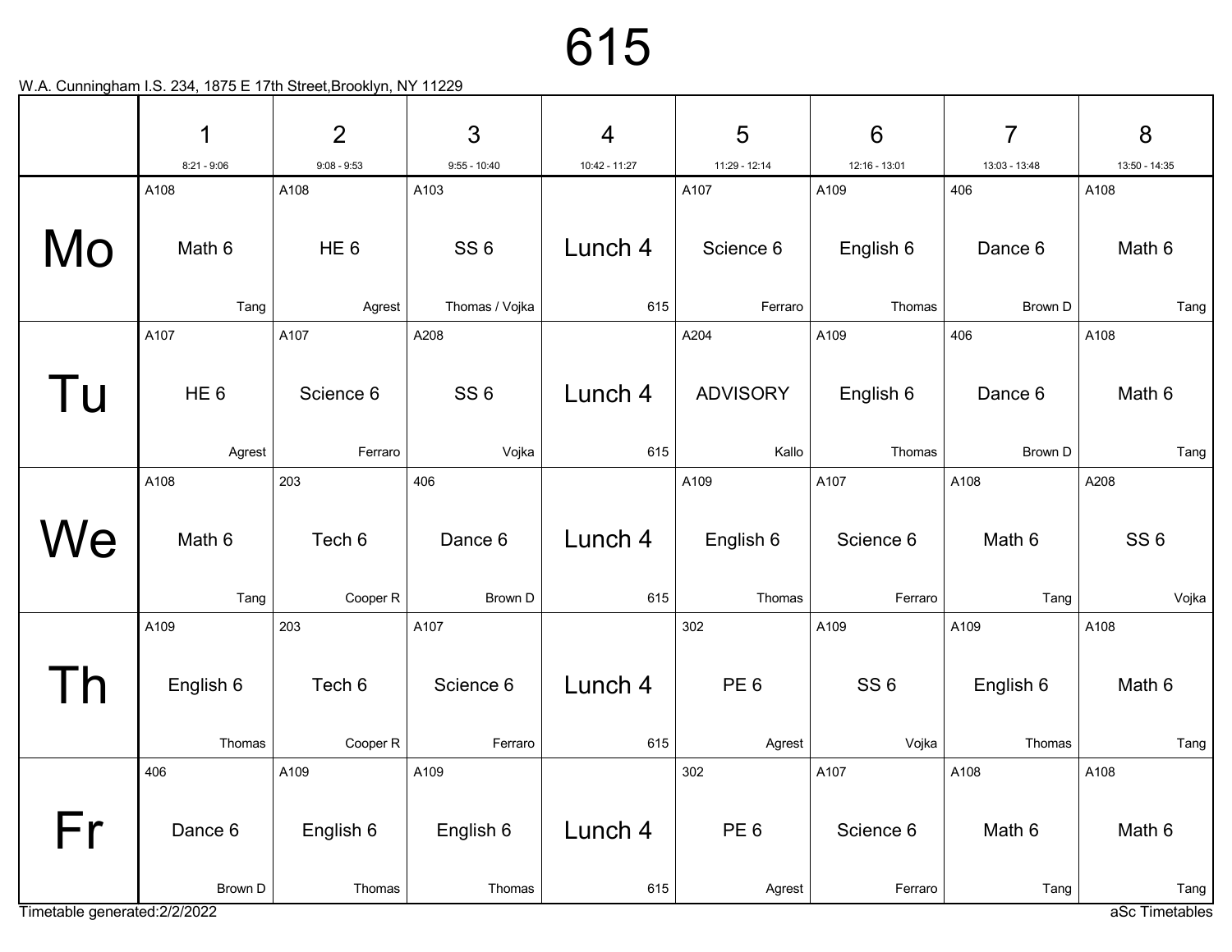# 615

W.A. Cunningham I.S. 234, 1875 E 17th Street,Brooklyn, NY 11229

| | 1<br>8:21 - 9:06 | 2<br>9:08 - 9:53 | 3<br>9:55 - 10:40 | 4<br>10:42 - 11:27 | 5<br>11:29 - 12:14 | 6<br>12:16 - 13:01 | 7<br>13:03 - 13:48 | 8<br>13:50 - 14:35 |
|---|---|---|---|---|---|---|---|---|
| Mo | A108<br>Math 6<br>Tang | A108<br>HE 6<br>Agrest | A103<br>SS 6<br>Thomas / Vojka | Lunch 4<br>615 | A107<br>Science 6<br>Ferraro | A109<br>English 6<br>Thomas | 406<br>Dance 6<br>Brown D | A108<br>Math 6<br>Tang |
| Tu | A107<br>HE 6<br>Agrest | A107<br>Science 6<br>Ferraro | A208<br>SS 6<br>Vojka | Lunch 4<br>615 | A204<br>ADVISORY<br>Kallo | A109<br>English 6<br>Thomas | 406<br>Dance 6<br>Brown D | A108<br>Math 6<br>Tang |
| We | A108<br>Math 6<br>Tang | 203<br>Tech 6<br>Cooper R | 406<br>Dance 6<br>Brown D | Lunch 4<br>615 | A109<br>English 6<br>Thomas | A107<br>Science 6<br>Ferraro | A108<br>Math 6<br>Tang | A208<br>SS 6<br>Vojka |
| Th | A109<br>English 6<br>Thomas | 203<br>Tech 6<br>Cooper R | A107<br>Science 6<br>Ferraro | Lunch 4<br>615 | 302<br>PE 6<br>Agrest | A109<br>SS 6<br>Vojka | A109<br>English 6<br>Thomas | A108<br>Math 6<br>Tang |
| Fr | 406<br>Dance 6<br>Brown D | A109<br>English 6<br>Thomas | A109<br>English 6<br>Thomas | Lunch 4<br>615 | 302<br>PE 6<br>Agrest | A107<br>Science 6<br>Ferraro | A108<br>Math 6<br>Tang | A108<br>Math 6<br>Tang |

Timetable generated:2/2/2022

aSc Timetables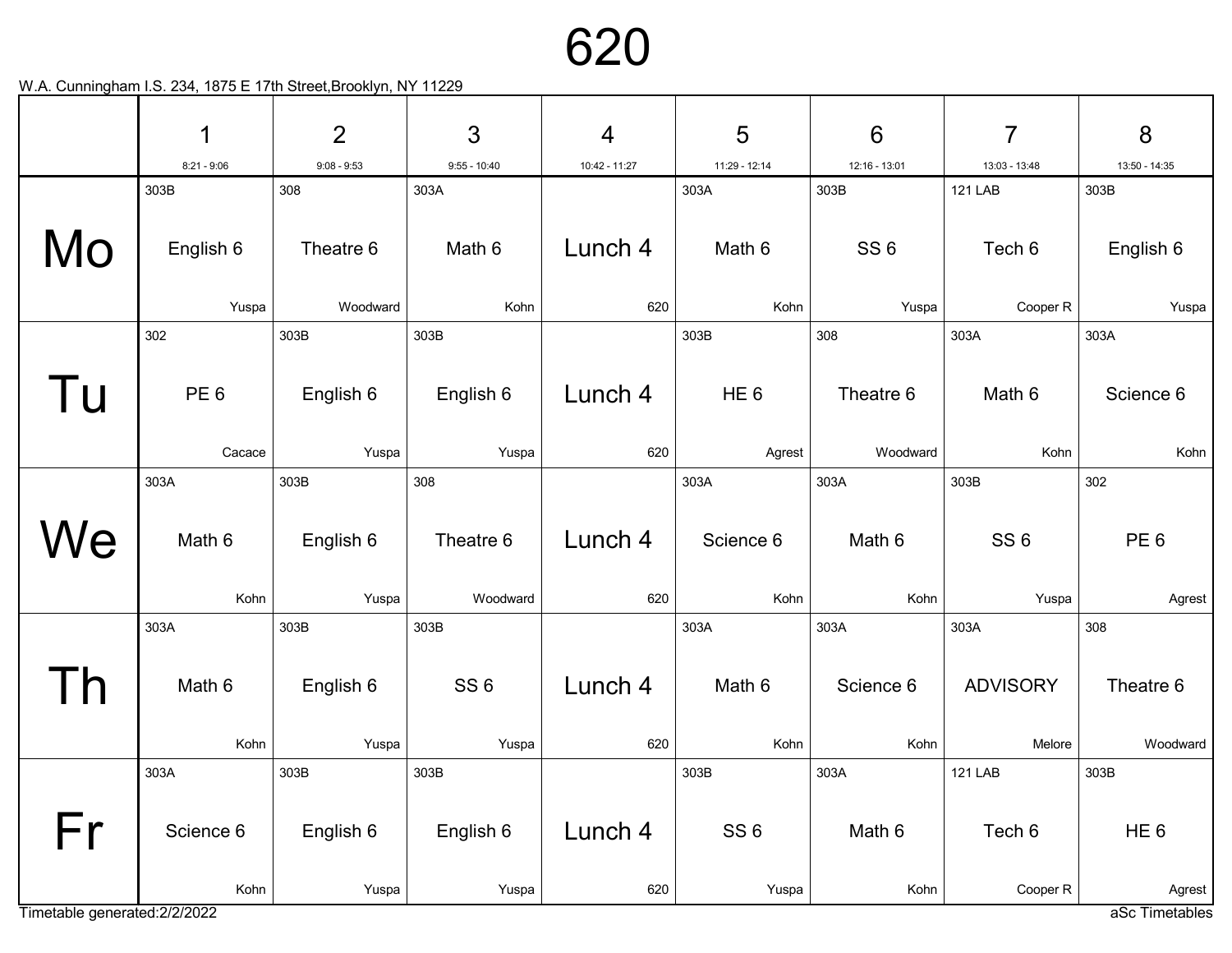# 620

W.A. Cunningham I.S. 234, 1875 E 17th Street,Brooklyn, NY 11229

| | 1<br>8:21 - 9:06 | 2<br>9:08 - 9:53 | 3<br>9:55 - 10:40 | 4<br>10:42 - 11:27 | 5<br>11:29 - 12:14 | 6<br>12:16 - 13:01 | 7<br>13:03 - 13:48 | 8<br>13:50 - 14:35 |
|---|---|---|---|---|---|---|---|---|
| Mo | 303B<br>English 6<br>Yuspa | 308<br>Theatre 6<br>Woodward | 303A<br>Math 6<br>Kohn | Lunch 4<br>620 | 303A<br>Math 6<br>Kohn | 303B<br>SS 6<br>Yuspa | 121 LAB<br>Tech 6<br>Cooper R | 303B<br>English 6<br>Yuspa |
| Tu | 302<br>PE 6<br>Cacace | 303B<br>English 6<br>Yuspa | 303B<br>English 6<br>Yuspa | Lunch 4<br>620 | 303B<br>HE 6<br>Agrest | 308<br>Theatre 6<br>Woodward | 303A<br>Math 6<br>Kohn | 303A<br>Science 6<br>Kohn |
| We | 303A<br>Math 6<br>Kohn | 303B<br>English 6<br>Yuspa | 308<br>Theatre 6<br>Woodward | Lunch 4<br>620 | 303A<br>Science 6<br>Kohn | 303A<br>Math 6<br>Kohn | 303B<br>SS 6<br>Yuspa | 302<br>PE 6<br>Agrest |
| Th | 303A<br>Math 6<br>Kohn | 303B<br>English 6<br>Yuspa | 303B<br>SS 6<br>Yuspa | Lunch 4<br>620 | 303A<br>Math 6<br>Kohn | 303A<br>Science 6<br>Kohn | 303A<br>ADVISORY<br>Melore | 308<br>Theatre 6<br>Woodward |
| Fr | 303A<br>Science 6<br>Kohn | 303B<br>English 6<br>Yuspa | 303B<br>English 6<br>Yuspa | Lunch 4<br>620 | 303B<br>SS 6<br>Yuspa | 303A<br>Math 6<br>Kohn | 121 LAB<br>Tech 6<br>Cooper R | 303B<br>HE 6<br>Agrest |

Timetable generated:2/2/2022

aSc Timetables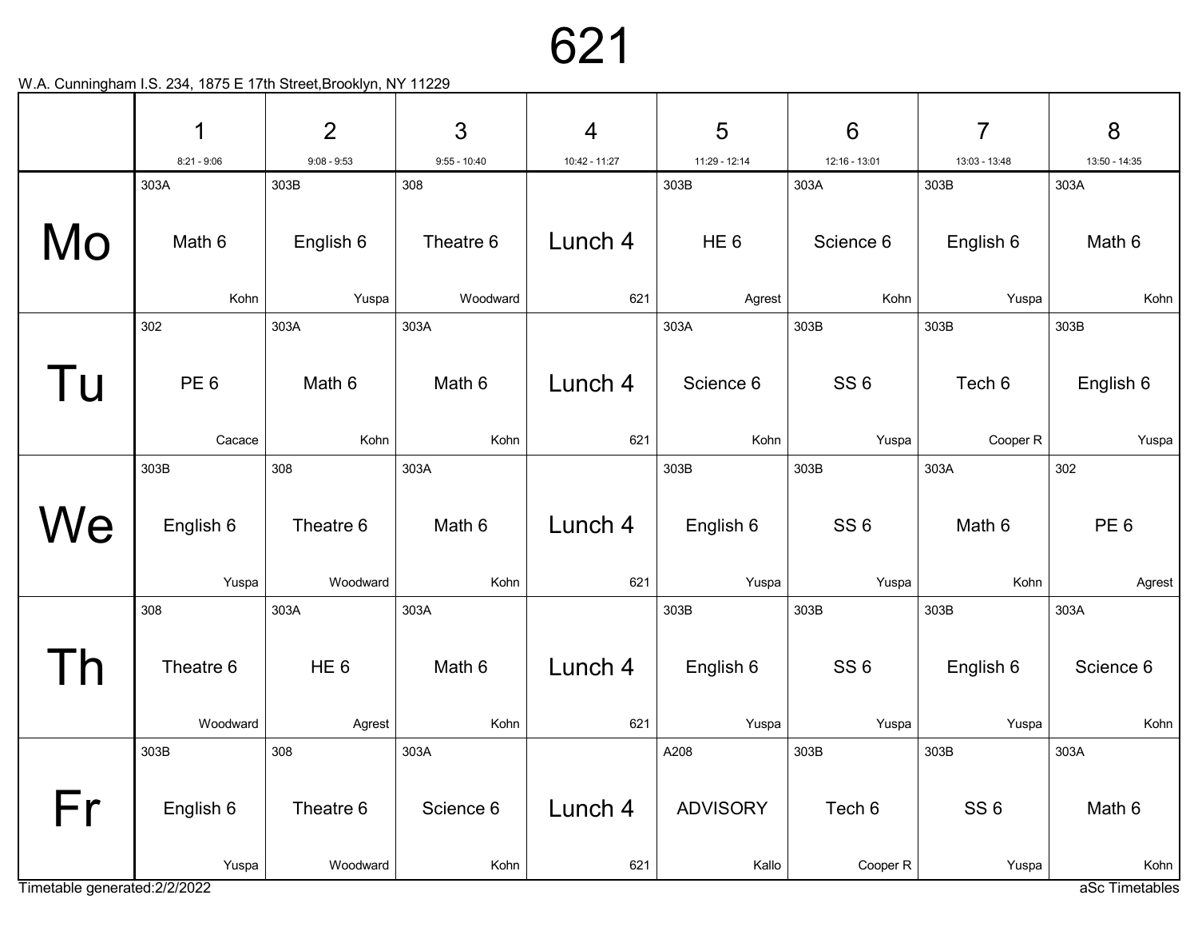# 621

W.A. Cunningham I.S. 234, 1875 E 17th Street,Brooklyn, NY 11229

| | 1<br>8:21 - 9:06 | 2<br>9:08 - 9:53 | 3<br>9:55 - 10:40 | 4<br>10:42 - 11:27 | 5<br>11:29 - 12:14 | 6<br>12:16 - 13:01 | 7<br>13:03 - 13:48 | 8<br>13:50 - 14:35 |
|---|---|---|---|---|---|---|---|---|
| Mo | 303A<br>Math 6<br>Kohn | 303B<br>English 6<br>Yuspa | 308<br>Theatre 6<br>Woodward | Lunch 4<br>621 | 303B<br>HE 6<br>Agrest | 303A<br>Science 6<br>Kohn | 303B<br>English 6<br>Yuspa | 303A<br>Math 6<br>Kohn |
| Tu | 302<br>PE 6<br>Cacace | 303A<br>Math 6<br>Kohn | 303A<br>Math 6<br>Kohn | Lunch 4<br>621 | 303A<br>Science 6<br>Kohn | 303B<br>SS 6<br>Yuspa | 303B<br>Tech 6<br>Cooper R | 303B<br>English 6<br>Yuspa |
| We | 303B<br>English 6<br>Yuspa | 308<br>Theatre 6<br>Woodward | 303A<br>Math 6<br>Kohn | Lunch 4<br>621 | 303B<br>English 6<br>Yuspa | 303B<br>SS 6<br>Yuspa | 303A<br>Math 6<br>Kohn | 302<br>PE 6<br>Agrest |
| Th | 308<br>Theatre 6<br>Woodward | 303A<br>HE 6<br>Agrest | 303A<br>Math 6<br>Kohn | Lunch 4<br>621 | 303B<br>English 6<br>Yuspa | 303B<br>SS 6<br>Yuspa | 303B<br>English 6<br>Yuspa | 303A<br>Science 6<br>Kohn |
| Fr | 303B<br>English 6<br>Yuspa | 308<br>Theatre 6<br>Woodward | 303A<br>Science 6<br>Kohn | Lunch 4<br>621 | A208<br>ADVISORY<br>Kallo | 303B<br>Tech 6<br>Cooper R | 303B<br>SS 6<br>Yuspa | 303A<br>Math 6<br>Kohn |

Timetable generated:2/2/2022

aSc Timetables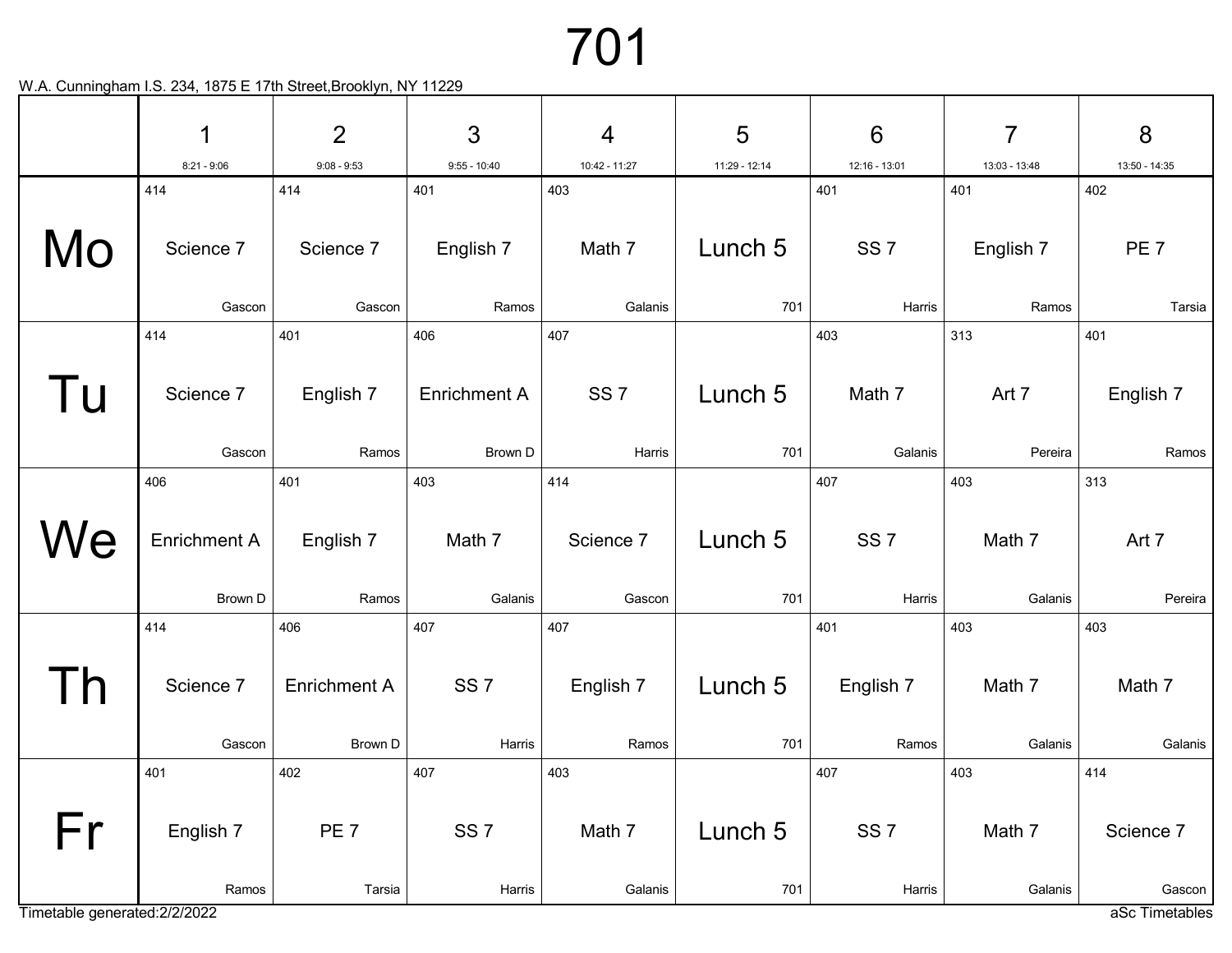# 701

W.A. Cunningham I.S. 234, 1875 E 17th Street,Brooklyn, NY 11229

| | 1<br>8:21 - 9:06 | 2<br>9:08 - 9:53 | 3<br>9:55 - 10:40 | 4<br>10:42 - 11:27 | 5<br>11:29 - 12:14 | 6<br>12:16 - 13:01 | 7<br>13:03 - 13:48 | 8<br>13:50 - 14:35 |
|---|---|---|---|---|---|---|---|---|
| Mo | 414<br>Science 7<br>Gascon | 414<br>Science 7<br>Gascon | 401<br>English 7<br>Ramos | 403<br>Math 7<br>Galanis | Lunch 5<br>701 | 401<br>SS 7<br>Harris | 401<br>English 7<br>Ramos | 402<br>PE 7<br>Tarsia |
| Tu | 414<br>Science 7<br>Gascon | 401<br>English 7<br>Ramos | 406<br>Enrichment A<br>Brown D | 407<br>SS 7<br>Harris | Lunch 5<br>701 | 403<br>Math 7<br>Galanis | 313<br>Art 7<br>Pereira | 401<br>English 7<br>Ramos |
| We | 406<br>Enrichment A<br>Brown D | 401<br>English 7<br>Ramos | 403<br>Math 7<br>Galanis | 414<br>Science 7<br>Gascon | Lunch 5<br>701 | 407<br>SS 7<br>Harris | 403<br>Math 7<br>Galanis | 313<br>Art 7<br>Pereira |
| Th | 414<br>Science 7<br>Gascon | 406<br>Enrichment A<br>Brown D | 407<br>SS 7<br>Harris | 407<br>English 7<br>Ramos | Lunch 5<br>701 | 401<br>English 7<br>Ramos | 403<br>Math 7<br>Galanis | 403<br>Math 7<br>Galanis |
| Fr | 401<br>English 7<br>Ramos | 402<br>PE 7<br>Tarsia | 407<br>SS 7<br>Harris | 403<br>Math 7<br>Galanis | Lunch 5<br>701 | 407<br>SS 7<br>Harris | 403<br>Math 7<br>Galanis | 414<br>Science 7<br>Gascon |

Timetable generated:2/2/2022

aSc Timetables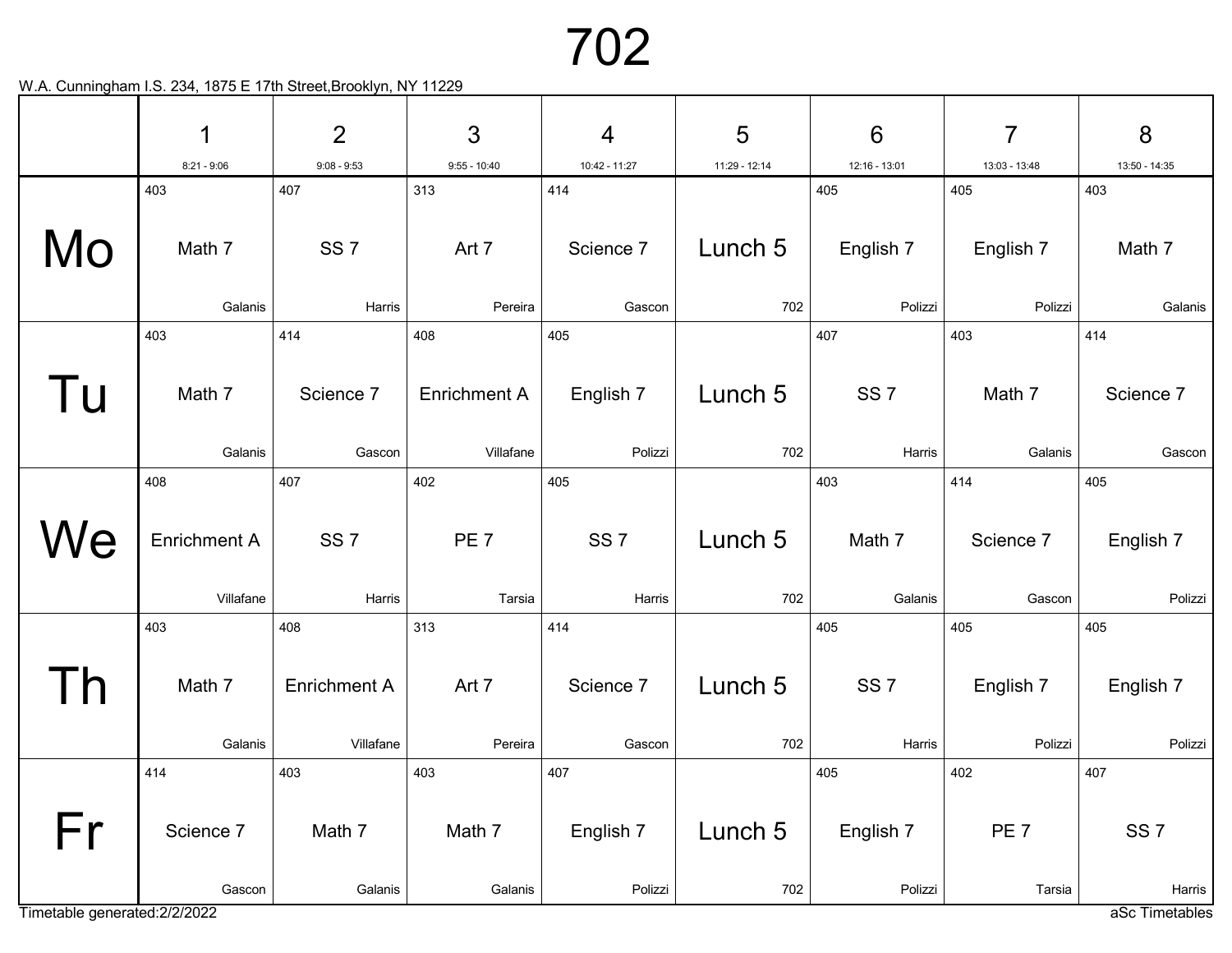# 702

W.A. Cunningham I.S. 234, 1875 E 17th Street,Brooklyn, NY 11229

| | 1<br>8:21 - 9:06 | 2<br>9:08 - 9:53 | 3<br>9:55 - 10:40 | 4<br>10:42 - 11:27 | 5<br>11:29 - 12:14 | 6<br>12:16 - 13:01 | 7<br>13:03 - 13:48 | 8<br>13:50 - 14:35 |
|---|---|---|---|---|---|---|---|---|
| Mo | 403<br>Math 7<br>Galanis | 407<br>SS 7<br>Harris | 313<br>Art 7<br>Pereira | 414<br>Science 7<br>Gascon | Lunch 5<br>702 | 405<br>English 7<br>Polizzi | 405<br>English 7<br>Polizzi | 403<br>Math 7<br>Galanis |
| Tu | 403<br>Math 7<br>Galanis | 414<br>Science 7<br>Gascon | 408<br>Enrichment A<br>Villafane | 405<br>English 7<br>Polizzi | Lunch 5<br>702 | 407<br>SS 7<br>Harris | 403<br>Math 7<br>Galanis | 414<br>Science 7<br>Gascon |
| We | 408<br>Enrichment A<br>Villafane | 407<br>SS 7<br>Harris | 402<br>PE 7<br>Tarsia | 405<br>SS 7<br>Harris | Lunch 5<br>702 | 403<br>Math 7<br>Galanis | 414<br>Science 7<br>Gascon | 405<br>English 7<br>Polizzi |
| Th | 403<br>Math 7<br>Galanis | 408<br>Enrichment A<br>Villafane | 313<br>Art 7<br>Pereira | 414<br>Science 7<br>Gascon | Lunch 5<br>702 | 405<br>SS 7<br>Harris | 405<br>English 7<br>Polizzi | 405<br>English 7<br>Polizzi |
| Fr | 414<br>Science 7<br>Gascon | 403<br>Math 7<br>Galanis | 403<br>Math 7<br>Galanis | 407<br>English 7<br>Polizzi | Lunch 5<br>702 | 405<br>English 7<br>Polizzi | 402<br>PE 7<br>Tarsia | 407<br>SS 7<br>Harris |

Timetable generated:2/2/2022

aSc Timetables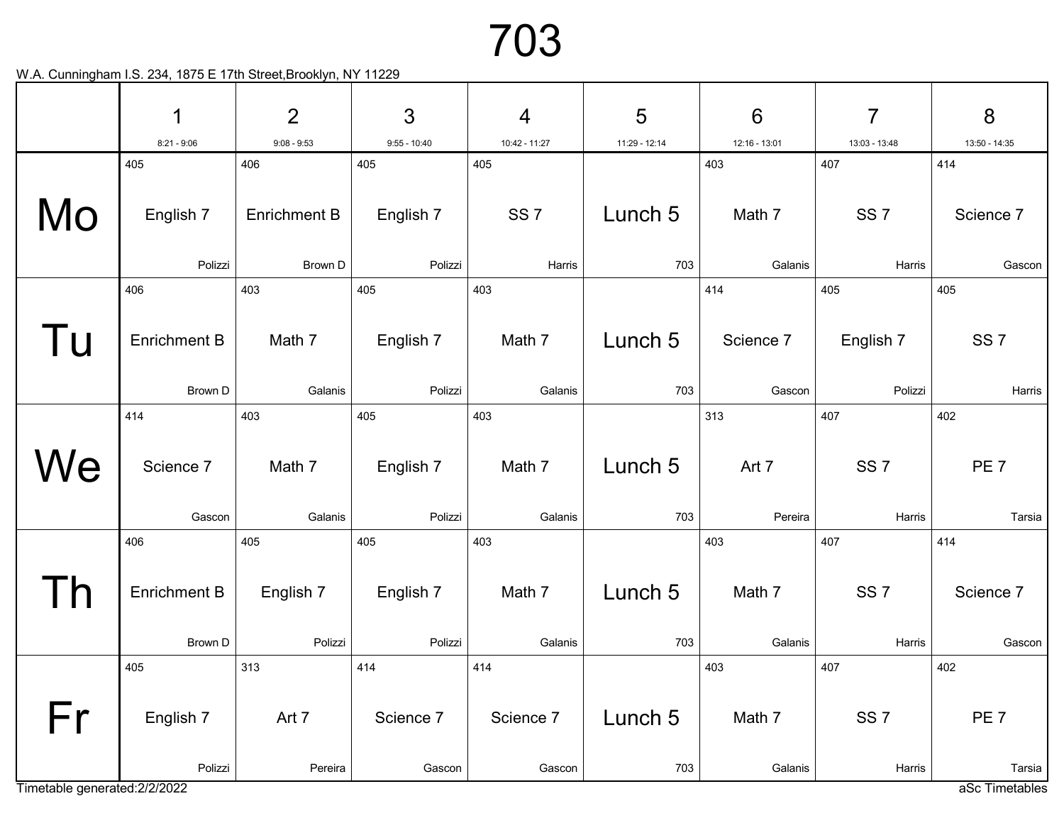# 703

W.A. Cunningham I.S. 234, 1875 E 17th Street,Brooklyn, NY 11229

| | 1<br>8:21 - 9:06 | 2<br>9:08 - 9:53 | 3<br>9:55 - 10:40 | 4<br>10:42 - 11:27 | 5<br>11:29 - 12:14 | 6<br>12:16 - 13:01 | 7<br>13:03 - 13:48 | 8<br>13:50 - 14:35 |
|---|---|---|---|---|---|---|---|---|
| Mo | 405<br>English 7<br>Polizzi | 406<br>Enrichment B<br>Brown D | 405<br>English 7<br>Polizzi | 405<br>SS 7<br>Harris | Lunch 5<br>703 | 403<br>Math 7<br>Galanis | 407<br>SS 7<br>Harris | 414<br>Science 7<br>Gascon |
| Tu | 406<br>Enrichment B<br>Brown D | 403<br>Math 7<br>Galanis | 405<br>English 7<br>Polizzi | 403<br>Math 7<br>Galanis | Lunch 5<br>703 | 414<br>Science 7<br>Gascon | 405<br>English 7<br>Polizzi | 405<br>SS 7<br>Harris |
| We | 414<br>Science 7<br>Gascon | 403<br>Math 7<br>Galanis | 405<br>English 7<br>Polizzi | 403<br>Math 7<br>Galanis | Lunch 5<br>703 | 313<br>Art 7<br>Pereira | 407<br>SS 7<br>Harris | 402<br>PE 7<br>Tarsia |
| Th | 406<br>Enrichment B<br>Brown D | 405<br>English 7<br>Polizzi | 405<br>English 7<br>Polizzi | 403<br>Math 7<br>Galanis | Lunch 5<br>703 | 403<br>Math 7<br>Galanis | 407<br>SS 7<br>Harris | 414<br>Science 7<br>Gascon |
| Fr | 405<br>English 7<br>Polizzi | 313<br>Art 7<br>Pereira | 414<br>Science 7<br>Gascon | 414<br>Science 7<br>Gascon | Lunch 5<br>703 | 403<br>Math 7<br>Galanis | 407<br>SS 7<br>Harris | 402<br>PE 7<br>Tarsia |

Timetable generated:2/2/2022

aSc Timetables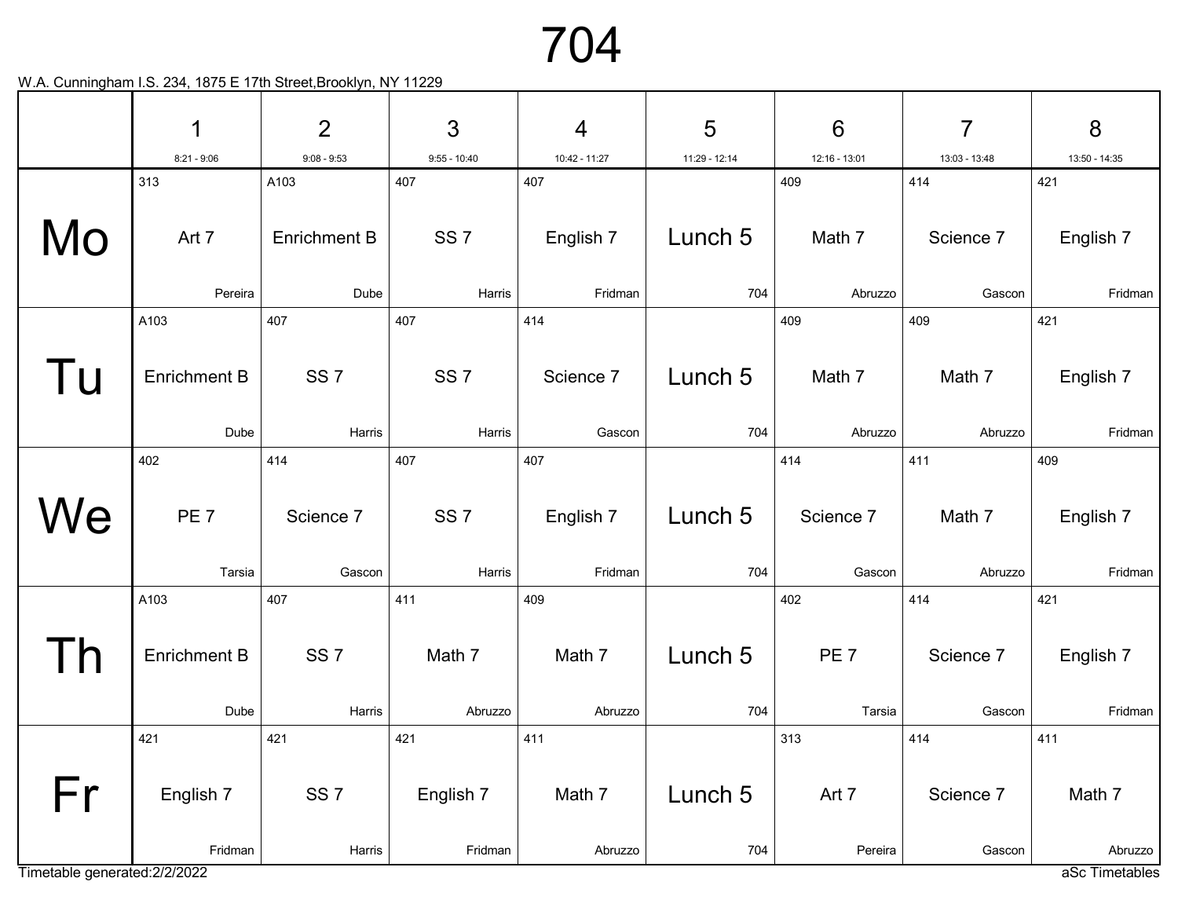# 704

W.A. Cunningham I.S. 234, 1875 E 17th Street,Brooklyn, NY 11229

| | 1<br>8:21 - 9:06 | 2<br>9:08 - 9:53 | 3<br>9:55 - 10:40 | 4<br>10:42 - 11:27 | 5<br>11:29 - 12:14 | 6<br>12:16 - 13:01 | 7<br>13:03 - 13:48 | 8<br>13:50 - 14:35 |
|---|---|---|---|---|---|---|---|---|
| Mo | 313<br>Art 7<br>Pereira | A103<br>Enrichment B<br>Dube | 407<br>SS 7<br>Harris | 407<br>English 7<br>Fridman | Lunch 5<br>704 | 409<br>Math 7<br>Abruzzo | 414<br>Science 7<br>Gascon | 421<br>English 7<br>Fridman |
| Tu | A103<br>Enrichment B<br>Dube | 407<br>SS 7<br>Harris | 407<br>SS 7<br>Harris | 414<br>Science 7<br>Gascon | Lunch 5<br>704 | 409<br>Math 7<br>Abruzzo | 409<br>Math 7<br>Abruzzo | 421<br>English 7<br>Fridman |
| We | 402<br>PE 7<br>Tarsia | 414<br>Science 7<br>Gascon | 407<br>SS 7<br>Harris | 407<br>English 7<br>Fridman | Lunch 5<br>704 | 414<br>Science 7<br>Gascon | 411<br>Math 7<br>Abruzzo | 409<br>English 7<br>Fridman |
| Th | A103<br>Enrichment B<br>Dube | 407<br>SS 7<br>Harris | 411<br>Math 7<br>Abruzzo | 409<br>Math 7<br>Abruzzo | Lunch 5<br>704 | 402<br>PE 7<br>Tarsia | 414<br>Science 7<br>Gascon | 421<br>English 7<br>Fridman |
| Fr | 421<br>English 7<br>Fridman | 421<br>SS 7<br>Harris | 421<br>English 7<br>Fridman | 411<br>Math 7<br>Abruzzo | Lunch 5<br>704 | 313<br>Art 7<br>Pereira | 414<br>Science 7<br>Gascon | 411<br>Math 7<br>Abruzzo |

Timetable generated:2/2/2022

aSc Timetables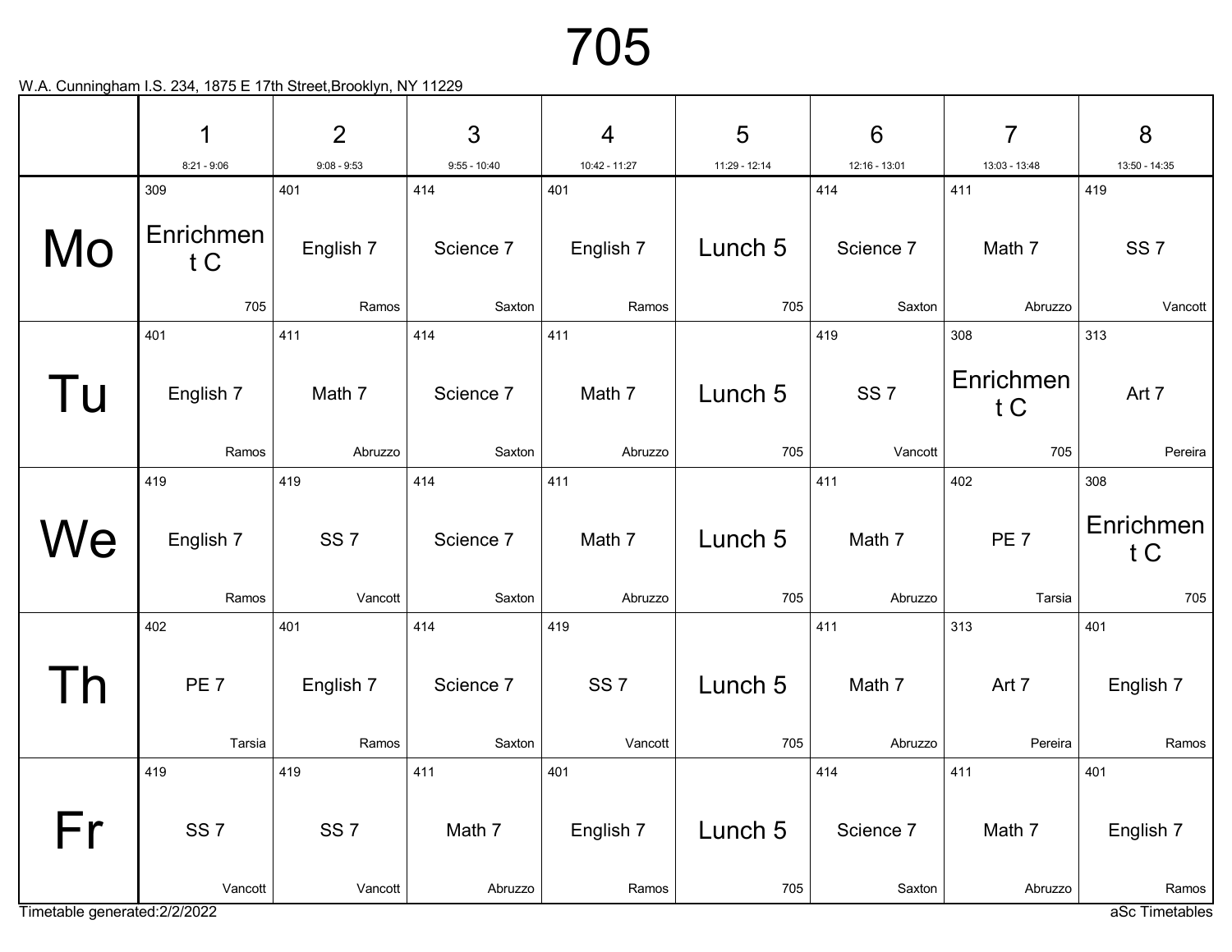# 705

W.A. Cunningham I.S. 234, 1875 E 17th Street,Brooklyn, NY 11229

| | 1<br>8:21 - 9:06 | 2<br>9:08 - 9:53 | 3<br>9:55 - 10:40 | 4<br>10:42 - 11:27 | 5<br>11:29 - 12:14 | 6<br>12:16 - 13:01 | 7<br>13:03 - 13:48 | 8<br>13:50 - 14:35 |
|---|---|---|---|---|---|---|---|---|
| Mo | 309<br>Enrichment C<br>705 | 401<br>English 7<br>Ramos | 414<br>Science 7<br>Saxton | 401<br>English 7<br>Ramos | Lunch 5<br>705 | 414<br>Science 7<br>Saxton | 411<br>Math 7<br>Abruzzo | 419<br>SS 7<br>Vancott |
| Tu | 401<br>English 7<br>Ramos | 411<br>Math 7<br>Abruzzo | 414<br>Science 7<br>Saxton | 411<br>Math 7<br>Abruzzo | Lunch 5<br>705 | 419<br>SS 7<br>Vancott | 308<br>Enrichment C<br>705 | 313<br>Art 7<br>Pereira |
| We | 419<br>English 7<br>Ramos | 419<br>SS 7<br>Vancott | 414<br>Science 7<br>Saxton | 411<br>Math 7<br>Abruzzo | Lunch 5<br>705 | 411<br>Math 7<br>Abruzzo | 402<br>PE 7<br>Tarsia | 308<br>Enrichment C<br>705 |
| Th | 402<br>PE 7<br>Tarsia | 401<br>English 7<br>Ramos | 414<br>Science 7<br>Saxton | 419<br>SS 7<br>Vancott | Lunch 5<br>705 | 411<br>Math 7<br>Abruzzo | 313<br>Art 7<br>Pereira | 401<br>English 7<br>Ramos |
| Fr | 419<br>SS 7<br>Vancott | 419<br>SS 7<br>Vancott | 411<br>Math 7<br>Abruzzo | 401<br>English 7<br>Ramos | Lunch 5<br>705 | 414<br>Science 7<br>Saxton | 411<br>Math 7<br>Abruzzo | 401<br>English 7<br>Ramos |

Timetable generated:2/2/2022

aSc Timetables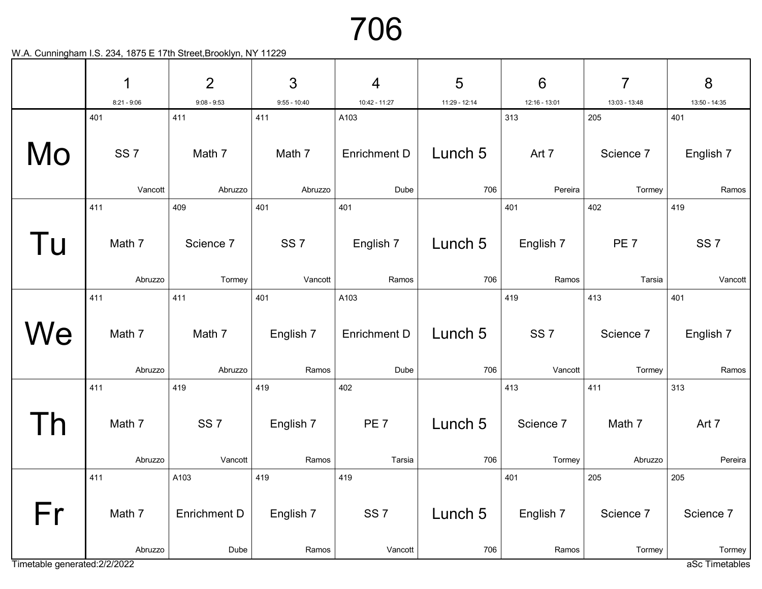# 706

W.A. Cunningham I.S. 234, 1875 E 17th Street,Brooklyn, NY 11229

| | 1<br>8:21 - 9:06 | 2<br>9:08 - 9:53 | 3<br>9:55 - 10:40 | 4<br>10:42 - 11:27 | 5<br>11:29 - 12:14 | 6<br>12:16 - 13:01 | 7<br>13:03 - 13:48 | 8<br>13:50 - 14:35 |
|---|---|---|---|---|---|---|---|---|
| Mo | 401<br>SS 7<br>Vancott | 411<br>Math 7<br>Abruzzo | 411<br>Math 7<br>Abruzzo | A103<br>Enrichment D<br>Dube | Lunch 5<br>706 | 313<br>Art 7<br>Pereira | 205<br>Science 7<br>Tormey | 401<br>English 7<br>Ramos |
| Tu | 411<br>Math 7<br>Abruzzo | 409<br>Science 7<br>Tormey | 401<br>SS 7<br>Vancott | 401<br>English 7<br>Ramos | Lunch 5<br>706 | 401<br>English 7<br>Ramos | 402<br>PE 7<br>Tarsia | 419<br>SS 7<br>Vancott |
| We | 411<br>Math 7<br>Abruzzo | 411<br>Math 7<br>Abruzzo | 401<br>English 7<br>Ramos | A103<br>Enrichment D<br>Dube | Lunch 5<br>706 | 419<br>SS 7<br>Vancott | 413<br>Science 7<br>Tormey | 401<br>English 7<br>Ramos |
| Th | 411<br>Math 7<br>Abruzzo | 419<br>SS 7<br>Vancott | 419<br>English 7<br>Ramos | 402<br>PE 7<br>Tarsia | Lunch 5<br>706 | 413<br>Science 7<br>Tormey | 411<br>Math 7<br>Abruzzo | 313<br>Art 7<br>Pereira |
| Fr | 411<br>Math 7<br>Abruzzo | A103<br>Enrichment D<br>Dube | 419<br>English 7<br>Ramos | 419<br>SS 7<br>Vancott | Lunch 5<br>706 | 401<br>English 7<br>Ramos | 205<br>Science 7<br>Tormey | 205<br>Science 7<br>Tormey |

Timetable generated:2/2/2022

aSc Timetables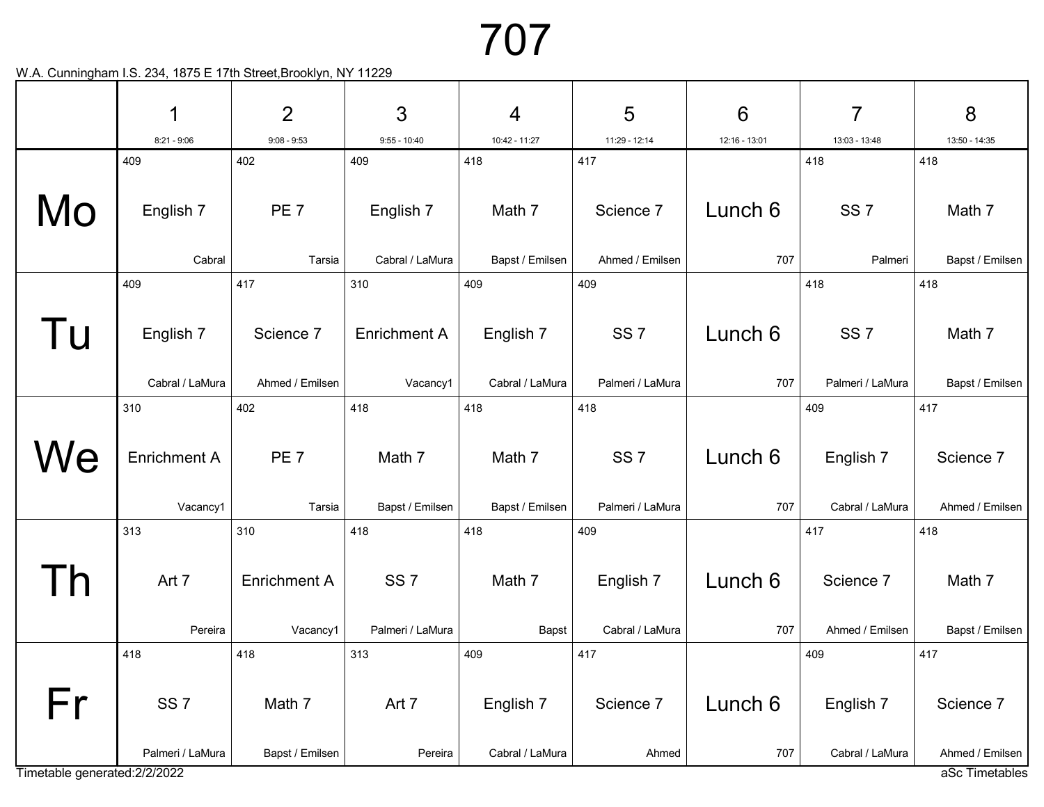# 707

W.A. Cunningham I.S. 234, 1875 E 17th Street,Brooklyn, NY 11229

| | 1<br>8:21 - 9:06 | 2<br>9:08 - 9:53 | 3<br>9:55 - 10:40 | 4<br>10:42 - 11:27 | 5<br>11:29 - 12:14 | 6<br>12:16 - 13:01 | 7<br>13:03 - 13:48 | 8<br>13:50 - 14:35 |
|---|---|---|---|---|---|---|---|---|
| Mo | 409<br>English 7<br>Cabral | 402<br>PE 7<br>Tarsia | 409<br>English 7<br>Cabral / LaMura | 418<br>Math 7<br>Bapst / Emilsen | 417<br>Science 7<br>Ahmed / Emilsen | Lunch 6<br>707 | 418<br>SS 7<br>Palmeri | 418<br>Math 7<br>Bapst / Emilsen |
| Tu | 409<br>English 7<br>Cabral / LaMura | 417<br>Science 7<br>Ahmed / Emilsen | 310<br>Enrichment A<br>Vacancy1 | 409<br>English 7<br>Cabral / LaMura | 409<br>SS 7<br>Palmeri / LaMura | Lunch 6<br>707 | 418<br>SS 7<br>Palmeri / LaMura | 418<br>Math 7<br>Bapst / Emilsen |
| We | 310<br>Enrichment A<br>Vacancy1 | 402<br>PE 7<br>Tarsia | 418<br>Math 7<br>Bapst / Emilsen | 418<br>Math 7<br>Bapst / Emilsen | 418<br>SS 7<br>Palmeri / LaMura | Lunch 6<br>707 | 409<br>English 7<br>Cabral / LaMura | 417<br>Science 7<br>Ahmed / Emilsen |
| Th | 313<br>Art 7<br>Pereira | 310<br>Enrichment A<br>Vacancy1 | 418<br>SS 7<br>Palmeri / LaMura | 418<br>Math 7<br>Bapst | 409<br>English 7<br>Cabral / LaMura | Lunch 6<br>707 | 417<br>Science 7<br>Ahmed / Emilsen | 418<br>Math 7<br>Bapst / Emilsen |
| Fr | 418<br>SS 7<br>Palmeri / LaMura | 418<br>Math 7<br>Bapst / Emilsen | 313<br>Art 7<br>Pereira | 409<br>English 7<br>Cabral / LaMura | 417<br>Science 7<br>Ahmed | Lunch 6<br>707 | 409<br>English 7<br>Cabral / LaMura | 417<br>Science 7<br>Ahmed / Emilsen |

Timetable generated:2/2/2022

aSc Timetables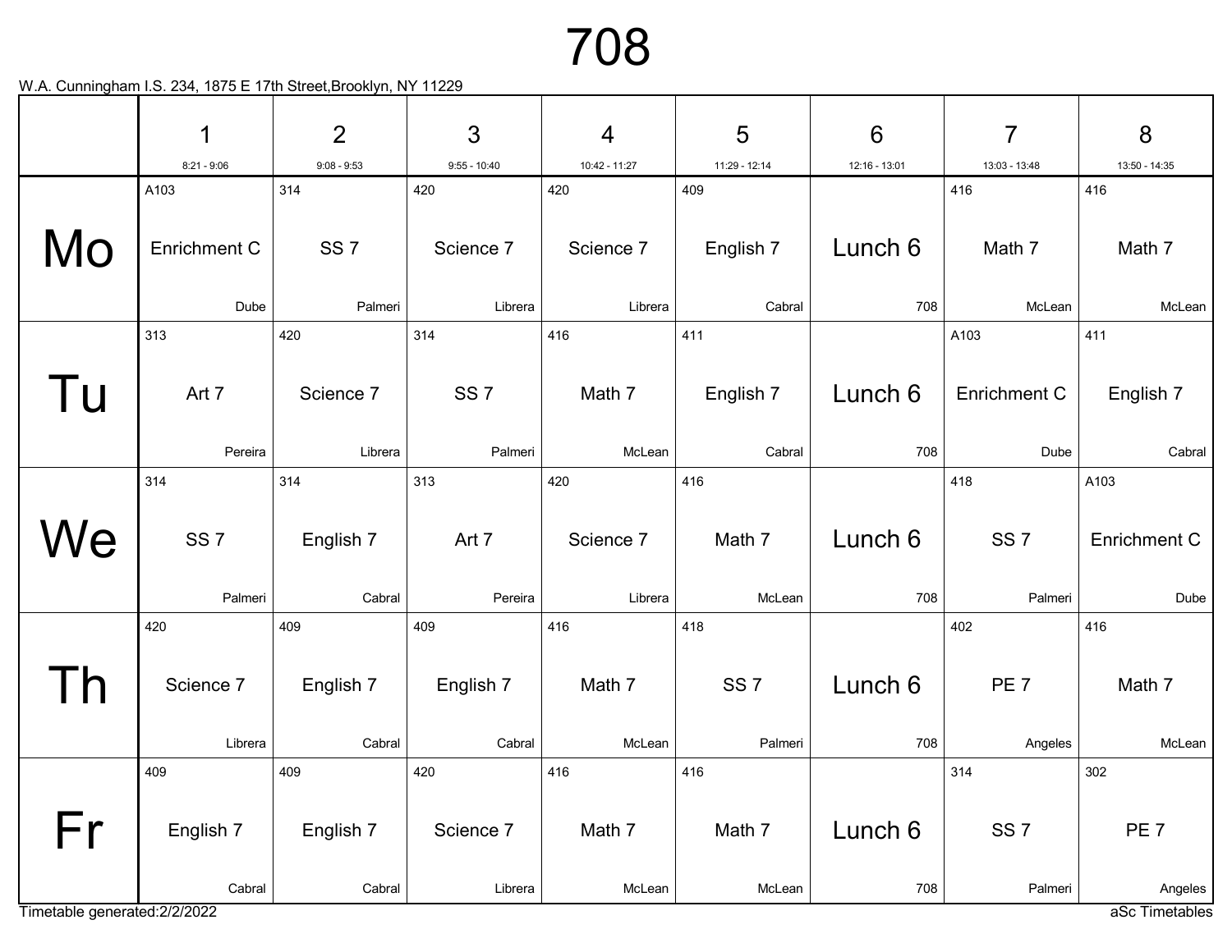# 708

W.A. Cunningham I.S. 234, 1875 E 17th Street,Brooklyn, NY 11229

| | 1<br>8:21 - 9:06 | 2<br>9:08 - 9:53 | 3<br>9:55 - 10:40 | 4<br>10:42 - 11:27 | 5<br>11:29 - 12:14 | 6<br>12:16 - 13:01 | 7<br>13:03 - 13:48 | 8<br>13:50 - 14:35 |
|---|---|---|---|---|---|---|---|---|
| Mo | A103<br>Enrichment C<br>Dube | 314<br>SS 7<br>Palmeri | 420<br>Science 7<br>Librera | 420<br>Science 7<br>Librera | 409<br>English 7<br>Cabral | Lunch 6<br>708 | 416<br>Math 7<br>McLean | 416<br>Math 7<br>McLean |
| Tu | 313<br>Art 7<br>Pereira | 420<br>Science 7<br>Librera | 314<br>SS 7<br>Palmeri | 416<br>Math 7<br>McLean | 411<br>English 7<br>Cabral | Lunch 6<br>708 | A103<br>Enrichment C<br>Dube | 411<br>English 7<br>Cabral |
| We | 314<br>SS 7<br>Palmeri | 314<br>English 7<br>Cabral | 313<br>Art 7<br>Pereira | 420<br>Science 7<br>Librera | 416<br>Math 7<br>McLean | Lunch 6<br>708 | 418<br>SS 7<br>Palmeri | A103<br>Enrichment C<br>Dube |
| Th | 420<br>Science 7<br>Librera | 409<br>English 7<br>Cabral | 409<br>English 7<br>Cabral | 416<br>Math 7<br>McLean | 418<br>SS 7<br>Palmeri | Lunch 6<br>708 | 402<br>PE 7<br>Angeles | 416<br>Math 7<br>McLean |
| Fr | 409<br>English 7<br>Cabral | 409<br>English 7<br>Cabral | 420<br>Science 7<br>Librera | 416<br>Math 7<br>McLean | 416<br>Math 7<br>McLean | Lunch 6<br>708 | 314<br>SS 7<br>Palmeri | 302<br>PE 7<br>Angeles |

Timetable generated:2/2/2022

aSc Timetables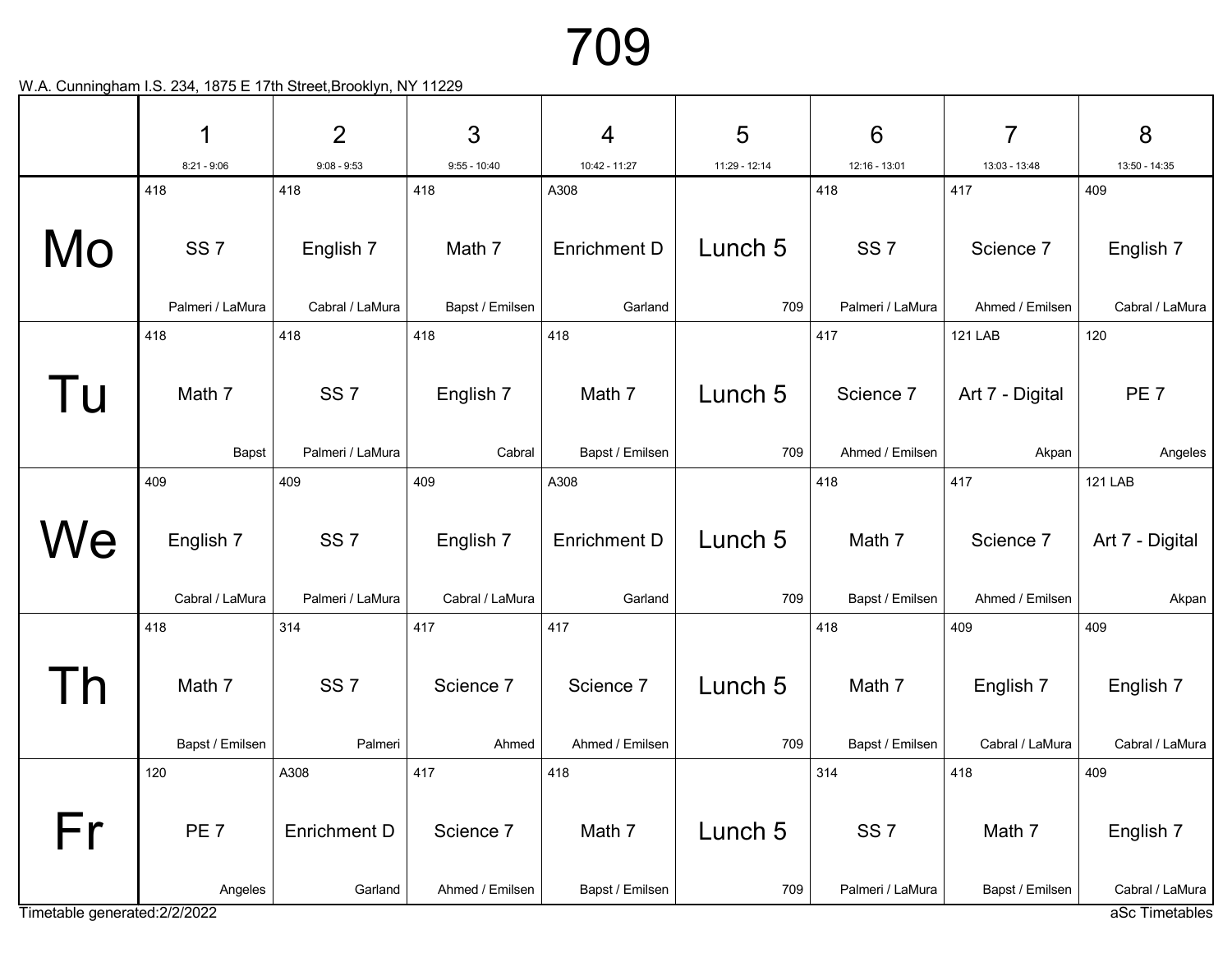# 709

W.A. Cunningham I.S. 234, 1875 E 17th Street,Brooklyn, NY 11229

| | 1<br>8:21 - 9:06 | 2<br>9:08 - 9:53 | 3<br>9:55 - 10:40 | 4<br>10:42 - 11:27 | 5<br>11:29 - 12:14 | 6<br>12:16 - 13:01 | 7<br>13:03 - 13:48 | 8<br>13:50 - 14:35 |
|---|---|---|---|---|---|---|---|---|
| Mo | 418<br>SS 7<br>Palmeri / LaMura | 418<br>English 7<br>Cabral / LaMura | 418<br>Math 7<br>Bapst / Emilsen | A308<br>Enrichment D<br>Garland | Lunch 5<br>709 | 418<br>SS 7<br>Palmeri / LaMura | 417<br>Science 7<br>Ahmed / Emilsen | 409<br>English 7<br>Cabral / LaMura |
| Tu | 418<br>Math 7<br>Bapst | 418<br>SS 7<br>Palmeri / LaMura | 418<br>English 7<br>Cabral | 418<br>Math 7<br>Bapst / Emilsen | Lunch 5<br>709 | 417<br>Science 7<br>Ahmed / Emilsen | 121 LAB<br>Art 7 - Digital<br>Akpan | 120<br>PE 7<br>Angeles |
| We | 409<br>English 7<br>Cabral / LaMura | 409<br>SS 7<br>Palmeri / LaMura | 409<br>English 7<br>Cabral / LaMura | A308<br>Enrichment D<br>Garland | Lunch 5<br>709 | 418<br>Math 7<br>Bapst / Emilsen | 417<br>Science 7<br>Ahmed / Emilsen | 121 LAB<br>Art 7 - Digital<br>Akpan |
| Th | 418<br>Math 7<br>Bapst / Emilsen | 314<br>SS 7<br>Palmeri | 417<br>Science 7<br>Ahmed | 417<br>Science 7<br>Ahmed / Emilsen | Lunch 5<br>709 | 418<br>Math 7<br>Bapst / Emilsen | 409<br>English 7<br>Cabral / LaMura | 409<br>English 7<br>Cabral / LaMura |
| Fr | 120<br>PE 7<br>Angeles | A308<br>Enrichment D<br>Garland | 417<br>Science 7<br>Ahmed / Emilsen | 418<br>Math 7<br>Bapst / Emilsen | Lunch 5<br>709 | 314<br>SS 7<br>Palmeri / LaMura | 418<br>Math 7<br>Bapst / Emilsen | 409<br>English 7<br>Cabral / LaMura |

Timetable generated:2/2/2022

aSc Timetables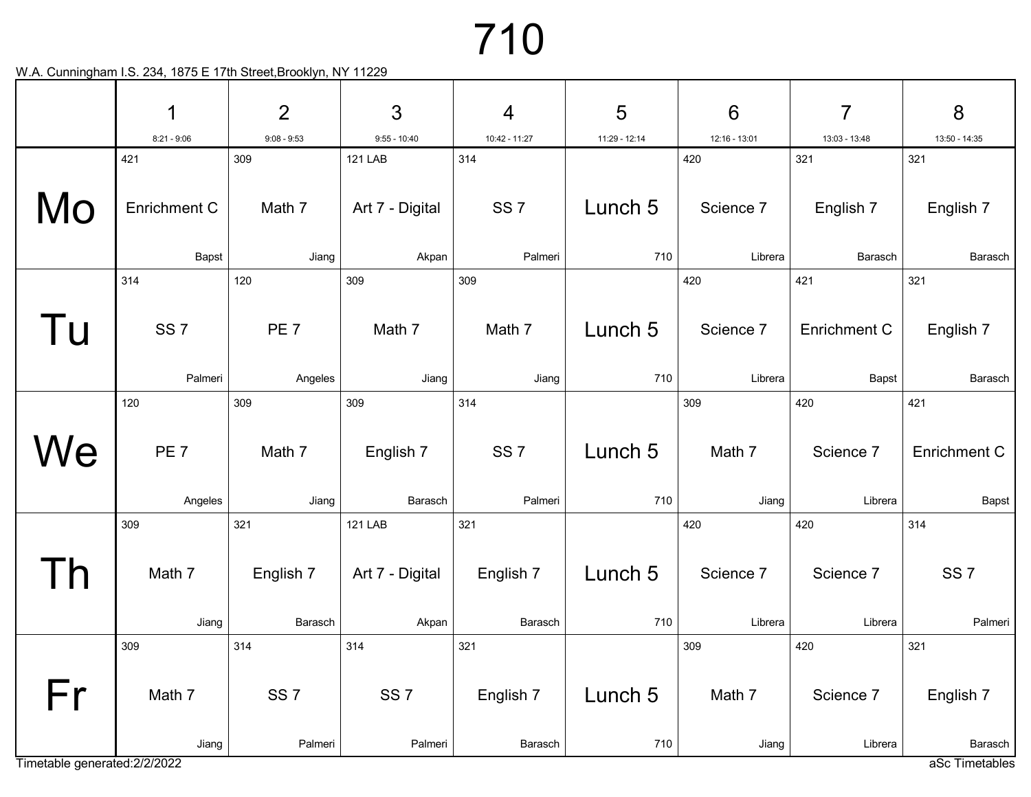# 710

W.A. Cunningham I.S. 234, 1875 E 17th Street,Brooklyn, NY 11229

| | 1<br>8:21 - 9:06 | 2<br>9:08 - 9:53 | 3<br>9:55 - 10:40 | 4<br>10:42 - 11:27 | 5<br>11:29 - 12:14 | 6<br>12:16 - 13:01 | 7<br>13:03 - 13:48 | 8<br>13:50 - 14:35 |
|---|---|---|---|---|---|---|---|---|
| Mo | 421<br>Enrichment C<br>Bapst | 309<br>Math 7<br>Jiang | 121 LAB<br>Art 7 - Digital<br>Akpan | 314<br>SS 7<br>Palmeri | Lunch 5<br>710 | 420<br>Science 7<br>Librera | 321<br>English 7<br>Barasch | 321<br>English 7<br>Barasch |
| Tu | 314<br>SS 7<br>Palmeri | 120<br>PE 7<br>Angeles | 309<br>Math 7<br>Jiang | 309<br>Math 7<br>Jiang | Lunch 5<br>710 | 420<br>Science 7<br>Librera | 421<br>Enrichment C<br>Bapst | 321<br>English 7<br>Barasch |
| We | 120<br>PE 7<br>Angeles | 309<br>Math 7<br>Jiang | 309<br>English 7<br>Barasch | 314<br>SS 7<br>Palmeri | Lunch 5<br>710 | 309<br>Math 7<br>Jiang | 420<br>Science 7<br>Librera | 421<br>Enrichment C<br>Bapst |
| Th | 309<br>Math 7<br>Jiang | 321<br>English 7<br>Barasch | 121 LAB<br>Art 7 - Digital<br>Akpan | 321<br>English 7<br>Barasch | Lunch 5<br>710 | 420<br>Science 7<br>Librera | 420<br>Science 7<br>Librera | 314<br>SS 7<br>Palmeri |
| Fr | 309<br>Math 7<br>Jiang | 314<br>SS 7<br>Palmeri | 314<br>SS 7<br>Palmeri | 321<br>English 7<br>Barasch | Lunch 5<br>710 | 309<br>Math 7<br>Jiang | 420<br>Science 7<br>Librera | 321<br>English 7<br>Barasch |

Timetable generated:2/2/2022

aSc Timetables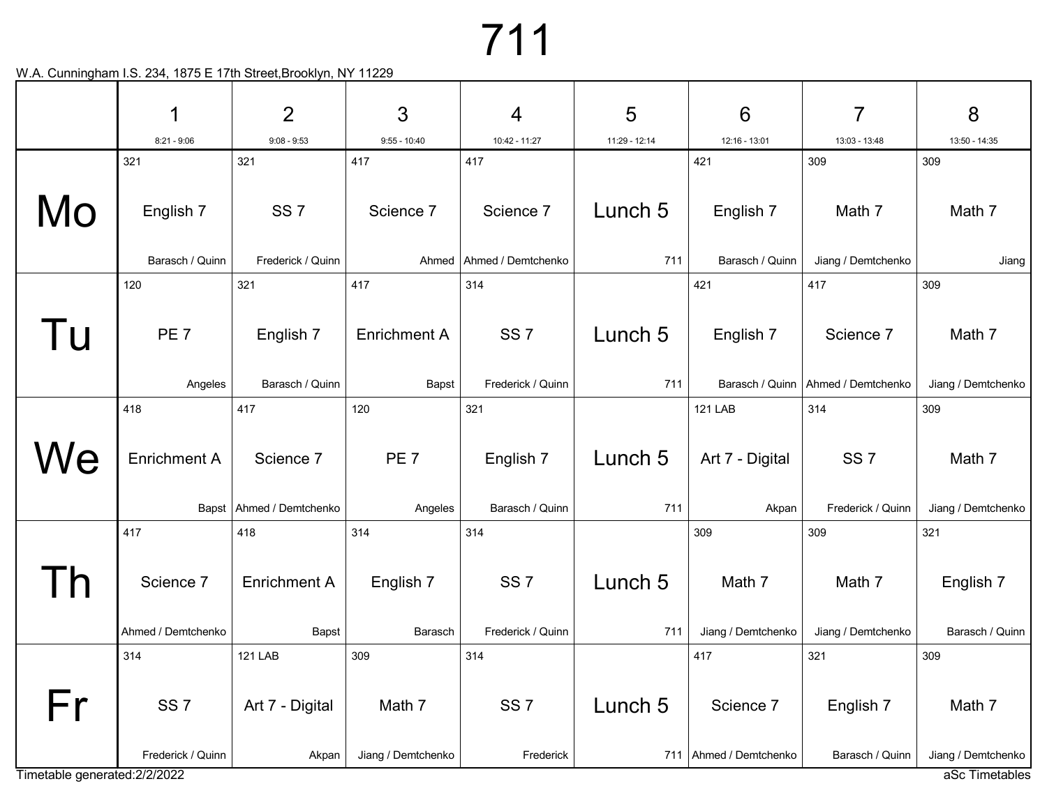# 711

W.A. Cunningham I.S. 234, 1875 E 17th Street,Brooklyn, NY 11229

| | 1<br>8:21 - 9:06 | 2<br>9:08 - 9:53 | 3<br>9:55 - 10:40 | 4<br>10:42 - 11:27 | 5<br>11:29 - 12:14 | 6<br>12:16 - 13:01 | 7<br>13:03 - 13:48 | 8<br>13:50 - 14:35 |
|---|---|---|---|---|---|---|---|---|
| Mo | 321<br>English 7<br>Barasch / Quinn | 321<br>SS 7<br>Frederick / Quinn | 417<br>Science 7<br>Ahmed | 417<br>Science 7<br>Ahmed / Demtchenko | Lunch 5<br>711 | 421<br>English 7<br>Barasch / Quinn | 309<br>Math 7<br>Jiang / Demtchenko | 309<br>Math 7<br>Jiang |
| Tu | 120<br>PE 7<br>Angeles | 321<br>English 7<br>Barasch / Quinn | 417<br>Enrichment A<br>Bapst | 314<br>SS 7<br>Frederick / Quinn | Lunch 5<br>711 | 421<br>English 7<br>Barasch / Quinn | 417<br>Science 7<br>Ahmed / Demtchenko | 309<br>Math 7<br>Jiang / Demtchenko |
| We | 418<br>Enrichment A<br>Bapst | 417<br>Science 7<br>Ahmed / Demtchenko | 120<br>PE 7<br>Angeles | 321<br>English 7<br>Barasch / Quinn | Lunch 5<br>711 | 121 LAB<br>Art 7 - Digital<br>Akpan | 314<br>SS 7<br>Frederick / Quinn | 309<br>Math 7<br>Jiang / Demtchenko |
| Th | 417<br>Science 7<br>Ahmed / Demtchenko | 418<br>Enrichment A<br>Bapst | 314<br>English 7<br>Barasch | 314<br>SS 7<br>Frederick / Quinn | Lunch 5<br>711 | 309<br>Math 7<br>Jiang / Demtchenko | 309<br>Math 7<br>Jiang / Demtchenko | 321<br>English 7<br>Barasch / Quinn |
| Fr | 314<br>SS 7<br>Frederick / Quinn | 121 LAB<br>Art 7 - Digital<br>Akpan | 309<br>Math 7<br>Jiang / Demtchenko | 314<br>SS 7<br>Frederick | Lunch 5<br>711 | 417<br>Science 7<br>Ahmed / Demtchenko | 321<br>English 7<br>Barasch / Quinn | 309<br>Math 7<br>Jiang / Demtchenko |

Timetable generated:2/2/2022

aSc Timetables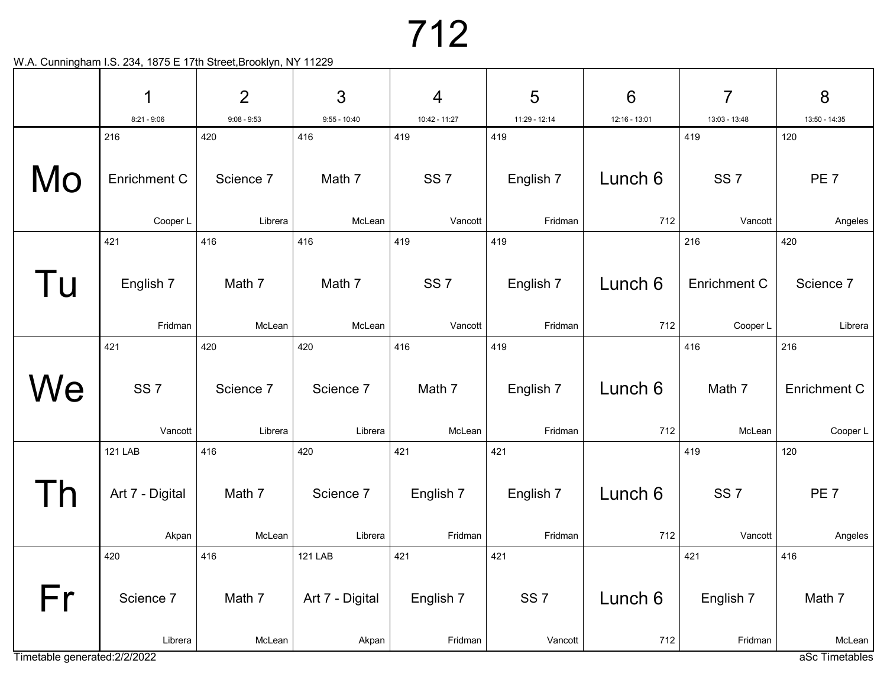# 712

W.A. Cunningham I.S. 234, 1875 E 17th Street,Brooklyn, NY 11229

| | 1<br>8:21 - 9:06 | 2<br>9:08 - 9:53 | 3<br>9:55 - 10:40 | 4<br>10:42 - 11:27 | 5<br>11:29 - 12:14 | 6<br>12:16 - 13:01 | 7<br>13:03 - 13:48 | 8<br>13:50 - 14:35 |
|---|---|---|---|---|---|---|---|---|
| Mo | 216<br>Enrichment C<br>Cooper L | 420<br>Science 7<br>Librera | 416<br>Math 7<br>McLean | 419<br>SS 7<br>Vancott | 419<br>English 7<br>Fridman | Lunch 6<br>712 | 419<br>SS 7<br>Vancott | 120<br>PE 7<br>Angeles |
| Tu | 421<br>English 7<br>Fridman | 416<br>Math 7<br>McLean | 416<br>Math 7<br>McLean | 419<br>SS 7<br>Vancott | 419<br>English 7<br>Fridman | Lunch 6<br>712 | 216<br>Enrichment C<br>Cooper L | 420<br>Science 7<br>Librera |
| We | 421<br>SS 7<br>Vancott | 420<br>Science 7<br>Librera | 420<br>Science 7<br>Librera | 416<br>Math 7<br>McLean | 419<br>English 7<br>Fridman | Lunch 6<br>712 | 416<br>Math 7<br>McLean | 216<br>Enrichment C<br>Cooper L |
| Th | 121 LAB<br>Art 7 - Digital<br>Akpan | 416<br>Math 7<br>McLean | 420<br>Science 7<br>Librera | 421<br>English 7<br>Fridman | 421<br>English 7<br>Fridman | Lunch 6<br>712 | 419<br>SS 7<br>Vancott | 120<br>PE 7<br>Angeles |
| Fr | 420<br>Science 7<br>Librera | 416<br>Math 7<br>McLean | 121 LAB<br>Art 7 - Digital<br>Akpan | 421<br>English 7<br>Fridman | 421<br>SS 7<br>Vancott | Lunch 6<br>712 | 421<br>English 7<br>Fridman | 416<br>Math 7<br>McLean |

Timetable generated:2/2/2022

aSc Timetables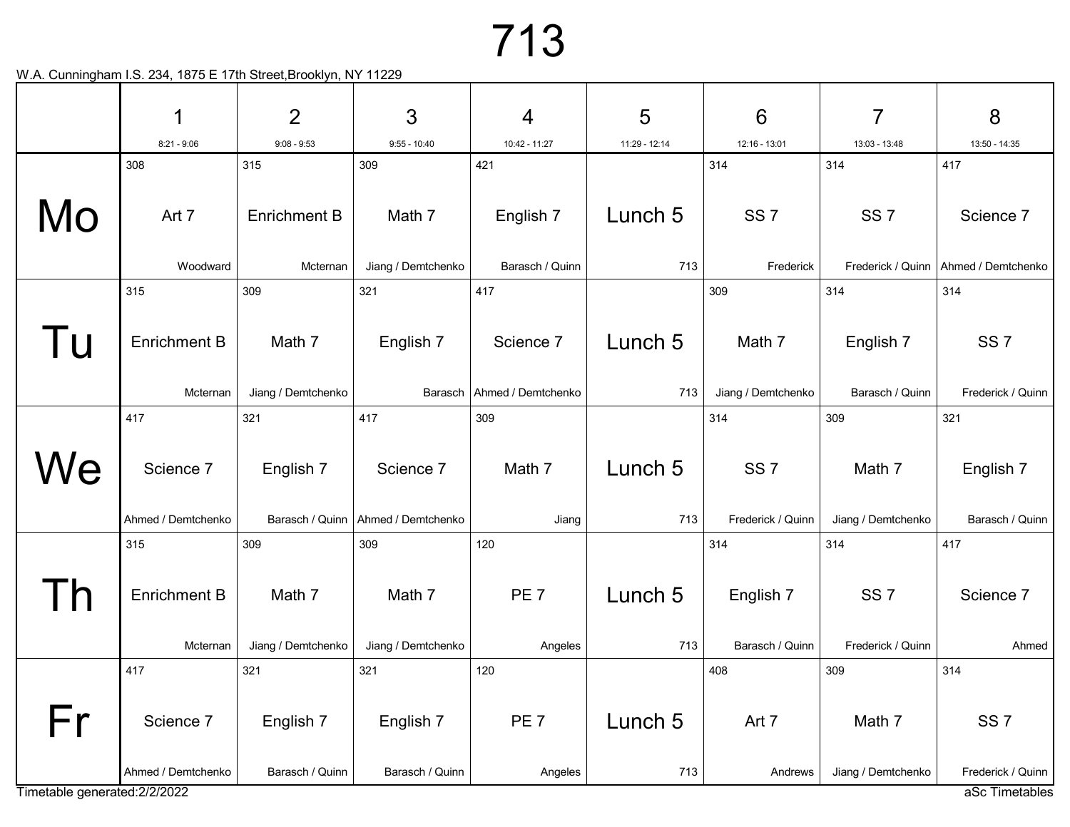# 713

W.A. Cunningham I.S. 234, 1875 E 17th Street,Brooklyn, NY 11229

| | 1<br>8:21 - 9:06 | 2<br>9:08 - 9:53 | 3<br>9:55 - 10:40 | 4<br>10:42 - 11:27 | 5<br>11:29 - 12:14 | 6<br>12:16 - 13:01 | 7<br>13:03 - 13:48 | 8<br>13:50 - 14:35 |
|---|---|---|---|---|---|---|---|---|
| Mo | 308<br>Art 7<br>Woodward | 315<br>Enrichment B<br>Mcternan | 309<br>Math 7<br>Jiang / Demtchenko | 421<br>English 7<br>Barasch / Quinn | Lunch 5<br>713 | 314<br>SS 7<br>Frederick | 314<br>SS 7<br>Frederick / Quinn | 417<br>Science 7<br>Ahmed / Demtchenko |
| Tu | 315<br>Enrichment B<br>Mcternan | 309<br>Math 7<br>Jiang / Demtchenko | 321<br>English 7<br>Barasch | 417<br>Science 7<br>Ahmed / Demtchenko | Lunch 5<br>713 | 309<br>Math 7<br>Jiang / Demtchenko | 314<br>English 7<br>Barasch / Quinn | 314<br>SS 7<br>Frederick / Quinn |
| We | 417<br>Science 7<br>Ahmed / Demtchenko | 321<br>English 7<br>Barasch / Quinn | 417<br>Science 7<br>Ahmed / Demtchenko | 309<br>Math 7<br>Jiang | Lunch 5<br>713 | 314<br>SS 7<br>Frederick / Quinn | 309<br>Math 7<br>Jiang / Demtchenko | 321<br>English 7<br>Barasch / Quinn |
| Th | 315<br>Enrichment B<br>Mcternan | 309<br>Math 7<br>Jiang / Demtchenko | 309<br>Math 7<br>Jiang / Demtchenko | 120<br>PE 7<br>Angeles | Lunch 5<br>713 | 314<br>English 7<br>Barasch / Quinn | 314<br>SS 7<br>Frederick / Quinn | 417<br>Science 7<br>Ahmed |
| Fr | 417<br>Science 7<br>Ahmed / Demtchenko | 321<br>English 7<br>Barasch / Quinn | 321<br>English 7<br>Barasch / Quinn | 120<br>PE 7<br>Angeles | Lunch 5<br>713 | 408<br>Art 7<br>Andrews | 309<br>Math 7<br>Jiang / Demtchenko | 314<br>SS 7<br>Frederick / Quinn |

Timetable generated:2/2/2022

aSc Timetables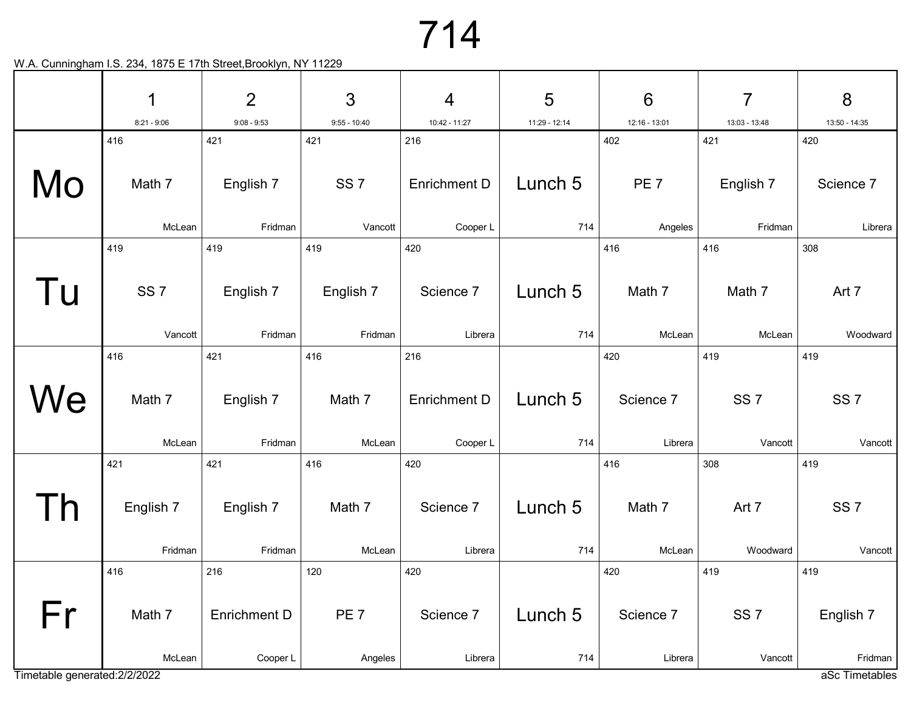# 714

W.A. Cunningham I.S. 234, 1875 E 17th Street,Brooklyn, NY 11229

| | 1<br>8:21 - 9:06 | 2<br>9:08 - 9:53 | 3<br>9:55 - 10:40 | 4<br>10:42 - 11:27 | 5<br>11:29 - 12:14 | 6<br>12:16 - 13:01 | 7<br>13:03 - 13:48 | 8<br>13:50 - 14:35 |
|---|---|---|---|---|---|---|---|---|
| Mo | 416<br>Math 7<br>McLean | 421<br>English 7<br>Fridman | 421<br>SS 7<br>Vancott | 216<br>Enrichment D<br>Cooper L | Lunch 5<br>714 | 402<br>PE 7<br>Angeles | 421<br>English 7<br>Fridman | 420<br>Science 7<br>Librera |
| Tu | 419<br>SS 7<br>Vancott | 419<br>English 7<br>Fridman | 419<br>English 7<br>Fridman | 420<br>Science 7<br>Librera | Lunch 5<br>714 | 416<br>Math 7<br>McLean | 416<br>Math 7<br>McLean | 308<br>Art 7<br>Woodward |
| We | 416<br>Math 7<br>McLean | 421<br>English 7<br>Fridman | 416<br>Math 7<br>McLean | 216<br>Enrichment D<br>Cooper L | Lunch 5<br>714 | 420<br>Science 7<br>Librera | 419<br>SS 7<br>Vancott | 419<br>SS 7<br>Vancott |
| Th | 421<br>English 7<br>Fridman | 421<br>English 7<br>Fridman | 416<br>Math 7<br>McLean | 420<br>Science 7<br>Librera | Lunch 5<br>714 | 416<br>Math 7<br>McLean | 308<br>Art 7<br>Woodward | 419<br>SS 7<br>Vancott |
| Fr | 416<br>Math 7<br>McLean | 216<br>Enrichment D<br>Cooper L | 120<br>PE 7<br>Angeles | 420<br>Science 7<br>Librera | Lunch 5<br>714 | 420<br>Science 7<br>Librera | 419<br>SS 7<br>Vancott | 419<br>English 7<br>Fridman |

Timetable generated:2/2/2022

aSc Timetables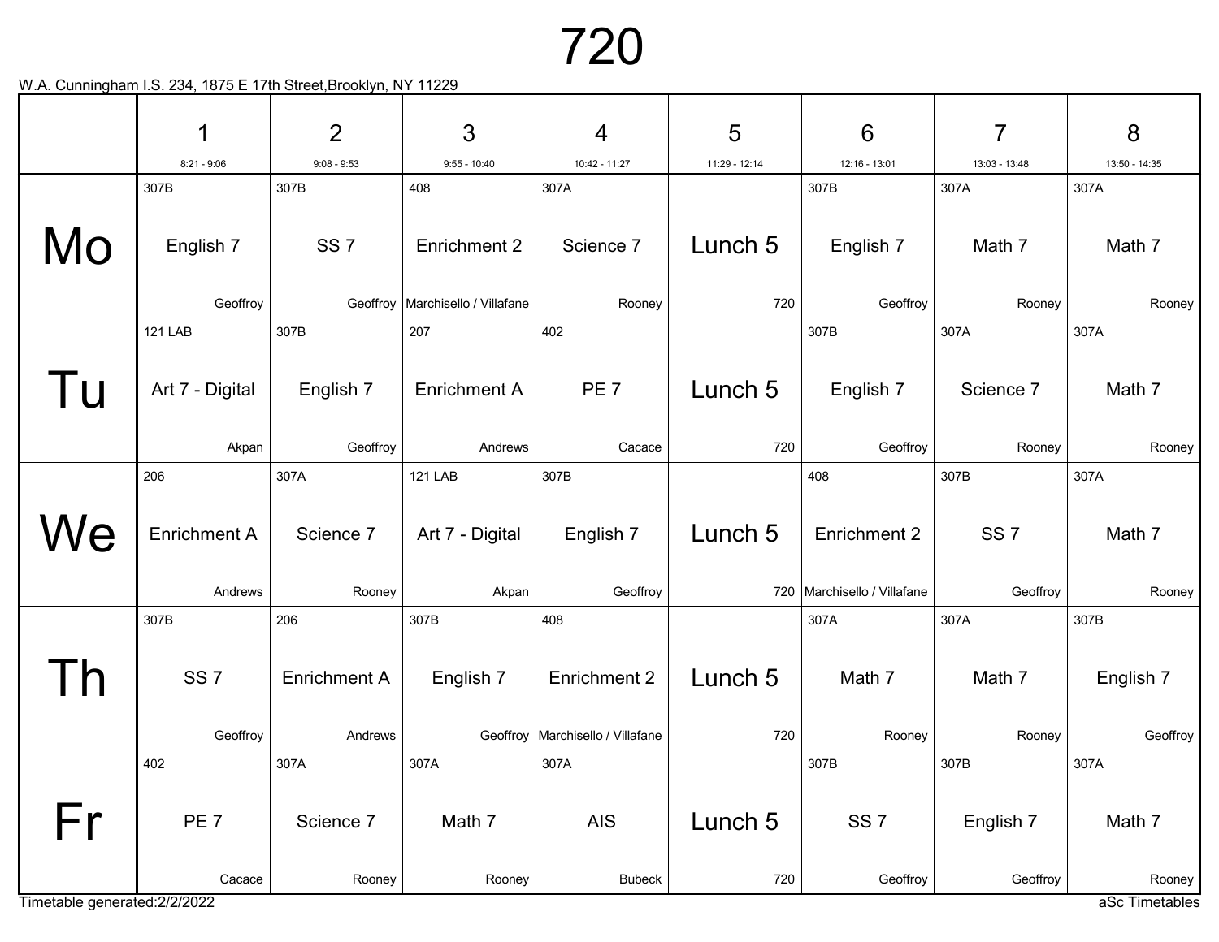# 720

W.A. Cunningham I.S. 234, 1875 E 17th Street,Brooklyn, NY 11229

| | 1<br>8:21 - 9:06 | 2<br>9:08 - 9:53 | 3<br>9:55 - 10:40 | 4<br>10:42 - 11:27 | 5<br>11:29 - 12:14 | 6<br>12:16 - 13:01 | 7<br>13:03 - 13:48 | 8<br>13:50 - 14:35 |
|---|---|---|---|---|---|---|---|---|
| Mo | 307B<br>English 7<br>Geoffroy | 307B<br>SS 7<br>Geoffroy | 408<br>Enrichment 2<br>Marchisello / Villafane | 307A<br>Science 7<br>Rooney | Lunch 5<br>720 | 307B<br>English 7<br>Geoffroy | 307A<br>Math 7<br>Rooney | 307A<br>Math 7<br>Rooney |
| Tu | 121 LAB<br>Art 7 - Digital<br>Akpan | 307B<br>English 7<br>Geoffroy | 207<br>Enrichment A<br>Andrews | 402<br>PE 7<br>Cacace | Lunch 5<br>720 | 307B<br>English 7<br>Geoffroy | 307A<br>Science 7<br>Rooney | 307A<br>Math 7<br>Rooney |
| We | 206<br>Enrichment A<br>Andrews | 307A<br>Science 7<br>Rooney | 121 LAB<br>Art 7 - Digital<br>Akpan | 307B<br>English 7<br>Geoffroy | Lunch 5<br>720 | 408<br>Enrichment 2<br>Marchisello / Villafane | 307B<br>SS 7<br>Geoffroy | 307A<br>Math 7<br>Rooney |
| Th | 307B<br>SS 7<br>Geoffroy | 206<br>Enrichment A<br>Andrews | 307B<br>English 7<br>Geoffroy | 408<br>Enrichment 2<br>Marchisello / Villafane | Lunch 5<br>720 | 307A<br>Math 7<br>Rooney | 307A<br>Math 7<br>Rooney | 307B<br>English 7<br>Geoffroy |
| Fr | 402<br>PE 7<br>Cacace | 307A<br>Science 7<br>Rooney | 307A<br>Math 7<br>Rooney | 307A<br>AIS<br>Bubeck | Lunch 5<br>720 | 307B<br>SS 7<br>Geoffroy | 307B<br>English 7<br>Geoffroy | 307A<br>Math 7<br>Rooney |

Timetable generated:2/2/2022

aSc Timetables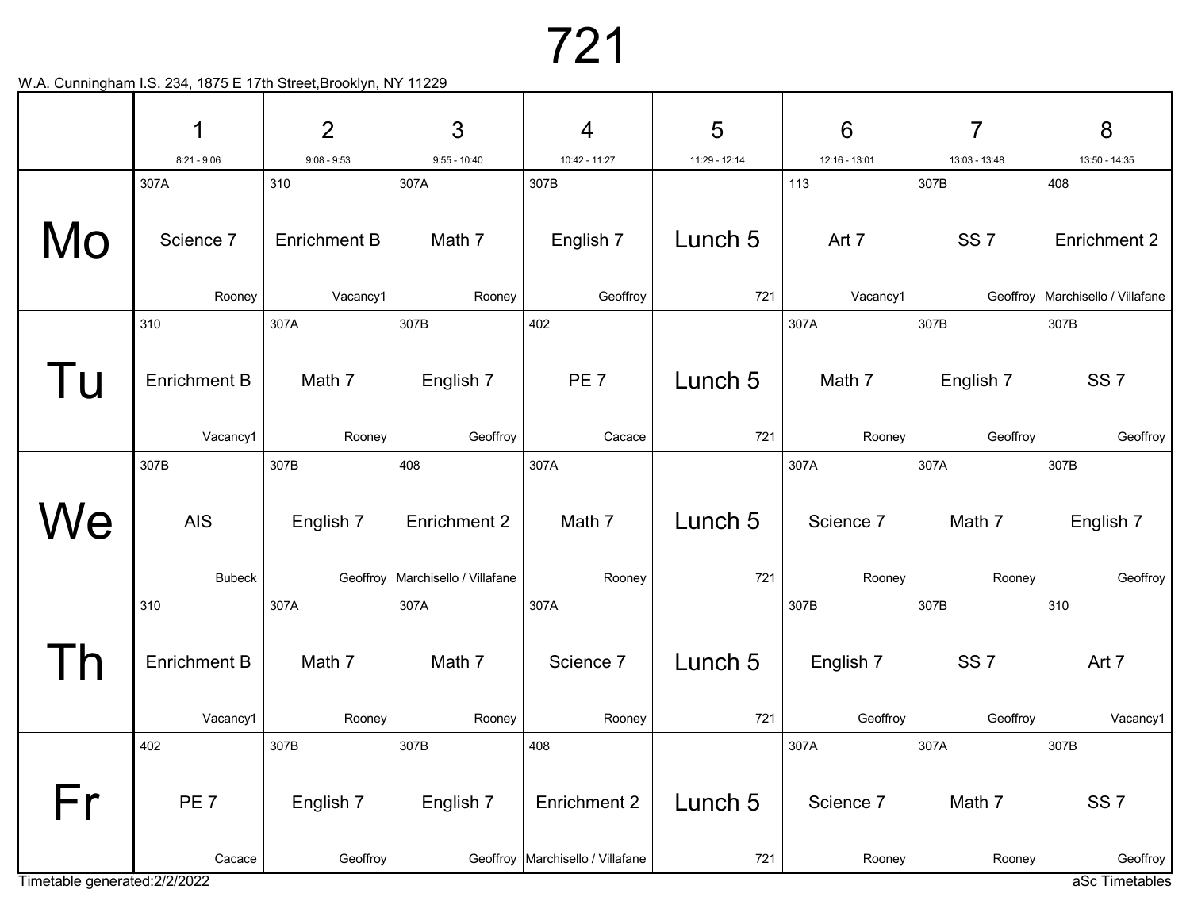# 721

W.A. Cunningham I.S. 234, 1875 E 17th Street,Brooklyn, NY 11229

| | 1<br>8:21 - 9:06 | 2<br>9:08 - 9:53 | 3<br>9:55 - 10:40 | 4<br>10:42 - 11:27 | 5<br>11:29 - 12:14 | 6<br>12:16 - 13:01 | 7<br>13:03 - 13:48 | 8<br>13:50 - 14:35 |
|---|---|---|---|---|---|---|---|---|
| Mo | 307A<br>Science 7<br>Rooney | 310<br>Enrichment B<br>Vacancy1 | 307A<br>Math 7<br>Rooney | 307B<br>English 7<br>Geoffroy | Lunch 5<br>721 | 113<br>Art 7<br>Vacancy1 | 307B<br>SS 7<br>Geoffroy | 408<br>Enrichment 2<br>Marchisello / Villafane |
| Tu | 310<br>Enrichment B<br>Vacancy1 | 307A<br>Math 7<br>Rooney | 307B<br>English 7<br>Geoffroy | 402<br>PE 7<br>Cacace | Lunch 5<br>721 | 307A<br>Math 7<br>Rooney | 307B<br>English 7<br>Geoffroy | 307B<br>SS 7<br>Geoffroy |
| We | 307B<br>AIS<br>Bubeck | 307B<br>English 7<br>Geoffroy | 408<br>Enrichment 2<br>Marchisello / Villafane | 307A<br>Math 7<br>Rooney | Lunch 5<br>721 | 307A<br>Science 7<br>Rooney | 307A<br>Math 7<br>Rooney | 307B<br>English 7<br>Geoffroy |
| Th | 310<br>Enrichment B<br>Vacancy1 | 307A<br>Math 7<br>Rooney | 307A<br>Math 7<br>Rooney | 307A<br>Science 7<br>Rooney | Lunch 5<br>721 | 307B<br>English 7<br>Geoffroy | 307B<br>SS 7<br>Geoffroy | 310<br>Art 7<br>Vacancy1 |
| Fr | 402<br>PE 7<br>Cacace | 307B<br>English 7<br>Geoffroy | 307B<br>English 7<br>Geoffroy | 408<br>Enrichment 2<br>Marchisello / Villafane | Lunch 5<br>721 | 307A<br>Science 7<br>Rooney | 307A<br>Math 7<br>Rooney | 307B<br>SS 7<br>Geoffroy |

Timetable generated:2/2/2022

aSc Timetables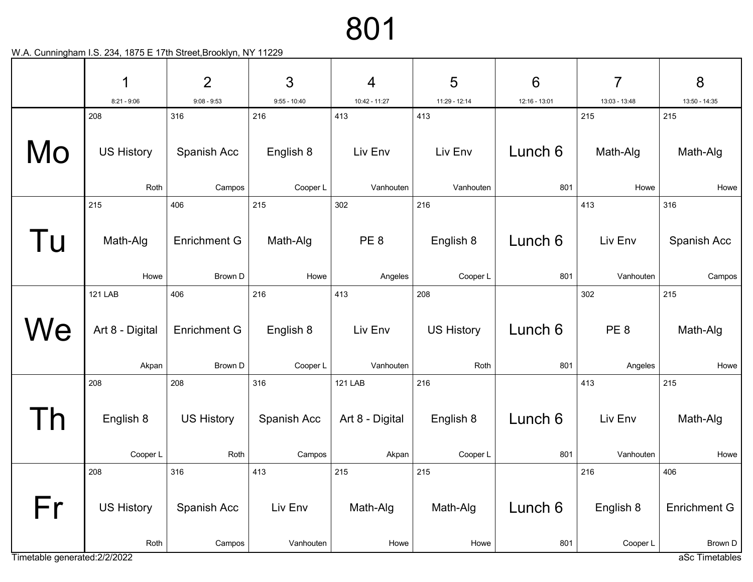# 801

W.A. Cunningham I.S. 234, 1875 E 17th Street,Brooklyn, NY 11229

| | 1<br>8:21 - 9:06 | 2<br>9:08 - 9:53 | 3<br>9:55 - 10:40 | 4<br>10:42 - 11:27 | 5<br>11:29 - 12:14 | 6<br>12:16 - 13:01 | 7<br>13:03 - 13:48 | 8<br>13:50 - 14:35 |
|---|---|---|---|---|---|---|---|---|
| Mo | 208<br>US History<br>Roth | 316<br>Spanish Acc<br>Campos | 216<br>English 8<br>Cooper L | 413<br>Liv Env<br>Vanhouten | 413<br>Liv Env<br>Vanhouten | Lunch 6<br>801 | 215<br>Math-Alg<br>Howe | 215<br>Math-Alg<br>Howe |
| Tu | 215<br>Math-Alg<br>Howe | 406<br>Enrichment G<br>Brown D | 215<br>Math-Alg<br>Howe | 302<br>PE 8<br>Angeles | 216<br>English 8<br>Cooper L | Lunch 6<br>801 | 413<br>Liv Env<br>Vanhouten | 316<br>Spanish Acc<br>Campos |
| We | 121 LAB<br>Art 8 - Digital<br>Akpan | 406<br>Enrichment G<br>Brown D | 216<br>English 8<br>Cooper L | 413<br>Liv Env<br>Vanhouten | 208<br>US History<br>Roth | Lunch 6<br>801 | 302<br>PE 8<br>Angeles | 215<br>Math-Alg<br>Howe |
| Th | 208<br>English 8<br>Cooper L | 208<br>US History<br>Roth | 316<br>Spanish Acc<br>Campos | 121 LAB<br>Art 8 - Digital<br>Akpan | 216<br>English 8<br>Cooper L | Lunch 6<br>801 | 413<br>Liv Env<br>Vanhouten | 215<br>Math-Alg<br>Howe |
| Fr | 208<br>US History<br>Roth | 316<br>Spanish Acc<br>Campos | 413<br>Liv Env<br>Vanhouten | 215<br>Math-Alg<br>Howe | 215<br>Math-Alg<br>Howe | Lunch 6<br>801 | 216<br>English 8<br>Cooper L | 406<br>Enrichment G<br>Brown D |

Timetable generated:2/2/2022

aSc Timetables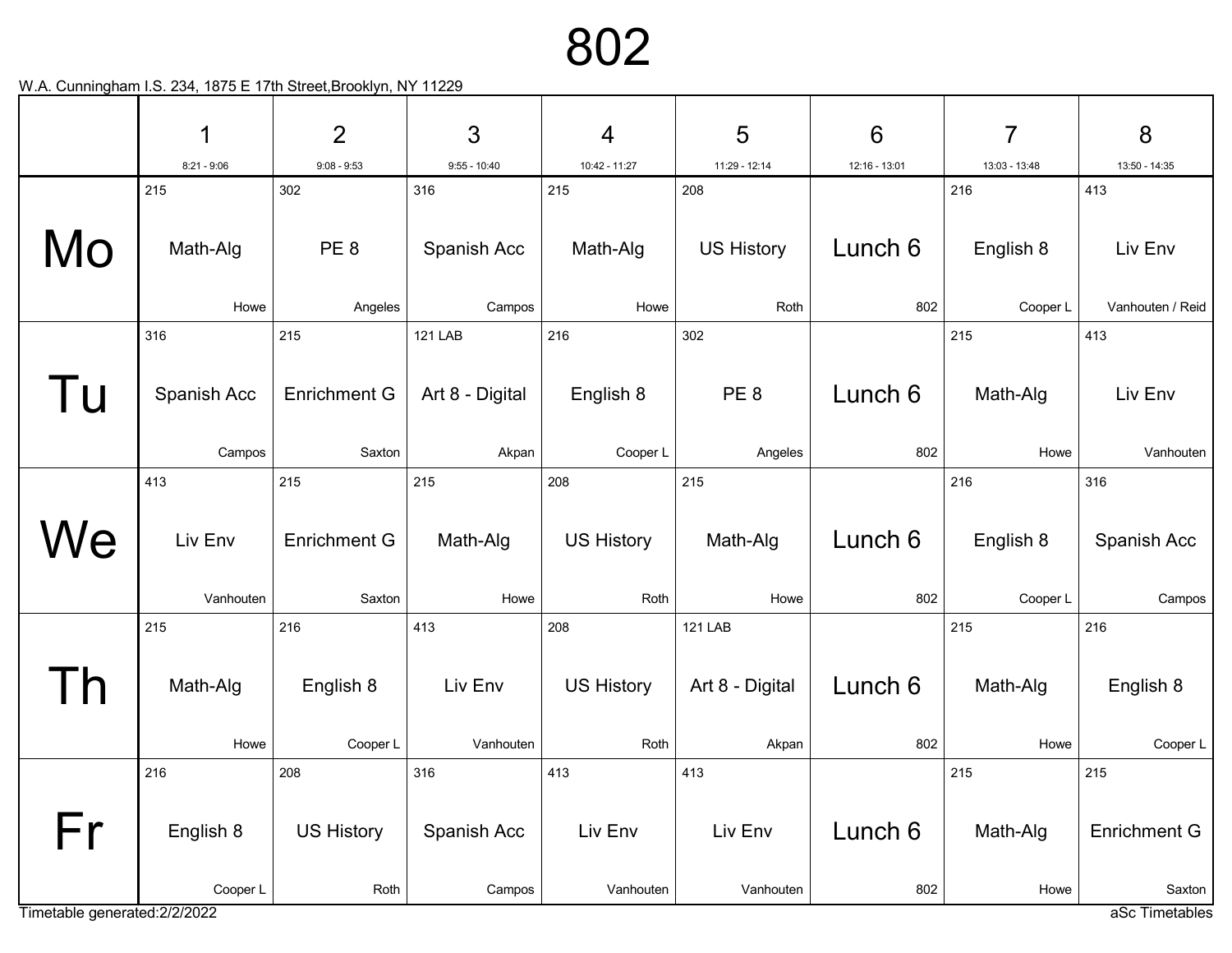# 802

W.A. Cunningham I.S. 234, 1875 E 17th Street,Brooklyn, NY 11229

| | 1<br>8:21 - 9:06 | 2<br>9:08 - 9:53 | 3<br>9:55 - 10:40 | 4<br>10:42 - 11:27 | 5<br>11:29 - 12:14 | 6<br>12:16 - 13:01 | 7<br>13:03 - 13:48 | 8<br>13:50 - 14:35 |
|---|---|---|---|---|---|---|---|---|
| Mo | 215<br>Math-Alg<br>Howe | 302<br>PE 8<br>Angeles | 316<br>Spanish Acc<br>Campos | 215<br>Math-Alg<br>Howe | 208<br>US History<br>Roth | Lunch 6<br>802 | 216<br>English 8<br>Cooper L | 413<br>Liv Env<br>Vanhouten / Reid |
| Tu | 316<br>Spanish Acc<br>Campos | 215<br>Enrichment G<br>Saxton | 121 LAB<br>Art 8 - Digital<br>Akpan | 216<br>English 8<br>Cooper L | 302<br>PE 8<br>Angeles | Lunch 6<br>802 | 215<br>Math-Alg<br>Howe | 413<br>Liv Env<br>Vanhouten |
| We | 413<br>Liv Env<br>Vanhouten | 215<br>Enrichment G<br>Saxton | 215<br>Math-Alg<br>Howe | 208<br>US History<br>Roth | 215<br>Math-Alg<br>Howe | Lunch 6<br>802 | 216<br>English 8<br>Cooper L | 316<br>Spanish Acc<br>Campos |
| Th | 215<br>Math-Alg<br>Howe | 216<br>English 8<br>Cooper L | 413<br>Liv Env<br>Vanhouten | 208<br>US History<br>Roth | 121 LAB<br>Art 8 - Digital<br>Akpan | Lunch 6<br>802 | 215<br>Math-Alg<br>Howe | 216<br>English 8<br>Cooper L |
| Fr | 216<br>English 8<br>Cooper L | 208<br>US History<br>Roth | 316<br>Spanish Acc<br>Campos | 413<br>Liv Env<br>Vanhouten | 413<br>Liv Env<br>Vanhouten | Lunch 6<br>802 | 215<br>Math-Alg<br>Howe | 215<br>Enrichment G<br>Saxton |

Timetable generated:2/2/2022

aSc Timetables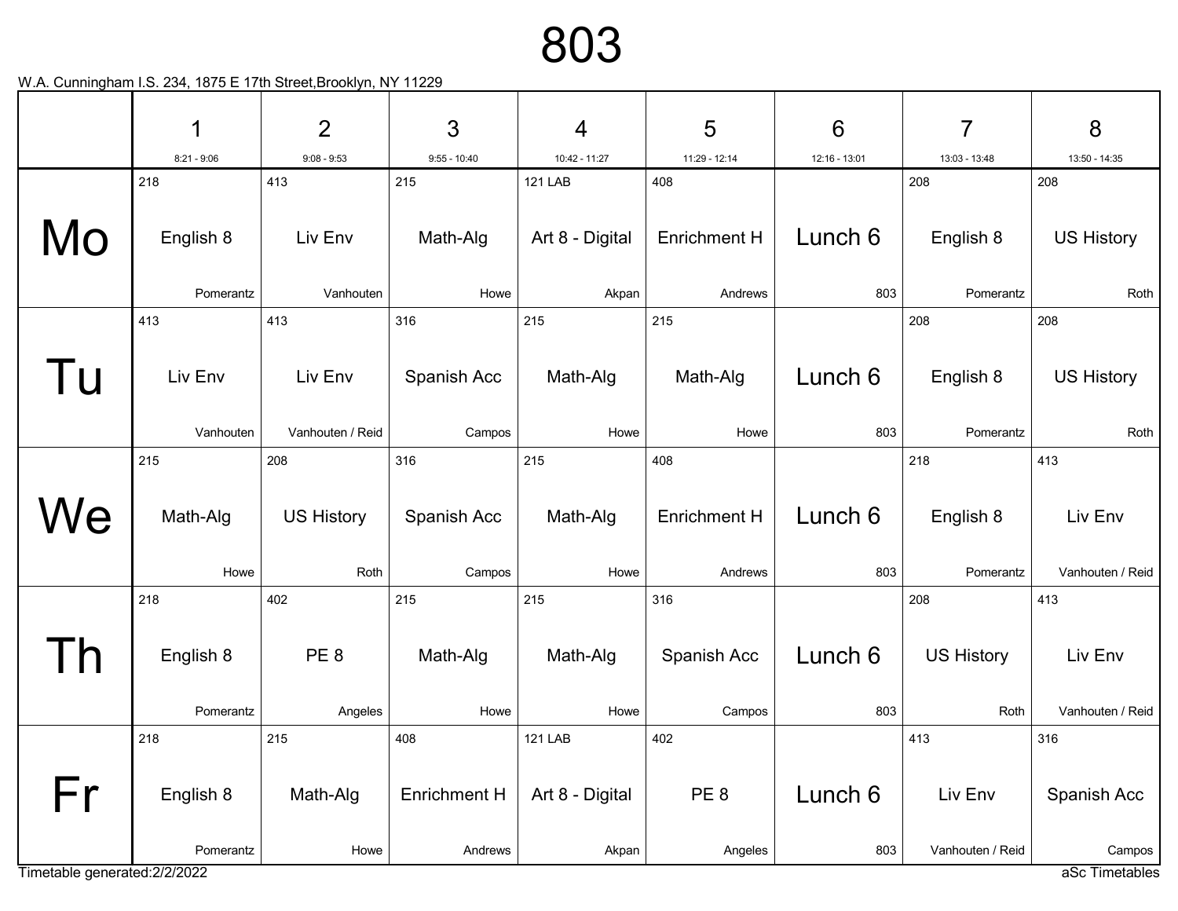# 803

W.A. Cunningham I.S. 234, 1875 E 17th Street,Brooklyn, NY 11229

| | 1<br>8:21 - 9:06 | 2<br>9:08 - 9:53 | 3<br>9:55 - 10:40 | 4<br>10:42 - 11:27 | 5<br>11:29 - 12:14 | 6<br>12:16 - 13:01 | 7<br>13:03 - 13:48 | 8<br>13:50 - 14:35 |
|---|---|---|---|---|---|---|---|---|
| Mo | 218<br>English 8<br>Pomerantz | 413<br>Liv Env<br>Vanhouten | 215<br>Math-Alg<br>Howe | 121 LAB<br>Art 8 - Digital<br>Akpan | 408<br>Enrichment H<br>Andrews | Lunch 6<br>803 | 208<br>English 8<br>Pomerantz | 208<br>US History<br>Roth |
| Tu | 413<br>Liv Env<br>Vanhouten | 413<br>Liv Env<br>Vanhouten / Reid | 316<br>Spanish Acc<br>Campos | 215<br>Math-Alg<br>Howe | 215<br>Math-Alg<br>Howe | Lunch 6<br>803 | 208<br>English 8<br>Pomerantz | 208<br>US History<br>Roth |
| We | 215<br>Math-Alg<br>Howe | 208<br>US History<br>Roth | 316<br>Spanish Acc<br>Campos | 215<br>Math-Alg<br>Howe | 408<br>Enrichment H<br>Andrews | Lunch 6<br>803 | 218<br>English 8<br>Pomerantz | 413<br>Liv Env<br>Vanhouten / Reid |
| Th | 218<br>English 8<br>Pomerantz | 402<br>PE 8<br>Angeles | 215<br>Math-Alg<br>Howe | 215<br>Math-Alg<br>Howe | 316<br>Spanish Acc<br>Campos | Lunch 6<br>803 | 208<br>US History<br>Roth | 413<br>Liv Env<br>Vanhouten / Reid |
| Fr | 218<br>English 8<br>Pomerantz | 215<br>Math-Alg<br>Howe | 408<br>Enrichment H<br>Andrews | 121 LAB<br>Art 8 - Digital<br>Akpan | 402<br>PE 8<br>Angeles | Lunch 6<br>803 | 413<br>Liv Env<br>Vanhouten / Reid | 316<br>Spanish Acc<br>Campos |

Timetable generated:2/2/2022

aSc Timetables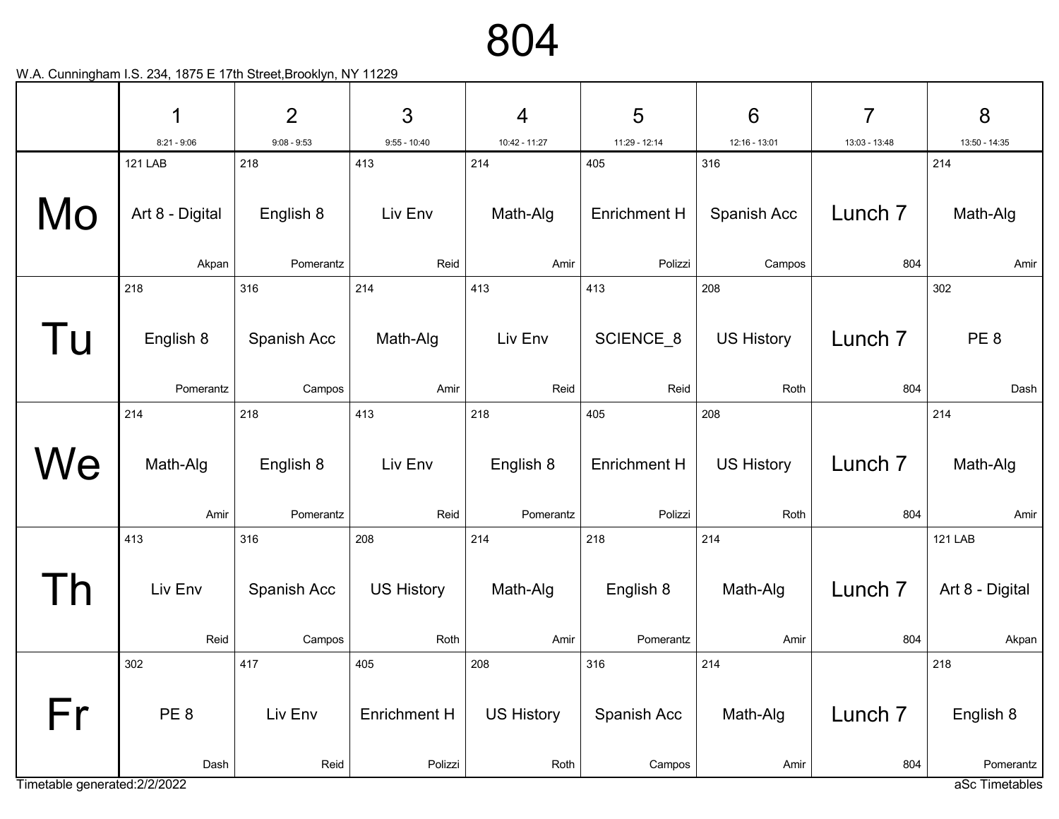# 804

W.A. Cunningham I.S. 234, 1875 E 17th Street,Brooklyn, NY 11229

| | 1<br>8:21 - 9:06 | 2<br>9:08 - 9:53 | 3<br>9:55 - 10:40 | 4<br>10:42 - 11:27 | 5<br>11:29 - 12:14 | 6<br>12:16 - 13:01 | 7<br>13:03 - 13:48 | 8<br>13:50 - 14:35 |
|---|---|---|---|---|---|---|---|---|
| Mo | 121 LAB<br>Art 8 - Digital<br>Akpan | 218<br>English 8<br>Pomerantz | 413<br>Liv Env<br>Reid | 214<br>Math-Alg<br>Amir | 405<br>Enrichment H<br>Polizzi | 316<br>Spanish Acc<br>Campos | Lunch 7<br>804 | 214<br>Math-Alg<br>Amir |
| Tu | 218<br>English 8<br>Pomerantz | 316<br>Spanish Acc<br>Campos | 214<br>Math-Alg<br>Amir | 413<br>Liv Env<br>Reid | 413<br>SCIENCE_8<br>Reid | 208<br>US History<br>Roth | Lunch 7<br>804 | 302<br>PE 8<br>Dash |
| We | 214<br>Math-Alg<br>Amir | 218<br>English 8<br>Pomerantz | 413<br>Liv Env<br>Reid | 218<br>English 8<br>Pomerantz | 405<br>Enrichment H<br>Polizzi | 208<br>US History<br>Roth | Lunch 7<br>804 | 214<br>Math-Alg<br>Amir |
| Th | 413<br>Liv Env<br>Reid | 316<br>Spanish Acc<br>Campos | 208<br>US History<br>Roth | 214<br>Math-Alg<br>Amir | 218<br>English 8<br>Pomerantz | 214<br>Math-Alg<br>Amir | Lunch 7<br>804 | 121 LAB<br>Art 8 - Digital<br>Akpan |
| Fr | 302<br>PE 8<br>Dash | 417<br>Liv Env<br>Reid | 405<br>Enrichment H<br>Polizzi | 208<br>US History<br>Roth | 316<br>Spanish Acc<br>Campos | 214<br>Math-Alg<br>Amir | Lunch 7<br>804 | 218<br>English 8<br>Pomerantz |

Timetable generated:2/2/2022

aSc Timetables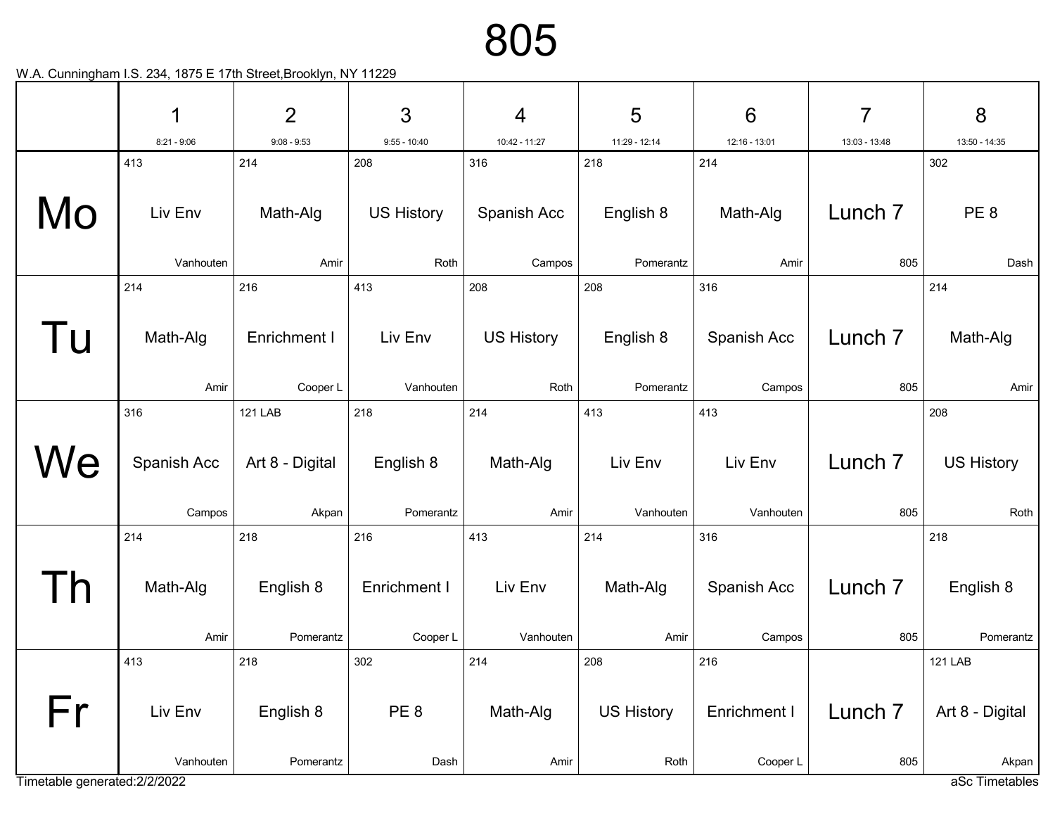# 805

W.A. Cunningham I.S. 234, 1875 E 17th Street,Brooklyn, NY 11229

| | 1 (8:21 - 9:06) | 2 (9:08 - 9:53) | 3 (9:55 - 10:40) | 4 (10:42 - 11:27) | 5 (11:29 - 12:14) | 6 (12:16 - 13:01) | 7 (13:03 - 13:48) | 8 (13:50 - 14:35) |
|---|---|---|---|---|---|---|---|---|
| Mo | 413 Liv Env Vanhouten | 214 Math-Alg Amir | 208 US History Roth | 316 Spanish Acc Campos | 218 English 8 Pomerantz | 214 Math-Alg Amir | Lunch 7 805 | 302 PE 8 Dash |
| Tu | 214 Math-Alg Amir | 216 Enrichment I Cooper L | 413 Liv Env Vanhouten | 208 US History Roth | 208 English 8 Pomerantz | 316 Spanish Acc Campos | Lunch 7 805 | 214 Math-Alg Amir |
| We | 316 Spanish Acc Campos | 121 LAB Art 8 - Digital Akpan | 218 English 8 Pomerantz | 214 Math-Alg Amir | 413 Liv Env Vanhouten | 413 Liv Env Vanhouten | Lunch 7 805 | 208 US History Roth |
| Th | 214 Math-Alg Amir | 218 English 8 Pomerantz | 216 Enrichment I Cooper L | 413 Liv Env Vanhouten | 214 Math-Alg Amir | 316 Spanish Acc Campos | Lunch 7 805 | 218 English 8 Pomerantz |
| Fr | 413 Liv Env Vanhouten | 218 English 8 Pomerantz | 302 PE 8 Dash | 214 Math-Alg Amir | 208 US History Roth | 216 Enrichment I Cooper L | Lunch 7 805 | 121 LAB Art 8 - Digital Akpan |

Timetable generated:2/2/2022

aSc Timetables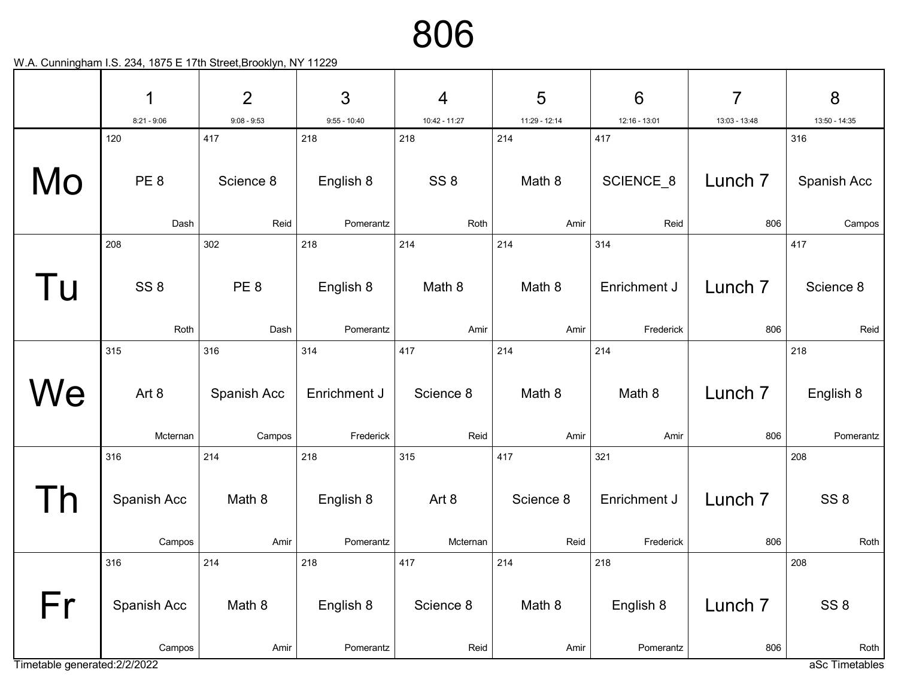# 806

W.A. Cunningham I.S. 234, 1875 E 17th Street,Brooklyn, NY 11229

| | 1<br>8:21 - 9:06 | 2<br>9:08 - 9:53 | 3<br>9:55 - 10:40 | 4<br>10:42 - 11:27 | 5<br>11:29 - 12:14 | 6<br>12:16 - 13:01 | 7<br>13:03 - 13:48 | 8<br>13:50 - 14:35 |
|---|---|---|---|---|---|---|---|---|
| Mo | 120<br>PE 8<br>Dash | 417<br>Science 8<br>Reid | 218<br>English 8<br>Pomerantz | 218<br>SS 8<br>Roth | 214<br>Math 8<br>Amir | 417<br>SCIENCE_8<br>Reid | Lunch 7<br>806 | 316<br>Spanish Acc<br>Campos |
| Tu | 208<br>SS 8<br>Roth | 302<br>PE 8<br>Dash | 218<br>English 8<br>Pomerantz | 214<br>Math 8<br>Amir | 214<br>Math 8<br>Amir | 314<br>Enrichment J<br>Frederick | Lunch 7<br>806 | 417<br>Science 8<br>Reid |
| We | 315<br>Art 8<br>Mcternan | 316<br>Spanish Acc<br>Campos | 314<br>Enrichment J<br>Frederick | 417<br>Science 8<br>Reid | 214<br>Math 8<br>Amir | 214<br>Math 8<br>Amir | Lunch 7<br>806 | 218<br>English 8<br>Pomerantz |
| Th | 316<br>Spanish Acc<br>Campos | 214<br>Math 8<br>Amir | 218<br>English 8<br>Pomerantz | 315<br>Art 8<br>Mcternan | 417<br>Science 8<br>Reid | 321<br>Enrichment J<br>Frederick | Lunch 7<br>806 | 208<br>SS 8<br>Roth |
| Fr | 316<br>Spanish Acc<br>Campos | 214<br>Math 8<br>Amir | 218<br>English 8<br>Pomerantz | 417<br>Science 8<br>Reid | 214<br>Math 8<br>Amir | 218<br>English 8<br>Pomerantz | Lunch 7<br>806 | 208<br>SS 8<br>Roth |

Timetable generated:2/2/2022

aSc Timetables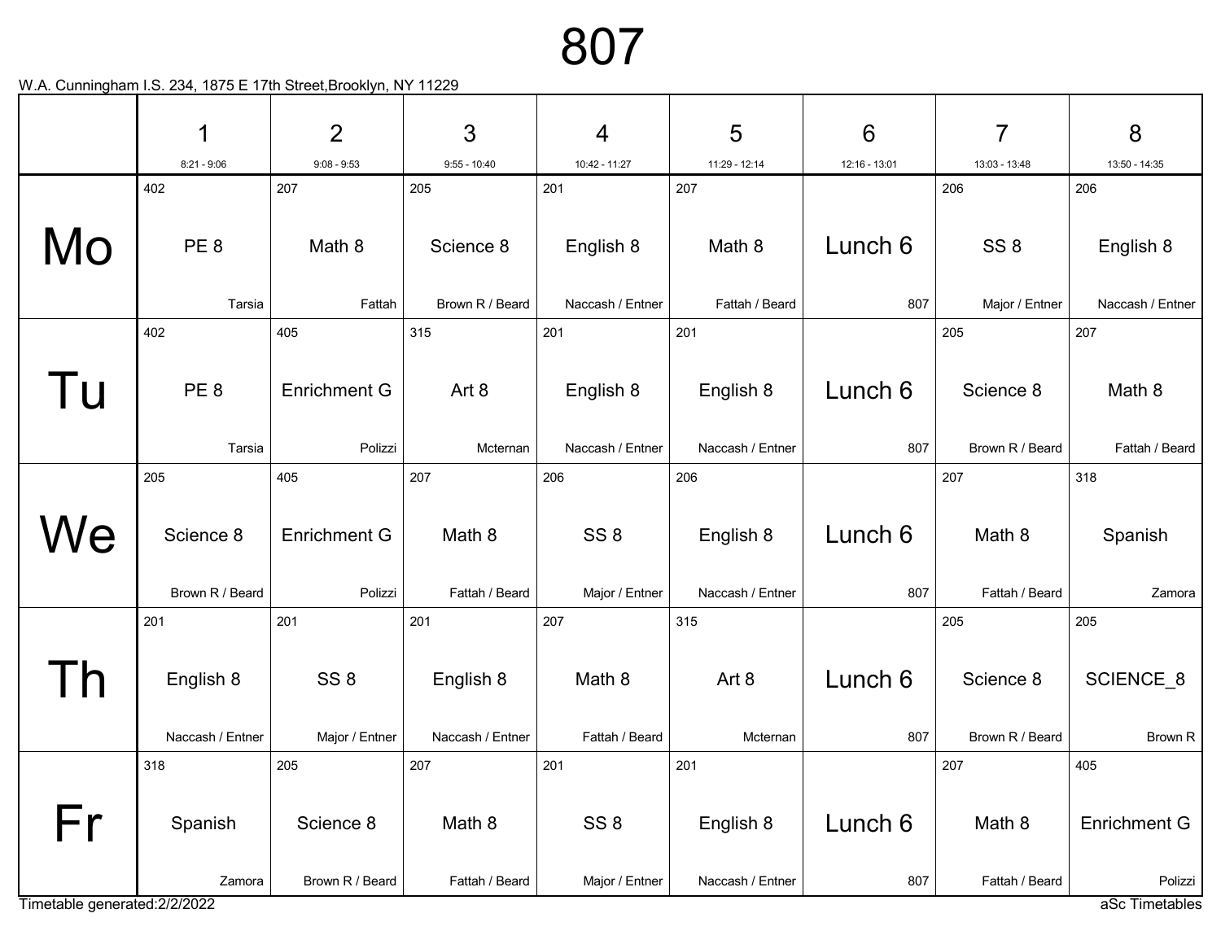# 807

W.A. Cunningham I.S. 234, 1875 E 17th Street,Brooklyn, NY 11229

| | 1<br>8:21 - 9:06 | 2<br>9:08 - 9:53 | 3<br>9:55 - 10:40 | 4<br>10:42 - 11:27 | 5<br>11:29 - 12:14 | 6<br>12:16 - 13:01 | 7<br>13:03 - 13:48 | 8<br>13:50 - 14:35 |
|---|---|---|---|---|---|---|---|---|
| Mo | 402<br>PE 8<br>Tarsia | 207<br>Math 8<br>Fattah | 205<br>Science 8<br>Brown R / Beard | 201<br>English 8<br>Naccash / Entner | 207<br>Math 8<br>Fattah / Beard | Lunch 6<br>807 | 206<br>SS 8<br>Major / Entner | 206<br>English 8<br>Naccash / Entner |
| Tu | 402<br>PE 8<br>Tarsia | 405<br>Enrichment G<br>Polizzi | 315<br>Art 8<br>Mcternan | 201<br>English 8<br>Naccash / Entner | 201<br>English 8<br>Naccash / Entner | Lunch 6<br>807 | 205<br>Science 8<br>Brown R / Beard | 207<br>Math 8<br>Fattah / Beard |
| We | 205<br>Science 8<br>Brown R / Beard | 405<br>Enrichment G<br>Polizzi | 207<br>Math 8<br>Fattah / Beard | 206<br>SS 8<br>Major / Entner | 206<br>English 8<br>Naccash / Entner | Lunch 6<br>807 | 207<br>Math 8<br>Fattah / Beard | 318<br>Spanish<br>Zamora |
| Th | 201<br>English 8<br>Naccash / Entner | 201<br>SS 8<br>Major / Entner | 201<br>English 8<br>Naccash / Entner | 207<br>Math 8<br>Fattah / Beard | 315<br>Art 8<br>Mcternan | Lunch 6<br>807 | 205<br>Science 8<br>Brown R / Beard | 205<br>SCIENCE_8<br>Brown R |
| Fr | 318<br>Spanish<br>Zamora | 205<br>Science 8<br>Brown R / Beard | 207<br>Math 8<br>Fattah / Beard | 201<br>SS 8<br>Major / Entner | 201<br>English 8<br>Naccash / Entner | Lunch 6<br>807 | 207<br>Math 8<br>Fattah / Beard | 405<br>Enrichment G<br>Polizzi |

Timetable generated:2/2/2022

aSc Timetables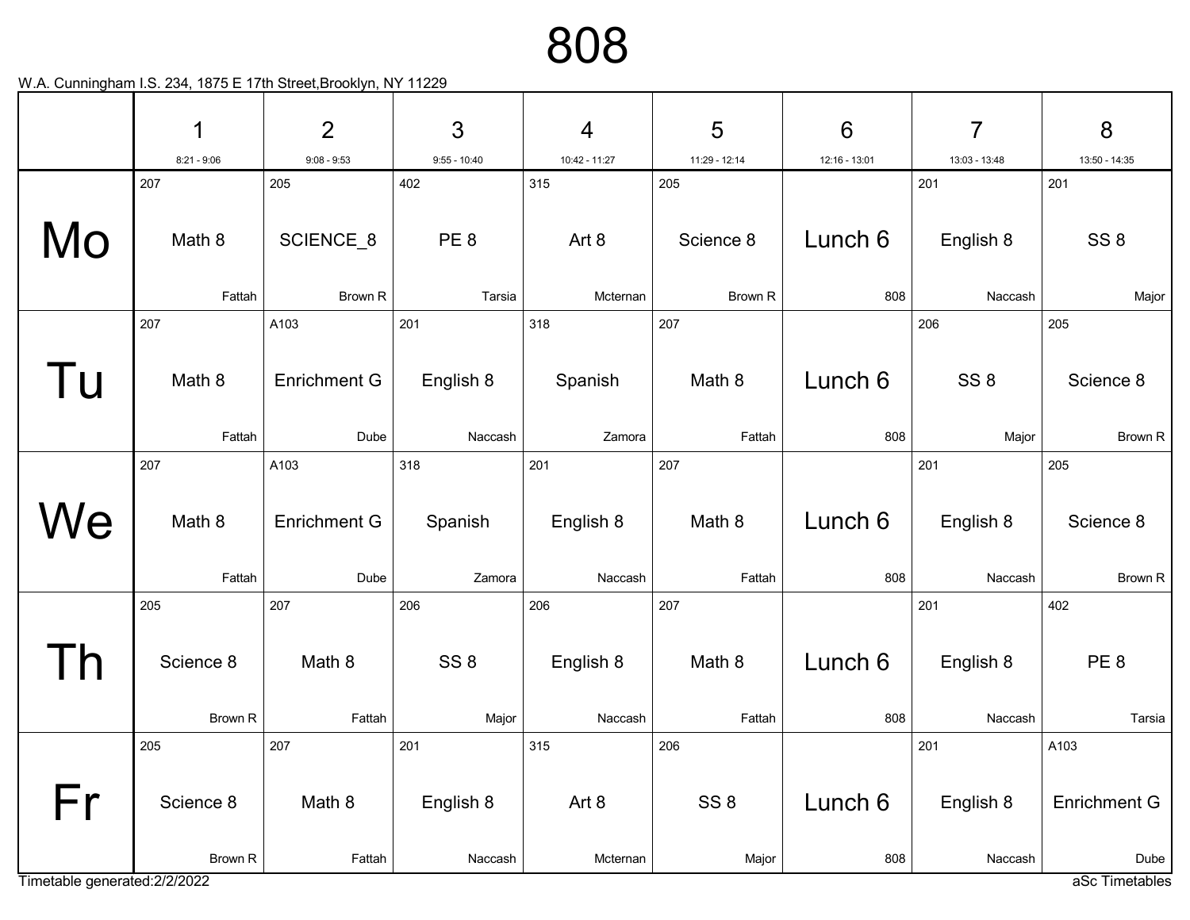# 808

W.A. Cunningham I.S. 234, 1875 E 17th Street,Brooklyn, NY 11229

| | 1<br>8:21 - 9:06 | 2<br>9:08 - 9:53 | 3<br>9:55 - 10:40 | 4<br>10:42 - 11:27 | 5<br>11:29 - 12:14 | 6<br>12:16 - 13:01 | 7<br>13:03 - 13:48 | 8<br>13:50 - 14:35 |
|---|---|---|---|---|---|---|---|---|
| Mo | 207<br>Math 8<br>Fattah | 205<br>SCIENCE_8<br>Brown R | 402<br>PE 8<br>Tarsia | 315<br>Art 8<br>Mcternan | 205<br>Science 8<br>Brown R | Lunch 6<br>808 | 201<br>English 8<br>Naccash | 201<br>SS 8<br>Major |
| Tu | 207<br>Math 8<br>Fattah | A103<br>Enrichment G<br>Dube | 201<br>English 8<br>Naccash | 318<br>Spanish<br>Zamora | 207<br>Math 8<br>Fattah | Lunch 6<br>808 | 206<br>SS 8<br>Major | 205<br>Science 8<br>Brown R |
| We | 207<br>Math 8<br>Fattah | A103<br>Enrichment G<br>Dube | 318<br>Spanish<br>Zamora | 201<br>English 8<br>Naccash | 207<br>Math 8<br>Fattah | Lunch 6<br>808 | 201<br>English 8<br>Naccash | 205<br>Science 8<br>Brown R |
| Th | 205<br>Science 8<br>Brown R | 207<br>Math 8<br>Fattah | 206<br>SS 8<br>Major | 206<br>English 8<br>Naccash | 207<br>Math 8<br>Fattah | Lunch 6<br>808 | 201<br>English 8<br>Naccash | 402<br>PE 8<br>Tarsia |
| Fr | 205<br>Science 8<br>Brown R | 207<br>Math 8<br>Fattah | 201<br>English 8<br>Naccash | 315<br>Art 8<br>Mcternan | 206<br>SS 8<br>Major | Lunch 6<br>808 | 201<br>English 8<br>Naccash | A103<br>Enrichment G<br>Dube |

Timetable generated:2/2/2022

aSc Timetables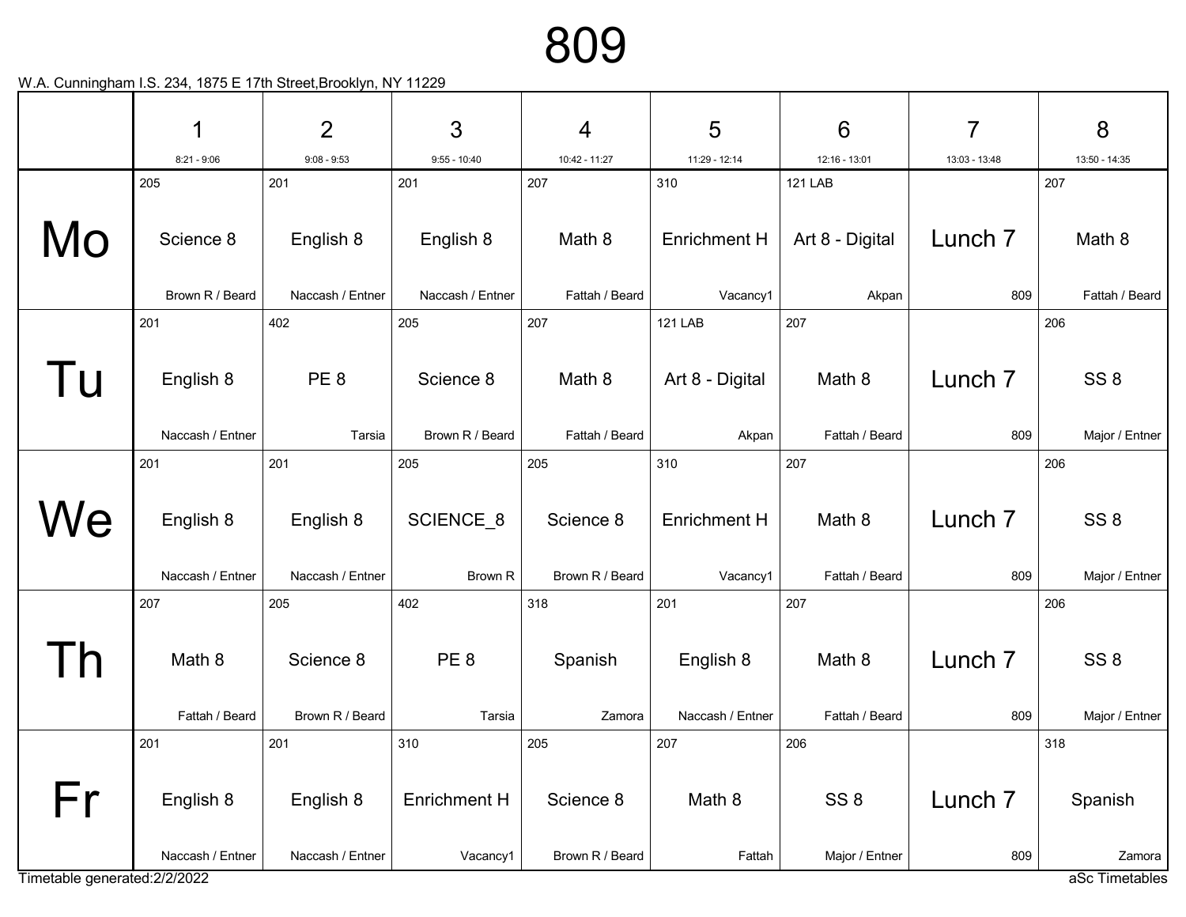# 809

W.A. Cunningham I.S. 234, 1875 E 17th Street,Brooklyn, NY 11229

| | 1<br>8:21 - 9:06 | 2<br>9:08 - 9:53 | 3<br>9:55 - 10:40 | 4<br>10:42 - 11:27 | 5<br>11:29 - 12:14 | 6<br>12:16 - 13:01 | 7<br>13:03 - 13:48 | 8<br>13:50 - 14:35 |
|---|---|---|---|---|---|---|---|---|
| Mo | 205<br>Science 8<br>Brown R / Beard | 201<br>English 8<br>Naccash / Entner | 201<br>English 8<br>Naccash / Entner | 207<br>Math 8<br>Fattah / Beard | 310<br>Enrichment H<br>Vacancy1 | 121 LAB<br>Art 8 - Digital<br>Akpan | Lunch 7<br>809 | 207<br>Math 8<br>Fattah / Beard |
| Tu | 201<br>English 8<br>Naccash / Entner | 402<br>PE 8<br>Tarsia | 205<br>Science 8<br>Brown R / Beard | 207<br>Math 8<br>Fattah / Beard | 121 LAB<br>Art 8 - Digital<br>Akpan | 207<br>Math 8<br>Fattah / Beard | Lunch 7<br>809 | 206<br>SS 8<br>Major / Entner |
| We | 201<br>English 8<br>Naccash / Entner | 201<br>English 8<br>Naccash / Entner | 205<br>SCIENCE_8<br>Brown R | 205<br>Science 8<br>Brown R / Beard | 310<br>Enrichment H<br>Vacancy1 | 207<br>Math 8<br>Fattah / Beard | Lunch 7<br>809 | 206<br>SS 8<br>Major / Entner |
| Th | 207<br>Math 8<br>Fattah / Beard | 205<br>Science 8<br>Brown R / Beard | 402<br>PE 8<br>Tarsia | 318<br>Spanish<br>Zamora | 201<br>English 8<br>Naccash / Entner | 207<br>Math 8<br>Fattah / Beard | Lunch 7<br>809 | 206<br>SS 8<br>Major / Entner |
| Fr | 201<br>English 8<br>Naccash / Entner | 201<br>English 8<br>Naccash / Entner | 310<br>Enrichment H<br>Vacancy1 | 205<br>Science 8<br>Brown R / Beard | 207<br>Math 8<br>Fattah | 206<br>SS 8<br>Major / Entner | Lunch 7<br>809 | 318<br>Spanish<br>Zamora |

Timetable generated:2/2/2022

aSc Timetables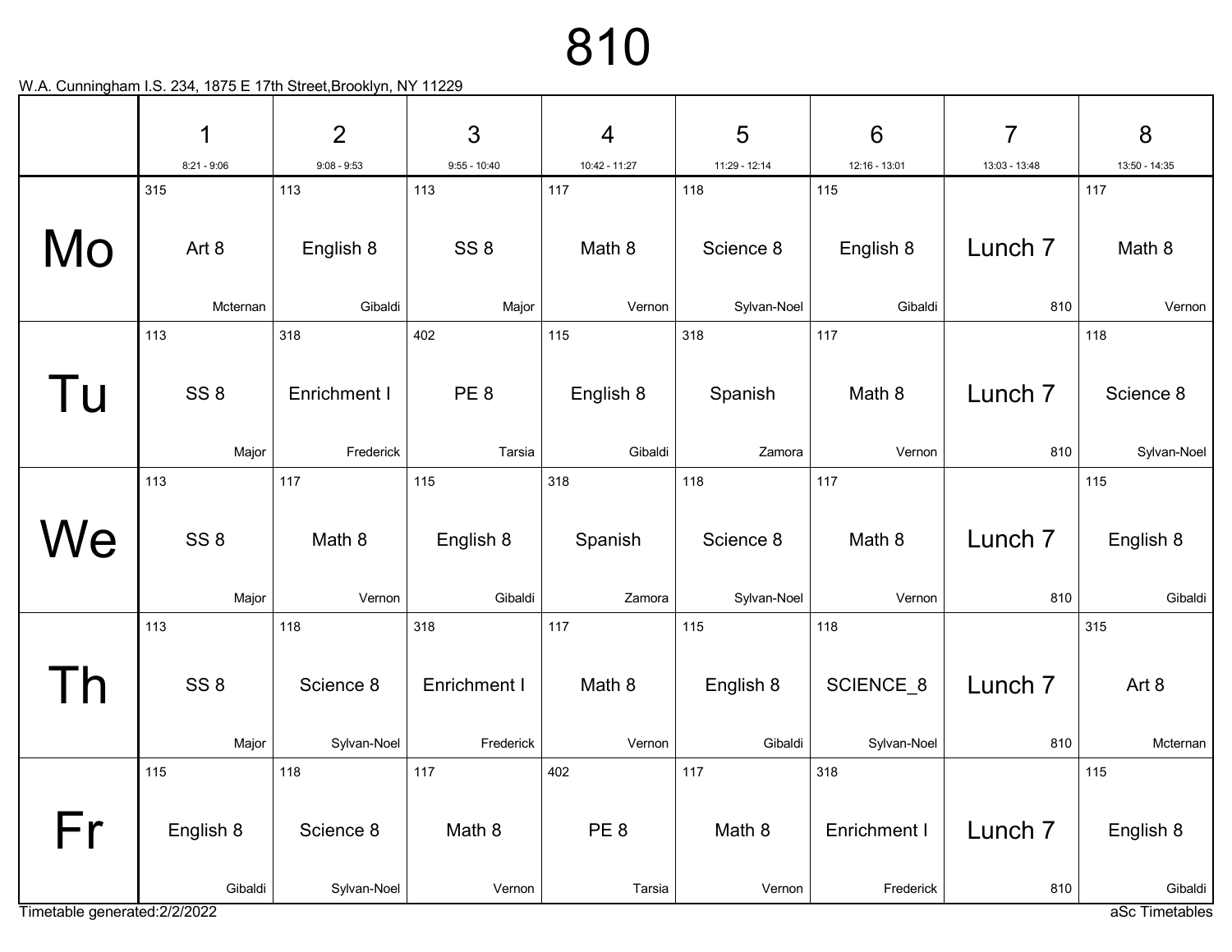# 810

W.A. Cunningham I.S. 234, 1875 E 17th Street,Brooklyn, NY 11229

| | 1<br>8:21 - 9:06 | 2<br>9:08 - 9:53 | 3<br>9:55 - 10:40 | 4<br>10:42 - 11:27 | 5<br>11:29 - 12:14 | 6<br>12:16 - 13:01 | 7<br>13:03 - 13:48 | 8<br>13:50 - 14:35 |
|---|---|---|---|---|---|---|---|---|
| Mo | 315<br>Art 8<br>Mcternan | 113<br>English 8<br>Gibaldi | 113<br>SS 8<br>Major | 117<br>Math 8<br>Vernon | 118<br>Science 8<br>Sylvan-Noel | 115<br>English 8<br>Gibaldi | Lunch 7<br>810 | 117<br>Math 8<br>Vernon |
| Tu | 113<br>SS 8<br>Major | 318<br>Enrichment I<br>Frederick | 402<br>PE 8<br>Tarsia | 115<br>English 8<br>Gibaldi | 318<br>Spanish<br>Zamora | 117<br>Math 8<br>Vernon | Lunch 7<br>810 | 118<br>Science 8<br>Sylvan-Noel |
| We | 113<br>SS 8<br>Major | 117<br>Math 8<br>Vernon | 115<br>English 8<br>Gibaldi | 318<br>Spanish<br>Zamora | 118<br>Science 8<br>Sylvan-Noel | 117<br>Math 8<br>Vernon | Lunch 7<br>810 | 115<br>English 8<br>Gibaldi |
| Th | 113<br>SS 8<br>Major | 118<br>Science 8<br>Sylvan-Noel | 318<br>Enrichment I<br>Frederick | 117<br>Math 8<br>Vernon | 115<br>English 8<br>Gibaldi | 118<br>SCIENCE_8<br>Sylvan-Noel | Lunch 7<br>810 | 315<br>Art 8<br>Mcternan |
| Fr | 115<br>English 8<br>Gibaldi | 118<br>Science 8<br>Sylvan-Noel | 117<br>Math 8<br>Vernon | 402<br>PE 8<br>Tarsia | 117<br>Math 8<br>Vernon | 318<br>Enrichment I<br>Frederick | Lunch 7<br>810 | 115<br>English 8<br>Gibaldi |

Timetable generated:2/2/2022

aSc Timetables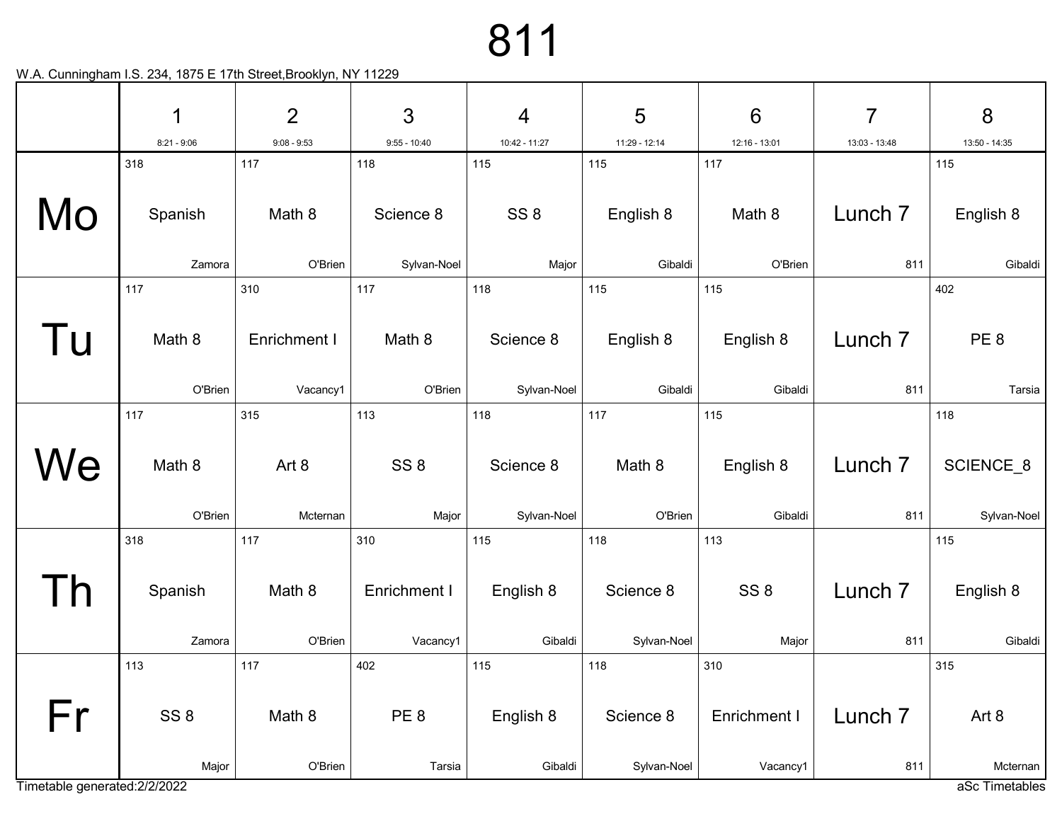# 811

W.A. Cunningham I.S. 234, 1875 E 17th Street,Brooklyn, NY 11229

| | 1<br>8:21 - 9:06 | 2<br>9:08 - 9:53 | 3<br>9:55 - 10:40 | 4<br>10:42 - 11:27 | 5<br>11:29 - 12:14 | 6<br>12:16 - 13:01 | 7<br>13:03 - 13:48 | 8<br>13:50 - 14:35 |
|---|---|---|---|---|---|---|---|---|
| **Mo** | 318<br>Spanish<br>Zamora | 117<br>Math 8<br>O'Brien | 118<br>Science 8<br>Sylvan-Noel | 115<br>SS 8<br>Major | 115<br>English 8<br>Gibaldi | 117<br>Math 8<br>O'Brien | Lunch 7<br>811 | 115<br>English 8<br>Gibaldi |
| **Tu** | 117<br>Math 8<br>O'Brien | 310<br>Enrichment I<br>Vacancy1 | 117<br>Math 8<br>O'Brien | 118<br>Science 8<br>Sylvan-Noel | 115<br>English 8<br>Gibaldi | 115<br>English 8<br>Gibaldi | Lunch 7<br>811 | 402<br>PE 8<br>Tarsia |
| **We** | 117<br>Math 8<br>O'Brien | 315<br>Art 8<br>Mcternan | 113<br>SS 8<br>Major | 118<br>Science 8<br>Sylvan-Noel | 117<br>Math 8<br>O'Brien | 115<br>English 8<br>Gibaldi | Lunch 7<br>811 | 118<br>SCIENCE_8<br>Sylvan-Noel |
| **Th** | 318<br>Spanish<br>Zamora | 117<br>Math 8<br>O'Brien | 310<br>Enrichment I<br>Vacancy1 | 115<br>English 8<br>Gibaldi | 118<br>Science 8<br>Sylvan-Noel | 113<br>SS 8<br>Major | Lunch 7<br>811 | 115<br>English 8<br>Gibaldi |
| **Fr** | 113<br>SS 8<br>Major | 117<br>Math 8<br>O'Brien | 402<br>PE 8<br>Tarsia | 115<br>English 8<br>Gibaldi | 118<br>Science 8<br>Sylvan-Noel | 310<br>Enrichment I<br>Vacancy1 | Lunch 7<br>811 | 315<br>Art 8<br>Mcternan |

Timetable generated:2/2/2022

aSc Timetables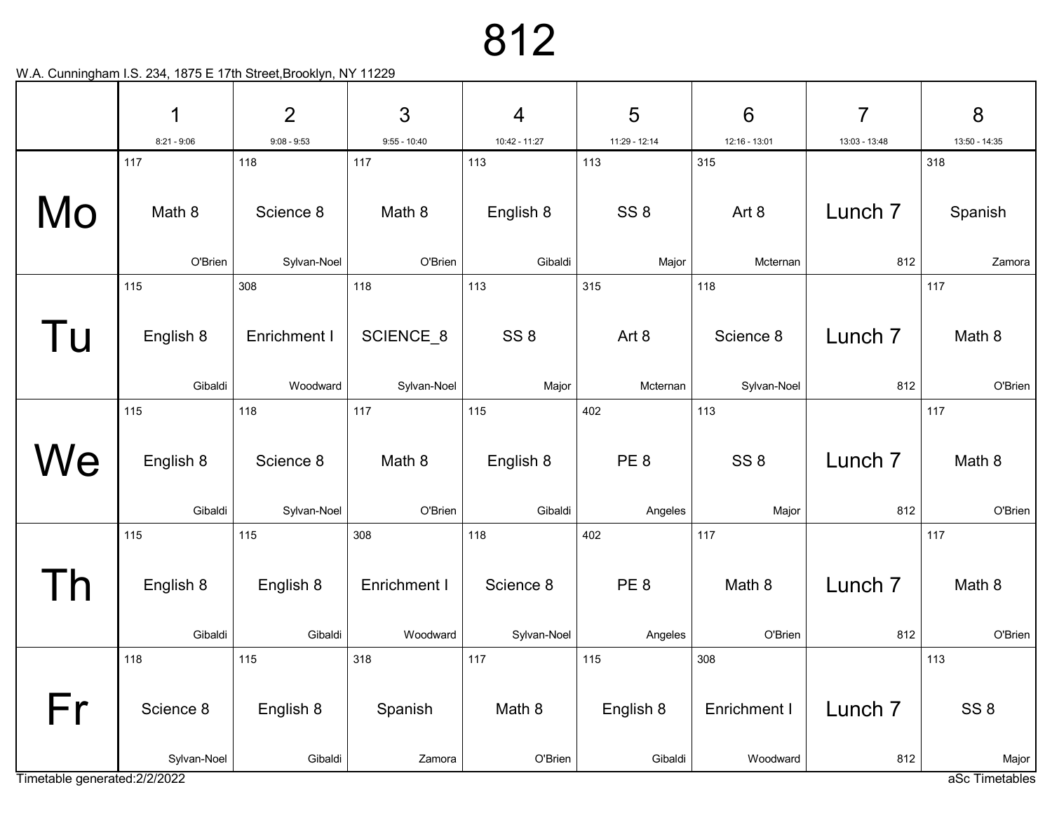# 812

W.A. Cunningham I.S. 234, 1875 E 17th Street,Brooklyn, NY 11229

| | 1<br>8:21 - 9:06 | 2<br>9:08 - 9:53 | 3<br>9:55 - 10:40 | 4<br>10:42 - 11:27 | 5<br>11:29 - 12:14 | 6<br>12:16 - 13:01 | 7<br>13:03 - 13:48 | 8<br>13:50 - 14:35 |
|---|---|---|---|---|---|---|---|---|
| Mo | 117<br>Math 8<br>O'Brien | 118<br>Science 8<br>Sylvan-Noel | 117<br>Math 8<br>O'Brien | 113<br>English 8<br>Gibaldi | 113<br>SS 8<br>Major | 315<br>Art 8<br>Mcternan | Lunch 7<br>812 | 318<br>Spanish<br>Zamora |
| Tu | 115<br>English 8<br>Gibaldi | 308<br>Enrichment I<br>Woodward | 118<br>SCIENCE_8<br>Sylvan-Noel | 113<br>SS 8<br>Major | 315<br>Art 8<br>Mcternan | 118<br>Science 8<br>Sylvan-Noel | Lunch 7<br>812 | 117<br>Math 8<br>O'Brien |
| We | 115<br>English 8<br>Gibaldi | 118<br>Science 8<br>Sylvan-Noel | 117<br>Math 8<br>O'Brien | 115<br>English 8<br>Gibaldi | 402<br>PE 8<br>Angeles | 113<br>SS 8<br>Major | Lunch 7<br>812 | 117<br>Math 8<br>O'Brien |
| Th | 115<br>English 8<br>Gibaldi | 115<br>English 8<br>Gibaldi | 308<br>Enrichment I<br>Woodward | 118<br>Science 8<br>Sylvan-Noel | 402<br>PE 8<br>Angeles | 117<br>Math 8<br>O'Brien | Lunch 7<br>812 | 117<br>Math 8<br>O'Brien |
| Fr | 118<br>Science 8<br>Sylvan-Noel | 115<br>English 8<br>Gibaldi | 318<br>Spanish<br>Zamora | 117<br>Math 8<br>O'Brien | 115<br>English 8<br>Gibaldi | 308<br>Enrichment I<br>Woodward | Lunch 7<br>812 | 113<br>SS 8<br>Major |

Timetable generated:2/2/2022

aSc Timetables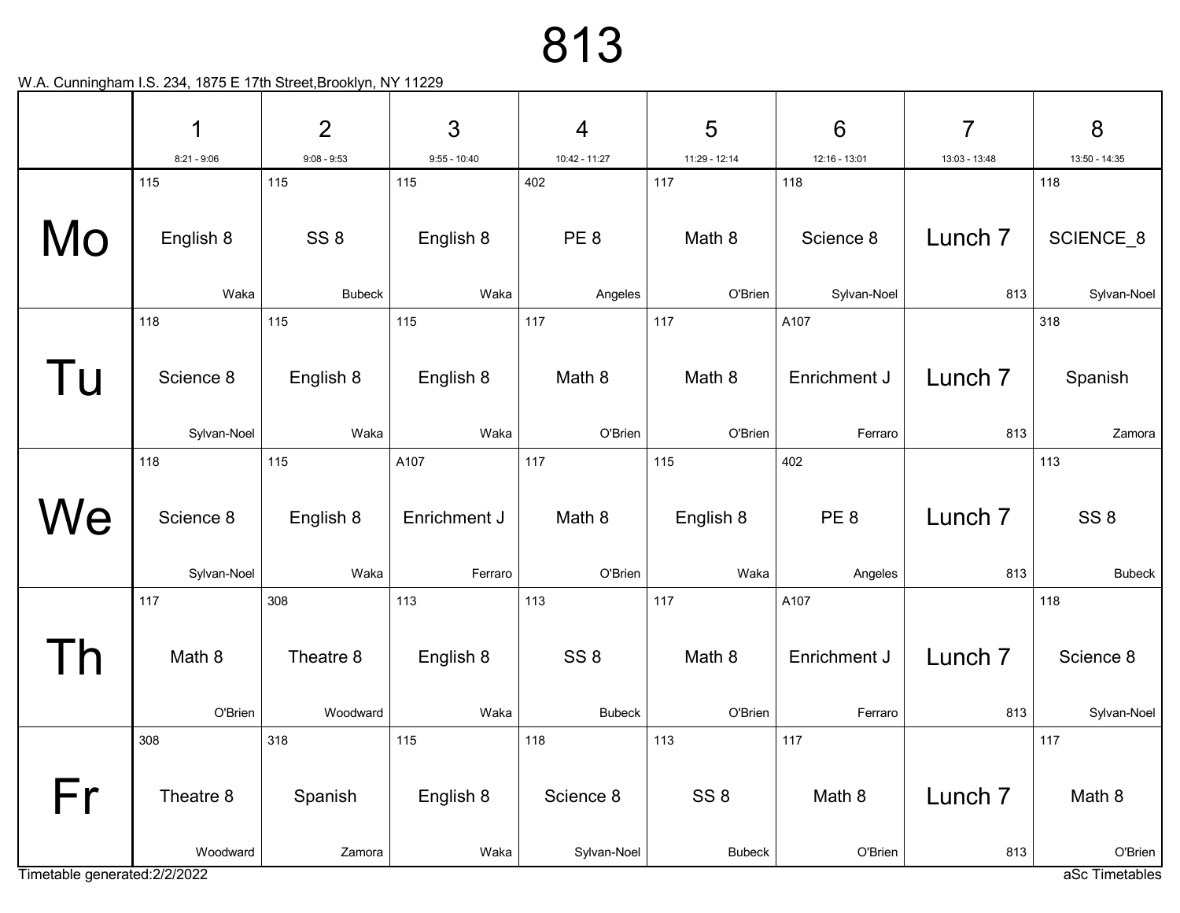# 813

W.A. Cunningham I.S. 234, 1875 E 17th Street,Brooklyn, NY 11229

| | 1<br>8:21 - 9:06 | 2<br>9:08 - 9:53 | 3<br>9:55 - 10:40 | 4<br>10:42 - 11:27 | 5<br>11:29 - 12:14 | 6<br>12:16 - 13:01 | 7<br>13:03 - 13:48 | 8<br>13:50 - 14:35 |
|---|---|---|---|---|---|---|---|---|
| Mo | 115<br>English 8<br>Waka | 115<br>SS 8<br>Bubeck | 115<br>English 8<br>Waka | 402<br>PE 8<br>Angeles | 117<br>Math 8<br>O'Brien | 118<br>Science 8<br>Sylvan-Noel | Lunch 7<br>813 | 118<br>SCIENCE_8<br>Sylvan-Noel |
| Tu | 118<br>Science 8<br>Sylvan-Noel | 115<br>English 8<br>Waka | 115<br>English 8<br>Waka | 117<br>Math 8<br>O'Brien | 117<br>Math 8<br>O'Brien | A107<br>Enrichment J<br>Ferraro | Lunch 7<br>813 | 318<br>Spanish<br>Zamora |
| We | 118<br>Science 8<br>Sylvan-Noel | 115<br>English 8<br>Waka | A107<br>Enrichment J<br>Ferraro | 117<br>Math 8<br>O'Brien | 115<br>English 8<br>Waka | 402<br>PE 8<br>Angeles | Lunch 7<br>813 | 113<br>SS 8<br>Bubeck |
| Th | 117<br>Math 8<br>O'Brien | 308<br>Theatre 8<br>Woodward | 113<br>English 8<br>Waka | 113<br>SS 8<br>Bubeck | 117<br>Math 8<br>O'Brien | A107<br>Enrichment J<br>Ferraro | Lunch 7<br>813 | 118<br>Science 8<br>Sylvan-Noel |
| Fr | 308<br>Theatre 8<br>Woodward | 318<br>Spanish<br>Zamora | 115<br>English 8<br>Waka | 118<br>Science 8<br>Sylvan-Noel | 113<br>SS 8<br>Bubeck | 117<br>Math 8<br>O'Brien | Lunch 7<br>813 | 117<br>Math 8<br>O'Brien |

Timetable generated:2/2/2022

aSc Timetables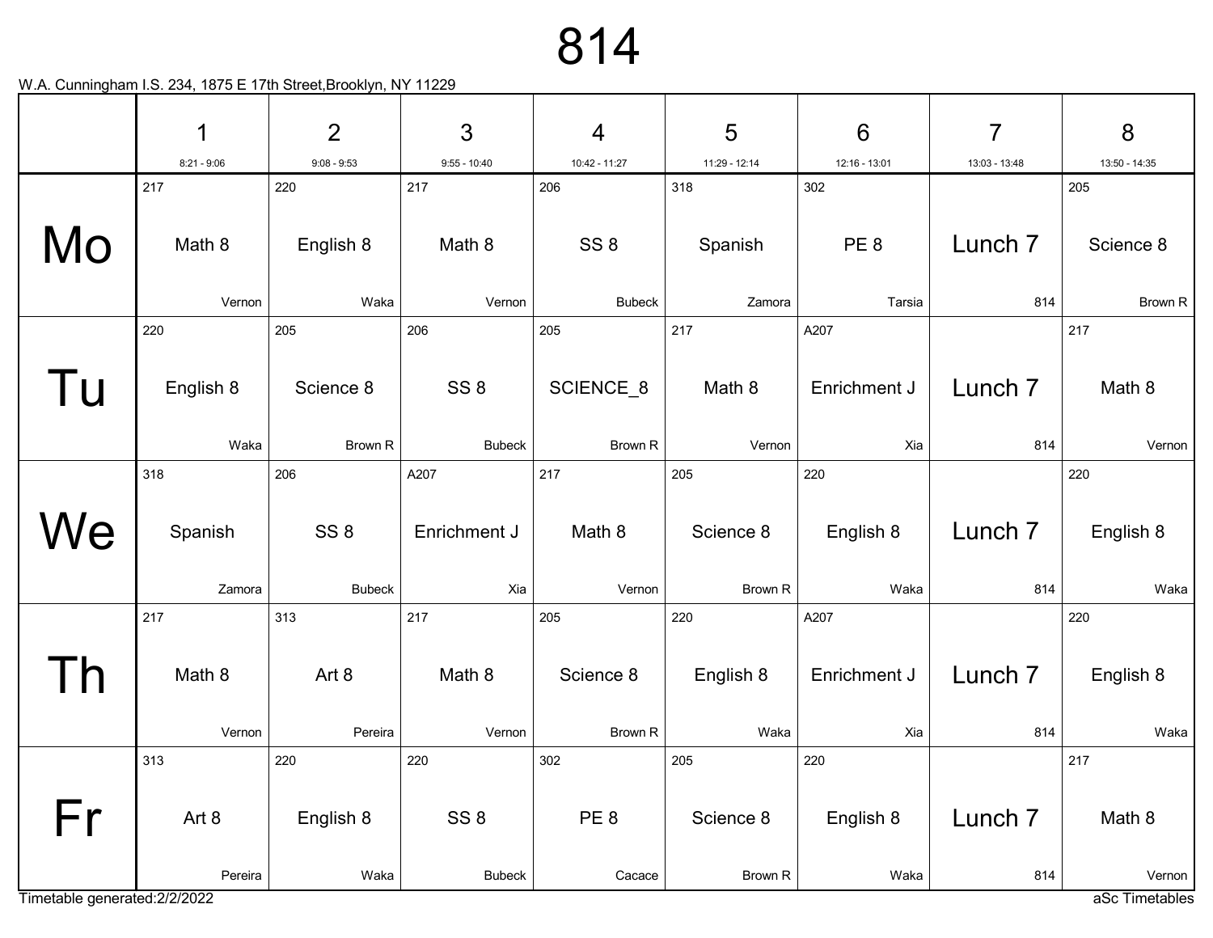# 814

W.A. Cunningham I.S. 234, 1875 E 17th Street,Brooklyn, NY 11229

| | 1<br>8:21 - 9:06 | 2<br>9:08 - 9:53 | 3<br>9:55 - 10:40 | 4<br>10:42 - 11:27 | 5<br>11:29 - 12:14 | 6<br>12:16 - 13:01 | 7<br>13:03 - 13:48 | 8<br>13:50 - 14:35 |
|---|---|---|---|---|---|---|---|---|
| Mo | 217<br>Math 8<br>Vernon | 220<br>English 8<br>Waka | 217<br>Math 8<br>Vernon | 206<br>SS 8<br>Bubeck | 318<br>Spanish<br>Zamora | 302<br>PE 8<br>Tarsia | Lunch 7<br>814 | 205<br>Science 8<br>Brown R |
| Tu | 220<br>English 8<br>Waka | 205<br>Science 8<br>Brown R | 206<br>SS 8<br>Bubeck | 205<br>SCIENCE_8<br>Brown R | 217<br>Math 8<br>Vernon | A207<br>Enrichment J<br>Xia | Lunch 7<br>814 | 217<br>Math 8<br>Vernon |
| We | 318<br>Spanish<br>Zamora | 206<br>SS 8<br>Bubeck | A207<br>Enrichment J<br>Xia | 217<br>Math 8<br>Vernon | 205<br>Science 8<br>Brown R | 220<br>English 8<br>Waka | Lunch 7<br>814 | 220<br>English 8<br>Waka |
| Th | 217<br>Math 8<br>Vernon | 313<br>Art 8<br>Pereira | 217<br>Math 8<br>Vernon | 205<br>Science 8<br>Brown R | 220<br>English 8<br>Waka | A207<br>Enrichment J<br>Xia | Lunch 7<br>814 | 220<br>English 8<br>Waka |
| Fr | 313<br>Art 8<br>Pereira | 220<br>English 8<br>Waka | 220<br>SS 8<br>Bubeck | 302<br>PE 8<br>Cacace | 205<br>Science 8<br>Brown R | 220<br>English 8<br>Waka | Lunch 7<br>814 | 217<br>Math 8<br>Vernon |

Timetable generated:2/2/2022

aSc Timetables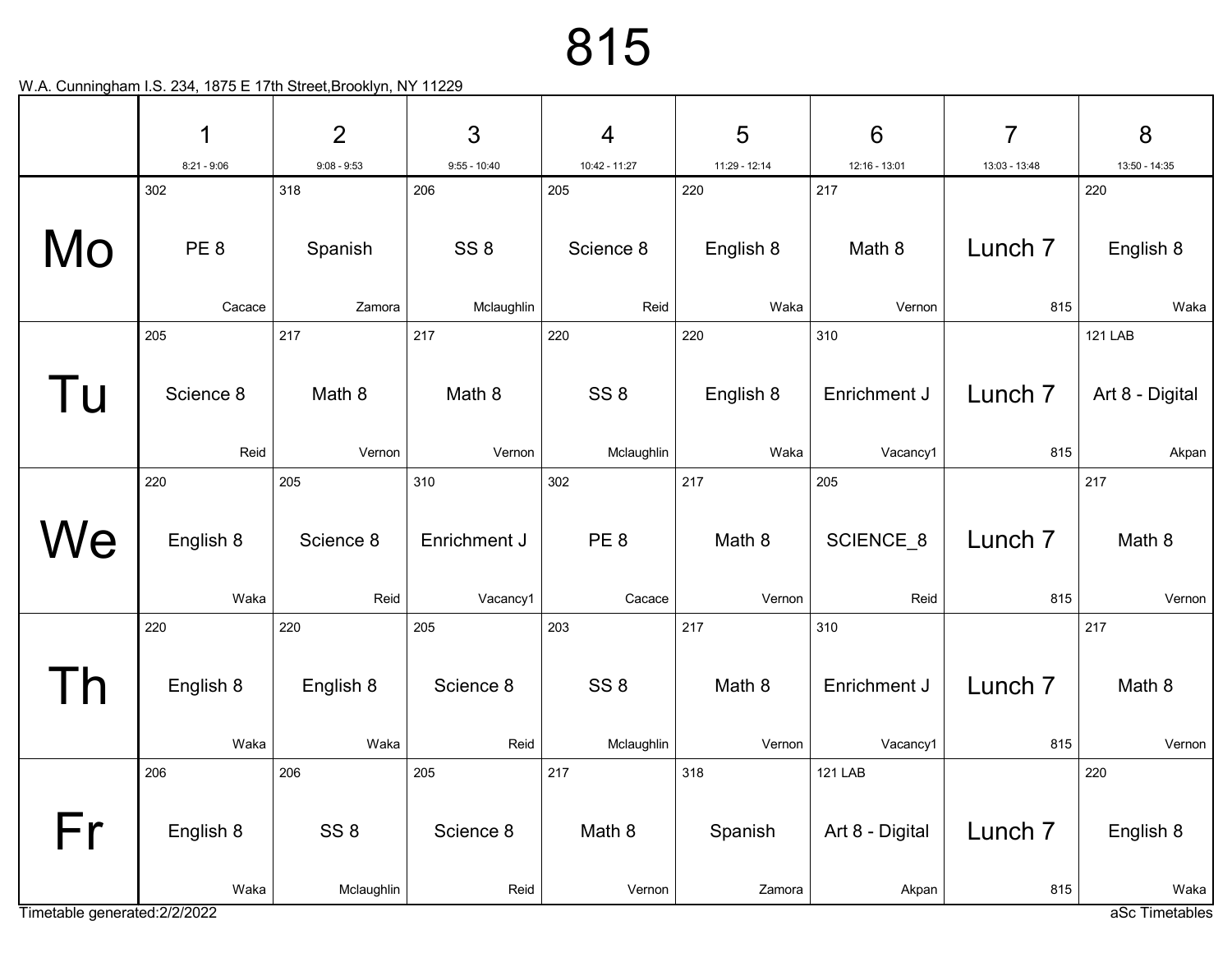# 815

W.A. Cunningham I.S. 234, 1875 E 17th Street,Brooklyn, NY 11229

| | 1<br>8:21 - 9:06 | 2<br>9:08 - 9:53 | 3<br>9:55 - 10:40 | 4<br>10:42 - 11:27 | 5<br>11:29 - 12:14 | 6<br>12:16 - 13:01 | 7<br>13:03 - 13:48 | 8<br>13:50 - 14:35 |
|---|---|---|---|---|---|---|---|---|
| Mo | 302<br>PE 8<br>Cacace | 318<br>Spanish<br>Zamora | 206<br>SS 8<br>Mclaughlin | 205<br>Science 8<br>Reid | 220<br>English 8<br>Waka | 217<br>Math 8<br>Vernon | Lunch 7<br>815 | 220<br>English 8<br>Waka |
| Tu | 205<br>Science 8<br>Reid | 217<br>Math 8<br>Vernon | 217<br>Math 8<br>Vernon | 220<br>SS 8<br>Mclaughlin | 220<br>English 8<br>Waka | 310<br>Enrichment J<br>Vacancy1 | Lunch 7<br>815 | 121 LAB<br>Art 8 - Digital<br>Akpan |
| We | 220<br>English 8<br>Waka | 205<br>Science 8<br>Reid | 310<br>Enrichment J<br>Vacancy1 | 302<br>PE 8<br>Cacace | 217<br>Math 8<br>Vernon | 205<br>SCIENCE_8<br>Reid | Lunch 7<br>815 | 217<br>Math 8<br>Vernon |
| Th | 220<br>English 8<br>Waka | 220<br>English 8<br>Waka | 205<br>Science 8<br>Reid | 203<br>SS 8<br>Mclaughlin | 217<br>Math 8<br>Vernon | 310<br>Enrichment J<br>Vacancy1 | Lunch 7<br>815 | 217<br>Math 8<br>Vernon |
| Fr | 206<br>English 8<br>Waka | 206<br>SS 8<br>Mclaughlin | 205<br>Science 8<br>Reid | 217<br>Math 8<br>Vernon | 318<br>Spanish<br>Zamora | 121 LAB<br>Art 8 - Digital<br>Akpan | Lunch 7<br>815 | 220<br>English 8<br>Waka |

Timetable generated:2/2/2022

aSc Timetables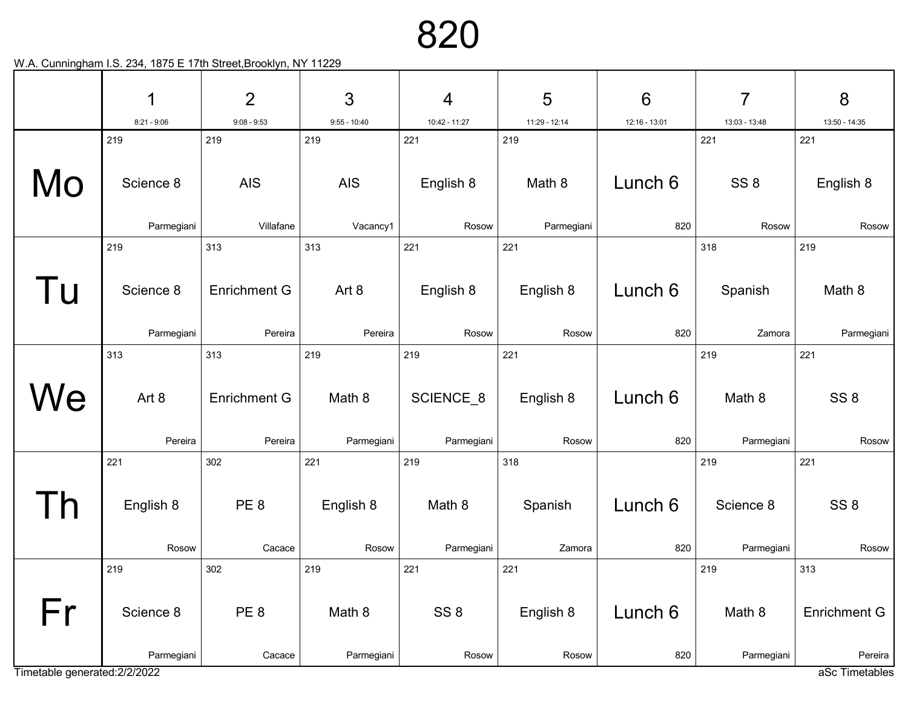# 820

W.A. Cunningham I.S. 234, 1875 E 17th Street,Brooklyn, NY 11229

| | 1<br>8:21 - 9:06 | 2<br>9:08 - 9:53 | 3<br>9:55 - 10:40 | 4<br>10:42 - 11:27 | 5<br>11:29 - 12:14 | 6<br>12:16 - 13:01 | 7<br>13:03 - 13:48 | 8<br>13:50 - 14:35 |
|---|---|---|---|---|---|---|---|---|
| Mo | 219<br>Science 8<br>Parmegiani | 219<br>AIS<br>Villafane | 219<br>AIS<br>Vacancy1 | 221<br>English 8<br>Rosow | 219<br>Math 8<br>Parmegiani | Lunch 6<br>820 | 221<br>SS 8<br>Rosow | 221<br>English 8<br>Rosow |
| Tu | 219<br>Science 8<br>Parmegiani | 313<br>Enrichment G<br>Pereira | 313<br>Art 8<br>Pereira | 221<br>English 8<br>Rosow | 221<br>English 8<br>Rosow | Lunch 6<br>820 | 318<br>Spanish<br>Zamora | 219<br>Math 8<br>Parmegiani |
| We | 313<br>Art 8<br>Pereira | 313<br>Enrichment G<br>Pereira | 219<br>Math 8<br>Parmegiani | 219<br>SCIENCE_8<br>Parmegiani | 221<br>English 8<br>Rosow | Lunch 6<br>820 | 219<br>Math 8<br>Parmegiani | 221<br>SS 8<br>Rosow |
| Th | 221<br>English 8<br>Rosow | 302<br>PE 8<br>Cacace | 221<br>English 8<br>Rosow | 219<br>Math 8<br>Parmegiani | 318<br>Spanish<br>Zamora | Lunch 6<br>820 | 219<br>Science 8<br>Parmegiani | 221<br>SS 8<br>Rosow |
| Fr | 219<br>Science 8<br>Parmegiani | 302<br>PE 8<br>Cacace | 219<br>Math 8<br>Parmegiani | 221<br>SS 8<br>Rosow | 221<br>English 8<br>Rosow | Lunch 6<br>820 | 219<br>Math 8<br>Parmegiani | 313<br>Enrichment G<br>Pereira |

Timetable generated:2/2/2022

aSc Timetables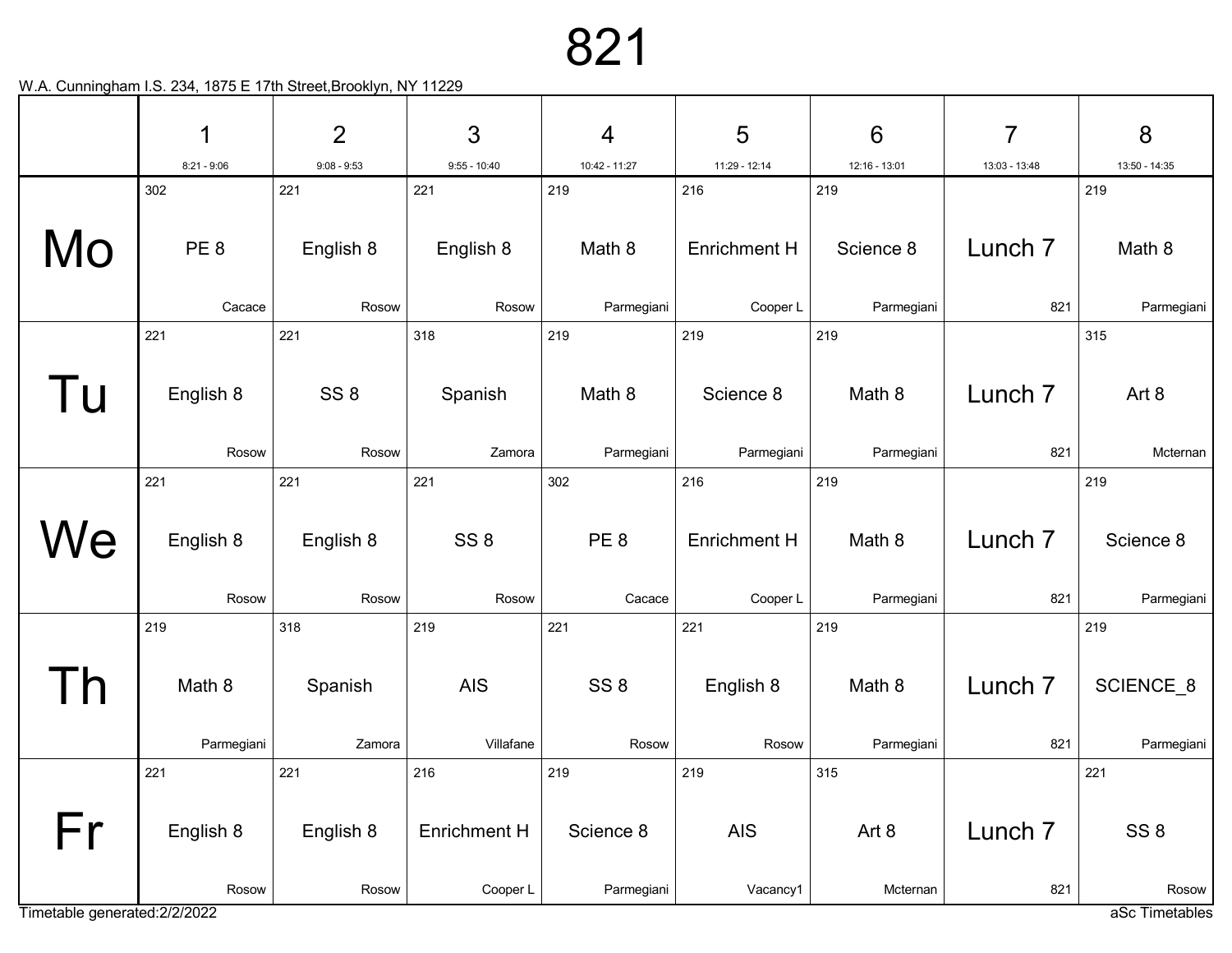# 821

W.A. Cunningham I.S. 234, 1875 E 17th Street,Brooklyn, NY 11229

| | 1<br>8:21 - 9:06 | 2<br>9:08 - 9:53 | 3<br>9:55 - 10:40 | 4<br>10:42 - 11:27 | 5<br>11:29 - 12:14 | 6<br>12:16 - 13:01 | 7<br>13:03 - 13:48 | 8<br>13:50 - 14:35 |
|---|---|---|---|---|---|---|---|---|
| Mo | 302<br>PE 8<br>Cacace | 221<br>English 8<br>Rosow | 221<br>English 8<br>Rosow | 219<br>Math 8<br>Parmegiani | 216<br>Enrichment H<br>Cooper L | 219<br>Science 8<br>Parmegiani | Lunch 7<br>821 | 219<br>Math 8<br>Parmegiani |
| Tu | 221<br>English 8<br>Rosow | 221<br>SS 8<br>Rosow | 318<br>Spanish<br>Zamora | 219<br>Math 8<br>Parmegiani | 219<br>Science 8<br>Parmegiani | 219<br>Math 8<br>Parmegiani | Lunch 7<br>821 | 315<br>Art 8<br>Mcternan |
| We | 221<br>English 8<br>Rosow | 221<br>English 8<br>Rosow | 221<br>SS 8<br>Rosow | 302<br>PE 8<br>Cacace | 216<br>Enrichment H<br>Cooper L | 219<br>Math 8<br>Parmegiani | Lunch 7<br>821 | 219<br>Science 8<br>Parmegiani |
| Th | 219<br>Math 8<br>Parmegiani | 318<br>Spanish<br>Zamora | 219<br>AIS<br>Villafane | 221<br>SS 8<br>Rosow | 221<br>English 8<br>Rosow | 219<br>Math 8<br>Parmegiani | Lunch 7<br>821 | 219<br>SCIENCE_8<br>Parmegiani |
| Fr | 221<br>English 8<br>Rosow | 221<br>English 8<br>Rosow | 216<br>Enrichment H<br>Cooper L | 219<br>Science 8<br>Parmegiani | 219<br>AIS<br>Vacancy1 | 315<br>Art 8<br>Mcternan | Lunch 7<br>821 | 221<br>SS 8<br>Rosow |

Timetable generated:2/2/2022

aSc Timetables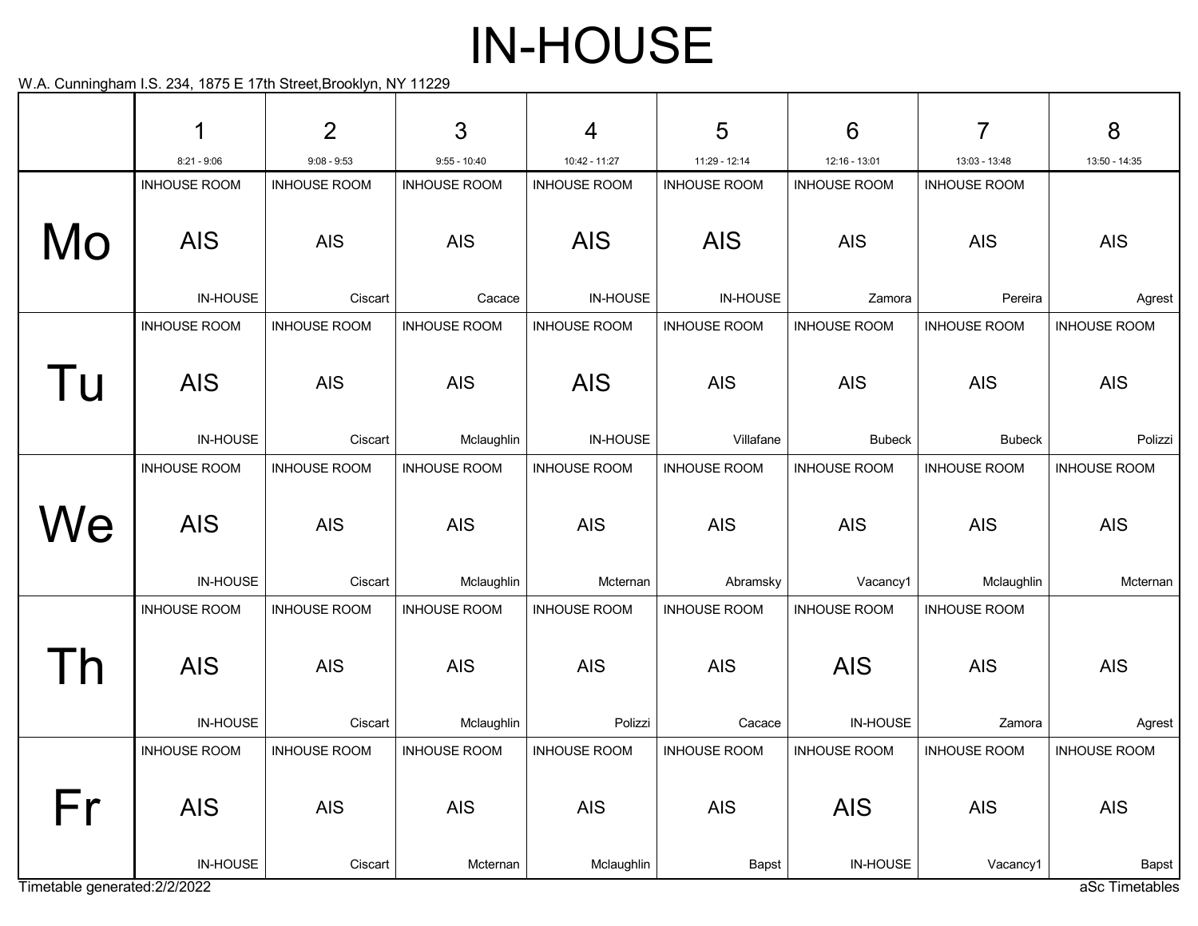# IN-HOUSE

W.A. Cunningham I.S. 234, 1875 E 17th Street,Brooklyn, NY 11229

| | 1<br>8:21 - 9:06 | 2<br>9:08 - 9:53 | 3<br>9:55 - 10:40 | 4<br>10:42 - 11:27 | 5<br>11:29 - 12:14 | 6<br>12:16 - 13:01 | 7<br>13:03 - 13:48 | 8<br>13:50 - 14:35 |
|---|---|---|---|---|---|---|---|---|
| Mo | INHOUSE ROOM<br>AIS<br>IN-HOUSE | INHOUSE ROOM<br>AIS<br>Ciscart | INHOUSE ROOM<br>AIS<br>Cacace | INHOUSE ROOM<br>AIS<br>IN-HOUSE | INHOUSE ROOM<br>AIS<br>IN-HOUSE | INHOUSE ROOM<br>AIS<br>Zamora | INHOUSE ROOM<br>AIS<br>Pereira | AIS<br>Agrest |
| Tu | INHOUSE ROOM<br>AIS<br>IN-HOUSE | INHOUSE ROOM<br>AIS<br>Ciscart | INHOUSE ROOM<br>AIS<br>Mclaughlin | INHOUSE ROOM<br>AIS<br>IN-HOUSE | INHOUSE ROOM<br>AIS<br>Villafane | INHOUSE ROOM<br>AIS<br>Bubeck | INHOUSE ROOM<br>AIS<br>Bubeck | INHOUSE ROOM<br>AIS<br>Polizzi |
| We | INHOUSE ROOM<br>AIS<br>IN-HOUSE | INHOUSE ROOM<br>AIS<br>Ciscart | INHOUSE ROOM<br>AIS<br>Mclaughlin | INHOUSE ROOM<br>AIS<br>Mcternan | INHOUSE ROOM<br>AIS<br>Abramsky | INHOUSE ROOM<br>AIS<br>Vacancy1 | INHOUSE ROOM<br>AIS<br>Mclaughlin | INHOUSE ROOM<br>AIS<br>Mcternan |
| Th | INHOUSE ROOM<br>AIS<br>IN-HOUSE | INHOUSE ROOM<br>AIS<br>Ciscart | INHOUSE ROOM<br>AIS<br>Mclaughlin | INHOUSE ROOM<br>AIS<br>Polizzi | INHOUSE ROOM<br>AIS<br>Cacace | INHOUSE ROOM<br>AIS<br>IN-HOUSE | INHOUSE ROOM<br>AIS<br>Zamora | AIS<br>Agrest |
| Fr | INHOUSE ROOM<br>AIS<br>IN-HOUSE | INHOUSE ROOM<br>AIS<br>Ciscart | INHOUSE ROOM<br>AIS<br>Mcternan | INHOUSE ROOM<br>AIS<br>Mclaughlin | INHOUSE ROOM<br>AIS<br>Bapst | INHOUSE ROOM<br>AIS<br>IN-HOUSE | INHOUSE ROOM<br>AIS<br>Vacancy1 | INHOUSE ROOM<br>AIS<br>Bapst |

Timetable generated:2/2/2022

aSc Timetables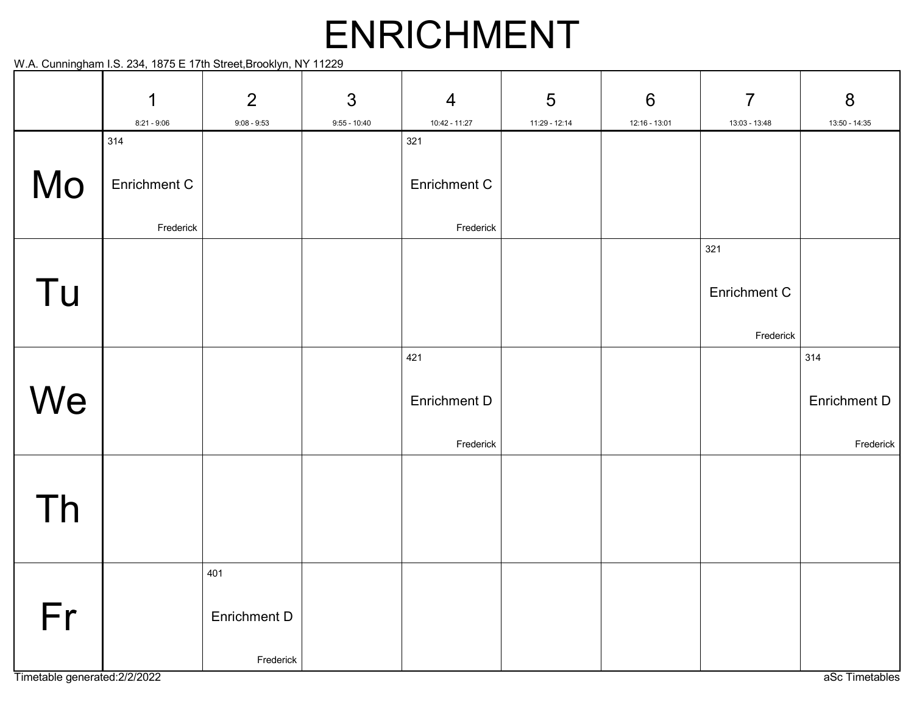# ENRICHMENT

W.A. Cunningham I.S. 234, 1875 E 17th Street,Brooklyn, NY 11229

| | 1<br>8:21 - 9:06 | 2<br>9:08 - 9:53 | 3<br>9:55 - 10:40 | 4<br>10:42 - 11:27 | 5<br>11:29 - 12:14 | 6<br>12:16 - 13:01 | 7<br>13:03 - 13:48 | 8<br>13:50 - 14:35 |
|---|---|---|---|---|---|---|---|---|
| Mo | 314<br>Enrichment C<br>Frederick | | | 321<br>Enrichment C<br>Frederick | | | | |
| Tu | | | | | | | 321<br>Enrichment C<br>Frederick | |
| We | | | | 421<br>Enrichment D<br>Frederick | | | | 314<br>Enrichment D<br>Frederick |
| Th | | | | | | | | |
| Fr | | 401<br>Enrichment D<br>Frederick | | | | | | |

Timetable generated:2/2/2022

aSc Timetables